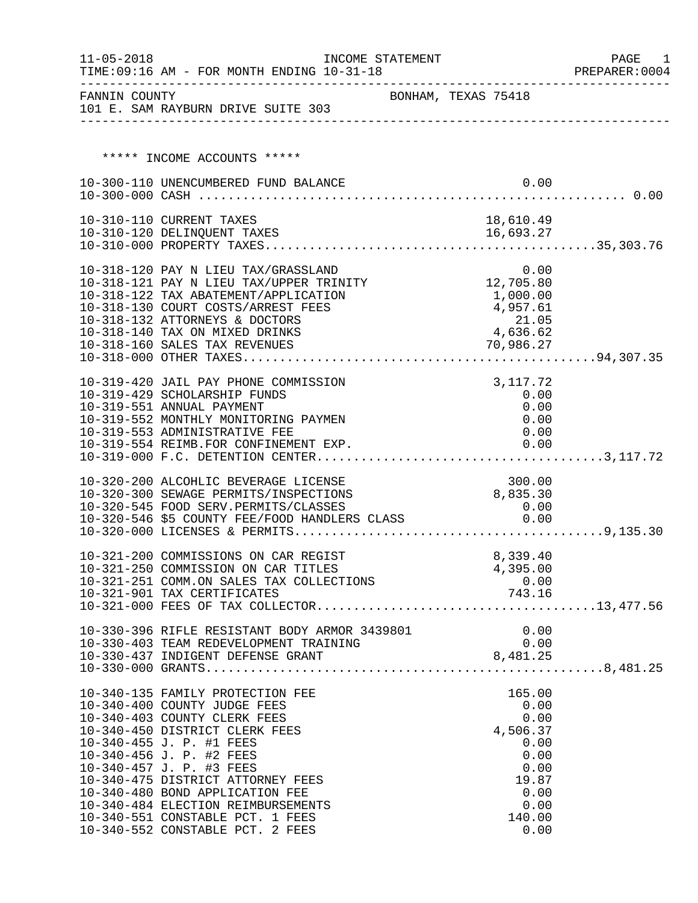11-05-2018 INCOME STATEMENT
TIME:09:16 AM - FOR MONTH ENDING 10-31-18 PREPARER:0004

FANNIN COUNTY BONHAM, TEXAS 75418
101 E. SAM RAYBURN DRIVE SUITE 303

***** INCOME ACCOUNTS *****

| Account | Description | Amount | Total |
|---|---|---|---|
| 10-300-110 | UNENCUMBERED FUND BALANCE | 0.00 | |
| 10-300-000 | CASH | | 0.00 |
| 10-310-110 | CURRENT TAXES | 18,610.49 | |
| 10-310-120 | DELINQUENT TAXES | 16,693.27 | |
| 10-310-000 | PROPERTY TAXES | | 35,303.76 |
| 10-318-120 | PAY N LIEU TAX/GRASSLAND | 0.00 | |
| 10-318-121 | PAY N LIEU TAX/UPPER TRINITY | 12,705.80 | |
| 10-318-122 | TAX ABATEMENT/APPLICATION | 1,000.00 | |
| 10-318-130 | COURT COSTS/ARREST FEES | 4,957.61 | |
| 10-318-132 | ATTORNEYS & DOCTORS | 21.05 | |
| 10-318-140 | TAX ON MIXED DRINKS | 4,636.62 | |
| 10-318-160 | SALES TAX REVENUES | 70,986.27 | |
| 10-318-000 | OTHER TAXES | | 94,307.35 |
| 10-319-420 | JAIL PAY PHONE COMMISSION | 3,117.72 | |
| 10-319-429 | SCHOLARSHIP FUNDS | 0.00 | |
| 10-319-551 | ANNUAL PAYMENT | 0.00 | |
| 10-319-552 | MONTHLY MONITORING PAYMEN | 0.00 | |
| 10-319-553 | ADMINISTRATIVE FEE | 0.00 | |
| 10-319-554 | REIMB.FOR CONFINEMENT EXP. | 0.00 | |
| 10-319-000 | F.C. DETENTION CENTER | | 3,117.72 |
| 10-320-200 | ALCOHLIC BEVERAGE LICENSE | 300.00 | |
| 10-320-300 | SEWAGE PERMITS/INSPECTIONS | 8,835.30 | |
| 10-320-545 | FOOD SERV.PERMITS/CLASSES | 0.00 | |
| 10-320-546 | $5 COUNTY FEE/FOOD HANDLERS CLASS | 0.00 | |
| 10-320-000 | LICENSES & PERMITS | | 9,135.30 |
| 10-321-200 | COMMISSIONS ON CAR REGIST | 8,339.40 | |
| 10-321-250 | COMMISSION ON CAR TITLES | 4,395.00 | |
| 10-321-251 | COMM.ON SALES TAX COLLECTIONS | 0.00 | |
| 10-321-901 | TAX CERTIFICATES | 743.16 | |
| 10-321-000 | FEES OF TAX COLLECTOR | | 13,477.56 |
| 10-330-396 | RIFLE RESISTANT BODY ARMOR 3439801 | 0.00 | |
| 10-330-403 | TEAM REDEVELOPMENT TRAINING | 0.00 | |
| 10-330-437 | INDIGENT DEFENSE GRANT | 8,481.25 | |
| 10-330-000 | GRANTS | | 8,481.25 |
| 10-340-135 | FAMILY PROTECTION FEE | 165.00 | |
| 10-340-400 | COUNTY JUDGE FEES | 0.00 | |
| 10-340-403 | COUNTY CLERK FEES | 0.00 | |
| 10-340-450 | DISTRICT CLERK FEES | 4,506.37 | |
| 10-340-455 | J. P. #1 FEES | 0.00 | |
| 10-340-456 | J. P. #2 FEES | 0.00 | |
| 10-340-457 | J. P. #3 FEES | 0.00 | |
| 10-340-475 | DISTRICT ATTORNEY FEES | 19.87 | |
| 10-340-480 | BOND APPLICATION FEE | 0.00 | |
| 10-340-484 | ELECTION REIMBURSEMENTS | 0.00 | |
| 10-340-551 | CONSTABLE PCT. 1 FEES | 140.00 | |
| 10-340-552 | CONSTABLE PCT. 2 FEES | 0.00 | |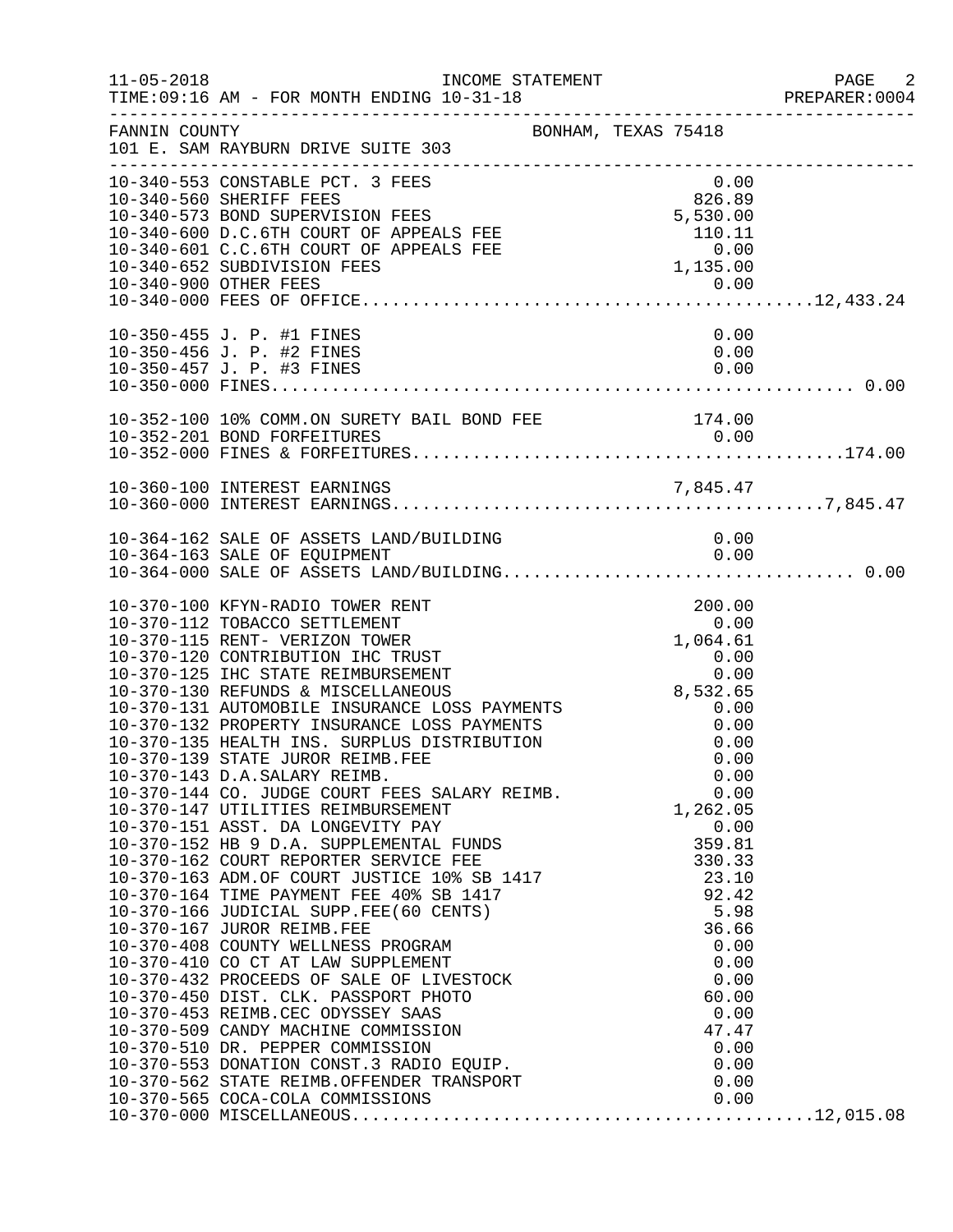11-05-2018 INCOME STATEMENT
TIME:09:16 AM - FOR MONTH ENDING 10-31-18
PREPARER:0004

FANNIN COUNTY BONHAM, TEXAS 75418
101 E. SAM RAYBURN DRIVE SUITE 303

| Account | Description | Amount | Total |
|---|---|---|---|
| 10-340-553 | CONSTABLE PCT. 3 FEES | 0.00 | |
| 10-340-560 | SHERIFF FEES | 826.89 | |
| 10-340-573 | BOND SUPERVISION FEES | 5,530.00 | |
| 10-340-600 | D.C.6TH COURT OF APPEALS FEE | 110.11 | |
| 10-340-601 | C.C.6TH COURT OF APPEALS FEE | 0.00 | |
| 10-340-652 | SUBDIVISION FEES | 1,135.00 | |
| 10-340-900 | OTHER FEES | 0.00 | |
| 10-340-000 | FEES OF OFFICE | | 12,433.24 |
| 10-350-455 | J. P. #1 FINES | 0.00 | |
| 10-350-456 | J. P. #2 FINES | 0.00 | |
| 10-350-457 | J. P. #3 FINES | 0.00 | |
| 10-350-000 | FINES | | 0.00 |
| 10-352-100 | 10% COMM.ON SURETY BAIL BOND FEE | 174.00 | |
| 10-352-201 | BOND FORFEITURES | 0.00 | |
| 10-352-000 | FINES & FORFEITURES | | 174.00 |
| 10-360-100 | INTEREST EARNINGS | 7,845.47 | |
| 10-360-000 | INTEREST EARNINGS | | 7,845.47 |
| 10-364-162 | SALE OF ASSETS LAND/BUILDING | 0.00 | |
| 10-364-163 | SALE OF EQUIPMENT | 0.00 | |
| 10-364-000 | SALE OF ASSETS LAND/BUILDING | | 0.00 |
| 10-370-100 | KFYN-RADIO TOWER RENT | 200.00 | |
| 10-370-112 | TOBACCO SETTLEMENT | 0.00 | |
| 10-370-115 | RENT- VERIZON TOWER | 1,064.61 | |
| 10-370-120 | CONTRIBUTION IHC TRUST | 0.00 | |
| 10-370-125 | IHC STATE REIMBURSEMENT | 0.00 | |
| 10-370-130 | REFUNDS & MISCELLANEOUS | 8,532.65 | |
| 10-370-131 | AUTOMOBILE INSURANCE LOSS PAYMENTS | 0.00 | |
| 10-370-132 | PROPERTY INSURANCE LOSS PAYMENTS | 0.00 | |
| 10-370-135 | HEALTH INS. SURPLUS DISTRIBUTION | 0.00 | |
| 10-370-139 | STATE JUROR REIMB.FEE | 0.00 | |
| 10-370-143 | D.A.SALARY REIMB. | 0.00 | |
| 10-370-144 | CO. JUDGE COURT FEES SALARY REIMB. | 0.00 | |
| 10-370-147 | UTILITIES REIMBURSEMENT | 1,262.05 | |
| 10-370-151 | ASST. DA LONGEVITY PAY | 0.00 | |
| 10-370-152 | HB 9 D.A. SUPPLEMENTAL FUNDS | 359.81 | |
| 10-370-162 | COURT REPORTER SERVICE FEE | 330.33 | |
| 10-370-163 | ADM.OF COURT JUSTICE 10% SB 1417 | 23.10 | |
| 10-370-164 | TIME PAYMENT FEE 40% SB 1417 | 92.42 | |
| 10-370-166 | JUDICIAL SUPP.FEE(60 CENTS) | 5.98 | |
| 10-370-167 | JUROR REIMB.FEE | 36.66 | |
| 10-370-408 | COUNTY WELLNESS PROGRAM | 0.00 | |
| 10-370-410 | CO CT AT LAW SUPPLEMENT | 0.00 | |
| 10-370-432 | PROCEEDS OF SALE OF LIVESTOCK | 0.00 | |
| 10-370-450 | DIST. CLK. PASSPORT PHOTO | 60.00 | |
| 10-370-453 | REIMB.CEC ODYSSEY SAAS | 0.00 | |
| 10-370-509 | CANDY MACHINE COMMISSION | 47.47 | |
| 10-370-510 | DR. PEPPER COMMISSION | 0.00 | |
| 10-370-553 | DONATION CONST.3 RADIO EQUIP. | 0.00 | |
| 10-370-562 | STATE REIMB.OFFENDER TRANSPORT | 0.00 | |
| 10-370-565 | COCA-COLA COMMISSIONS | 0.00 | |
| 10-370-000 | MISCELLANEOUS | | 12,015.08 |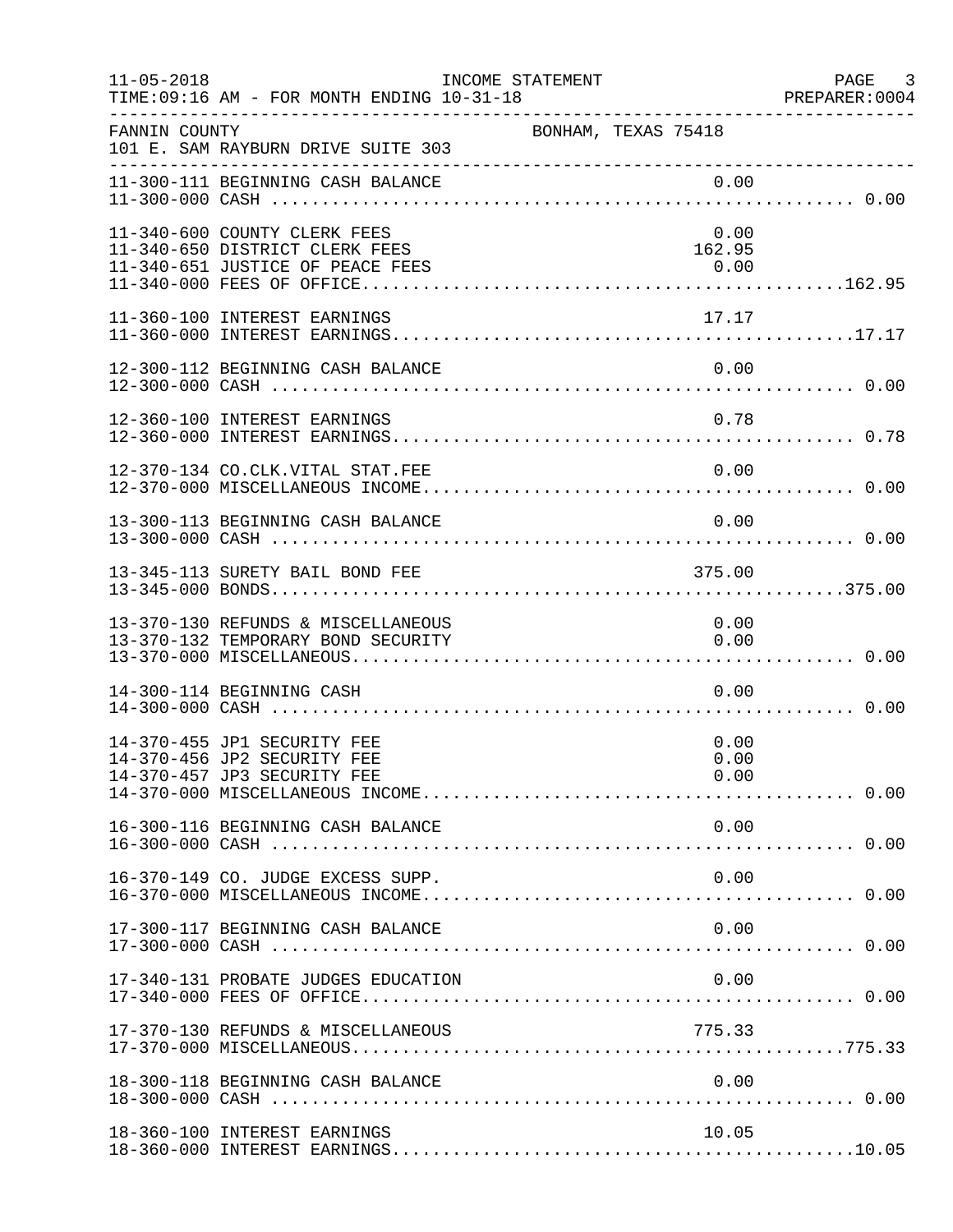INCOME STATEMENT

11-05-2018 — TIME:09:16 AM - FOR MONTH ENDING 10-31-18 — PREPARER:0004

FANNIN COUNTY — BONHAM, TEXAS 75418
101 E. SAM RAYBURN DRIVE SUITE 303

| Account | Description | Amount | Total |
|---|---|---|---|
| 11-300-111 | BEGINNING CASH BALANCE | 0.00 | |
| 11-300-000 | CASH | | 0.00 |
| 11-340-600 | COUNTY CLERK FEES | 0.00 | |
| 11-340-650 | DISTRICT CLERK FEES | 162.95 | |
| 11-340-651 | JUSTICE OF PEACE FEES | 0.00 | |
| 11-340-000 | FEES OF OFFICE | | 162.95 |
| 11-360-100 | INTEREST EARNINGS | 17.17 | |
| 11-360-000 | INTEREST EARNINGS | | 17.17 |
| 12-300-112 | BEGINNING CASH BALANCE | 0.00 | |
| 12-300-000 | CASH | | 0.00 |
| 12-360-100 | INTEREST EARNINGS | 0.78 | |
| 12-360-000 | INTEREST EARNINGS | | 0.78 |
| 12-370-134 | CO.CLK.VITAL STAT.FEE | 0.00 | |
| 12-370-000 | MISCELLANEOUS INCOME | | 0.00 |
| 13-300-113 | BEGINNING CASH BALANCE | 0.00 | |
| 13-300-000 | CASH | | 0.00 |
| 13-345-113 | SURETY BAIL BOND FEE | 375.00 | |
| 13-345-000 | BONDS | | 375.00 |
| 13-370-130 | REFUNDS & MISCELLANEOUS | 0.00 | |
| 13-370-132 | TEMPORARY BOND SECURITY | 0.00 | |
| 13-370-000 | MISCELLANEOUS | | 0.00 |
| 14-300-114 | BEGINNING CASH | 0.00 | |
| 14-300-000 | CASH | | 0.00 |
| 14-370-455 | JP1 SECURITY FEE | 0.00 | |
| 14-370-456 | JP2 SECURITY FEE | 0.00 | |
| 14-370-457 | JP3 SECURITY FEE | 0.00 | |
| 14-370-000 | MISCELLANEOUS INCOME | | 0.00 |
| 16-300-116 | BEGINNING CASH BALANCE | 0.00 | |
| 16-300-000 | CASH | | 0.00 |
| 16-370-149 | CO. JUDGE EXCESS SUPP. | 0.00 | |
| 16-370-000 | MISCELLANEOUS INCOME | | 0.00 |
| 17-300-117 | BEGINNING CASH BALANCE | 0.00 | |
| 17-300-000 | CASH | | 0.00 |
| 17-340-131 | PROBATE JUDGES EDUCATION | 0.00 | |
| 17-340-000 | FEES OF OFFICE | | 0.00 |
| 17-370-130 | REFUNDS & MISCELLANEOUS | 775.33 | |
| 17-370-000 | MISCELLANEOUS | | 775.33 |
| 18-300-118 | BEGINNING CASH BALANCE | 0.00 | |
| 18-300-000 | CASH | | 0.00 |
| 18-360-100 | INTEREST EARNINGS | 10.05 | |
| 18-360-000 | INTEREST EARNINGS | | 10.05 |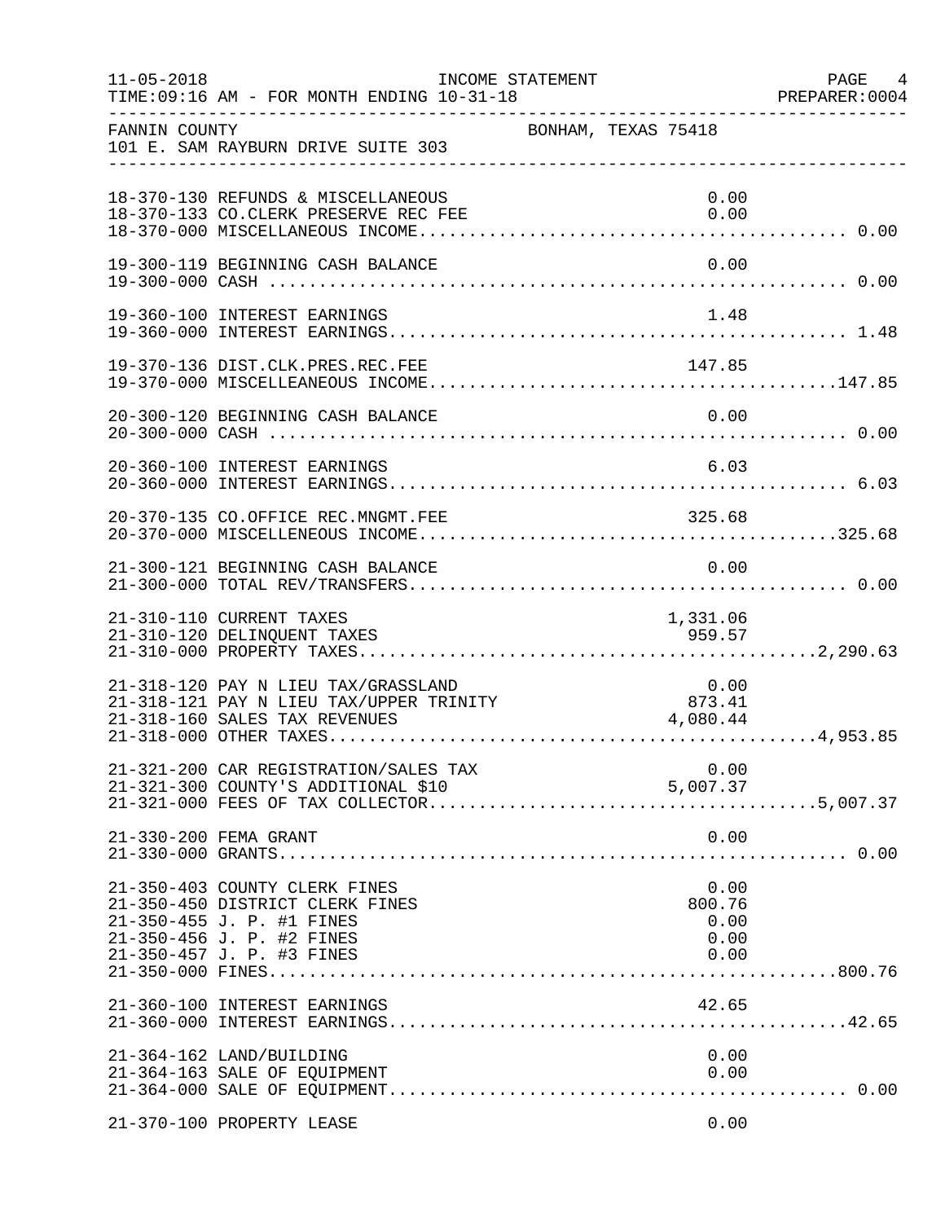FANNIN COUNTY — BONHAM, TEXAS 75418
101 E. SAM RAYBURN DRIVE SUITE 303

INCOME STATEMENT — FOR MONTH ENDING 10-31-18

| Account | Description | Amount | Total |
|---|---|---|---|
| 18-370-130 | REFUNDS & MISCELLANEOUS | 0.00 | |
| 18-370-133 | CO.CLERK PRESERVE REC FEE | 0.00 | |
| 18-370-000 | MISCELLANEOUS INCOME | | 0.00 |
| 19-300-119 | BEGINNING CASH BALANCE | 0.00 | |
| 19-300-000 | CASH | | 0.00 |
| 19-360-100 | INTEREST EARNINGS | 1.48 | |
| 19-360-000 | INTEREST EARNINGS | | 1.48 |
| 19-370-136 | DIST.CLK.PRES.REC.FEE | 147.85 | |
| 19-370-000 | MISCELLEANEOUS INCOME | | 147.85 |
| 20-300-120 | BEGINNING CASH BALANCE | 0.00 | |
| 20-300-000 | CASH | | 0.00 |
| 20-360-100 | INTEREST EARNINGS | 6.03 | |
| 20-360-000 | INTEREST EARNINGS | | 6.03 |
| 20-370-135 | CO.OFFICE REC.MNGMT.FEE | 325.68 | |
| 20-370-000 | MISCELLENEOUS INCOME | | 325.68 |
| 21-300-121 | BEGINNING CASH BALANCE | 0.00 | |
| 21-300-000 | TOTAL REV/TRANSFERS | | 0.00 |
| 21-310-110 | CURRENT TAXES | 1,331.06 | |
| 21-310-120 | DELINQUENT TAXES | 959.57 | |
| 21-310-000 | PROPERTY TAXES | | 2,290.63 |
| 21-318-120 | PAY N LIEU TAX/GRASSLAND | 0.00 | |
| 21-318-121 | PAY N LIEU TAX/UPPER TRINITY | 873.41 | |
| 21-318-160 | SALES TAX REVENUES | 4,080.44 | |
| 21-318-000 | OTHER TAXES | | 4,953.85 |
| 21-321-200 | CAR REGISTRATION/SALES TAX | 0.00 | |
| 21-321-300 | COUNTY'S ADDITIONAL $10 | 5,007.37 | |
| 21-321-000 | FEES OF TAX COLLECTOR | | 5,007.37 |
| 21-330-200 | FEMA GRANT | 0.00 | |
| 21-330-000 | GRANTS | | 0.00 |
| 21-350-403 | COUNTY CLERK FINES | 0.00 | |
| 21-350-450 | DISTRICT CLERK FINES | 800.76 | |
| 21-350-455 | J. P. #1 FINES | 0.00 | |
| 21-350-456 | J. P. #2 FINES | 0.00 | |
| 21-350-457 | J. P. #3 FINES | 0.00 | |
| 21-350-000 | FINES | | 800.76 |
| 21-360-100 | INTEREST EARNINGS | 42.65 | |
| 21-360-000 | INTEREST EARNINGS | | 42.65 |
| 21-364-162 | LAND/BUILDING | 0.00 | |
| 21-364-163 | SALE OF EQUIPMENT | 0.00 | |
| 21-364-000 | SALE OF EQUIPMENT | | 0.00 |
| 21-370-100 | PROPERTY LEASE | 0.00 | |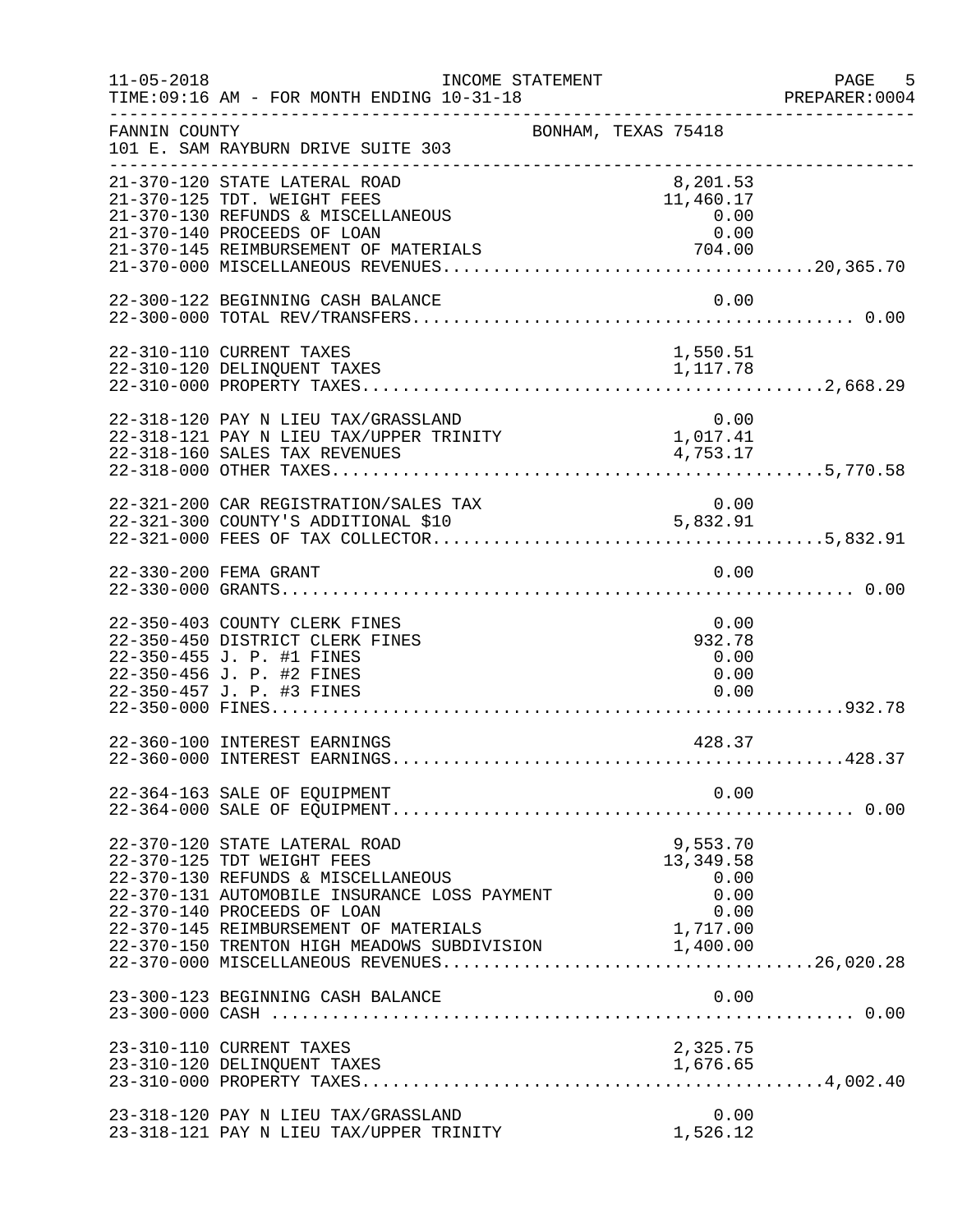INCOME STATEMENT

TIME:09:16 AM - FOR MONTH ENDING 10-31-18

FANNIN COUNTY — BONHAM, TEXAS 75418

101 E. SAM RAYBURN DRIVE SUITE 303

| Account | Description | Amount | Total |
|---|---|---|---|
| 21-370-120 | STATE LATERAL ROAD | 8,201.53 | |
| 21-370-125 | TDT. WEIGHT FEES | 11,460.17 | |
| 21-370-130 | REFUNDS & MISCELLANEOUS | 0.00 | |
| 21-370-140 | PROCEEDS OF LOAN | 0.00 | |
| 21-370-145 | REIMBURSEMENT OF MATERIALS | 704.00 | |
| 21-370-000 | MISCELLANEOUS REVENUES | | 20,365.70 |
| 22-300-122 | BEGINNING CASH BALANCE | 0.00 | |
| 22-300-000 | TOTAL REV/TRANSFERS | | 0.00 |
| 22-310-110 | CURRENT TAXES | 1,550.51 | |
| 22-310-120 | DELINQUENT TAXES | 1,117.78 | |
| 22-310-000 | PROPERTY TAXES | | 2,668.29 |
| 22-318-120 | PAY N LIEU TAX/GRASSLAND | 0.00 | |
| 22-318-121 | PAY N LIEU TAX/UPPER TRINITY | 1,017.41 | |
| 22-318-160 | SALES TAX REVENUES | 4,753.17 | |
| 22-318-000 | OTHER TAXES | | 5,770.58 |
| 22-321-200 | CAR REGISTRATION/SALES TAX | 0.00 | |
| 22-321-300 | COUNTY'S ADDITIONAL $10 | 5,832.91 | |
| 22-321-000 | FEES OF TAX COLLECTOR | | 5,832.91 |
| 22-330-200 | FEMA GRANT | 0.00 | |
| 22-330-000 | GRANTS | | 0.00 |
| 22-350-403 | COUNTY CLERK FINES | 0.00 | |
| 22-350-450 | DISTRICT CLERK FINES | 932.78 | |
| 22-350-455 | J. P. #1 FINES | 0.00 | |
| 22-350-456 | J. P. #2 FINES | 0.00 | |
| 22-350-457 | J. P. #3 FINES | 0.00 | |
| 22-350-000 | FINES | | 932.78 |
| 22-360-100 | INTEREST EARNINGS | 428.37 | |
| 22-360-000 | INTEREST EARNINGS | | 428.37 |
| 22-364-163 | SALE OF EQUIPMENT | 0.00 | |
| 22-364-000 | SALE OF EQUIPMENT | | 0.00 |
| 22-370-120 | STATE LATERAL ROAD | 9,553.70 | |
| 22-370-125 | TDT WEIGHT FEES | 13,349.58 | |
| 22-370-130 | REFUNDS & MISCELLANEOUS | 0.00 | |
| 22-370-131 | AUTOMOBILE INSURANCE LOSS PAYMENT | 0.00 | |
| 22-370-140 | PROCEEDS OF LOAN | 0.00 | |
| 22-370-145 | REIMBURSEMENT OF MATERIALS | 1,717.00 | |
| 22-370-150 | TRENTON HIGH MEADOWS SUBDIVISION | 1,400.00 | |
| 22-370-000 | MISCELLANEOUS REVENUES | | 26,020.28 |
| 23-300-123 | BEGINNING CASH BALANCE | 0.00 | |
| 23-300-000 | CASH | | 0.00 |
| 23-310-110 | CURRENT TAXES | 2,325.75 | |
| 23-310-120 | DELINQUENT TAXES | 1,676.65 | |
| 23-310-000 | PROPERTY TAXES | | 4,002.40 |
| 23-318-120 | PAY N LIEU TAX/GRASSLAND | 0.00 | |
| 23-318-121 | PAY N LIEU TAX/UPPER TRINITY | 1,526.12 | |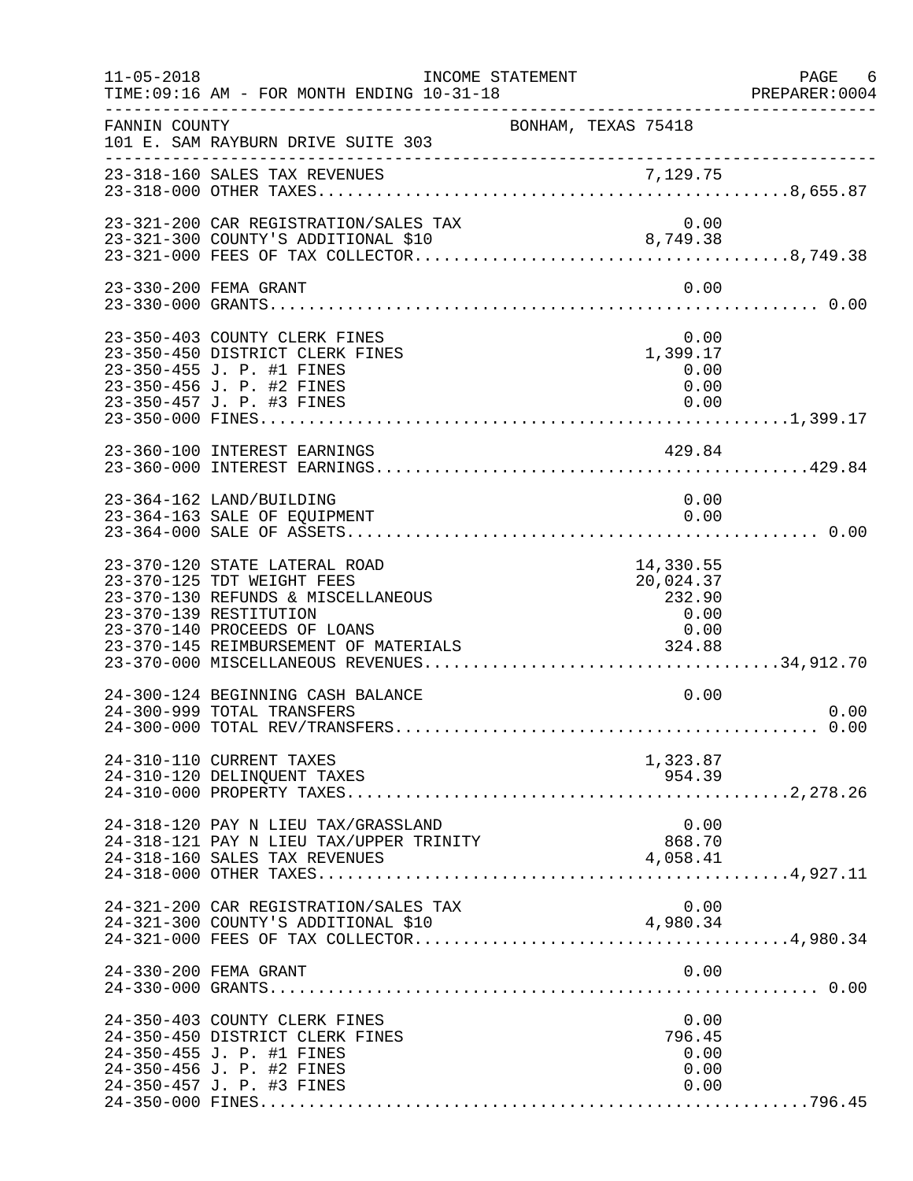11-05-2018 INCOME STATEMENT
TIME:09:16 AM - FOR MONTH ENDING 10-31-18

FANNIN COUNTY BONHAM, TEXAS 75418
101 E. SAM RAYBURN DRIVE SUITE 303

| Account | Description | Amount | Total |
|---|---|---|---|
| 23-318-160 | SALES TAX REVENUES | 7,129.75 | |
| 23-318-000 | OTHER TAXES | | 8,655.87 |
| 23-321-200 | CAR REGISTRATION/SALES TAX | 0.00 | |
| 23-321-300 | COUNTY'S ADDITIONAL $10 | 8,749.38 | |
| 23-321-000 | FEES OF TAX COLLECTOR | | 8,749.38 |
| 23-330-200 | FEMA GRANT | 0.00 | |
| 23-330-000 | GRANTS | | 0.00 |
| 23-350-403 | COUNTY CLERK FINES | 0.00 | |
| 23-350-450 | DISTRICT CLERK FINES | 1,399.17 | |
| 23-350-455 | J. P. #1 FINES | 0.00 | |
| 23-350-456 | J. P. #2 FINES | 0.00 | |
| 23-350-457 | J. P. #3 FINES | 0.00 | |
| 23-350-000 | FINES | | 1,399.17 |
| 23-360-100 | INTEREST EARNINGS | 429.84 | |
| 23-360-000 | INTEREST EARNINGS | | 429.84 |
| 23-364-162 | LAND/BUILDING | 0.00 | |
| 23-364-163 | SALE OF EQUIPMENT | 0.00 | |
| 23-364-000 | SALE OF ASSETS | | 0.00 |
| 23-370-120 | STATE LATERAL ROAD | 14,330.55 | |
| 23-370-125 | TDT WEIGHT FEES | 20,024.37 | |
| 23-370-130 | REFUNDS & MISCELLANEOUS | 232.90 | |
| 23-370-139 | RESTITUTION | 0.00 | |
| 23-370-140 | PROCEEDS OF LOANS | 0.00 | |
| 23-370-145 | REIMBURSEMENT OF MATERIALS | 324.88 | |
| 23-370-000 | MISCELLANEOUS REVENUES | | 34,912.70 |
| 24-300-124 | BEGINNING CASH BALANCE | 0.00 | |
| 24-300-999 | TOTAL TRANSFERS | | 0.00 |
| 24-300-000 | TOTAL REV/TRANSFERS | | 0.00 |
| 24-310-110 | CURRENT TAXES | 1,323.87 | |
| 24-310-120 | DELINQUENT TAXES | 954.39 | |
| 24-310-000 | PROPERTY TAXES | | 2,278.26 |
| 24-318-120 | PAY N LIEU TAX/GRASSLAND | 0.00 | |
| 24-318-121 | PAY N LIEU TAX/UPPER TRINITY | 868.70 | |
| 24-318-160 | SALES TAX REVENUES | 4,058.41 | |
| 24-318-000 | OTHER TAXES | | 4,927.11 |
| 24-321-200 | CAR REGISTRATION/SALES TAX | 0.00 | |
| 24-321-300 | COUNTY'S ADDITIONAL $10 | 4,980.34 | |
| 24-321-000 | FEES OF TAX COLLECTOR | | 4,980.34 |
| 24-330-200 | FEMA GRANT | 0.00 | |
| 24-330-000 | GRANTS | | 0.00 |
| 24-350-403 | COUNTY CLERK FINES | 0.00 | |
| 24-350-450 | DISTRICT CLERK FINES | 796.45 | |
| 24-350-455 | J. P. #1 FINES | 0.00 | |
| 24-350-456 | J. P. #2 FINES | 0.00 | |
| 24-350-457 | J. P. #3 FINES | 0.00 | |
| 24-350-000 | FINES | | 796.45 |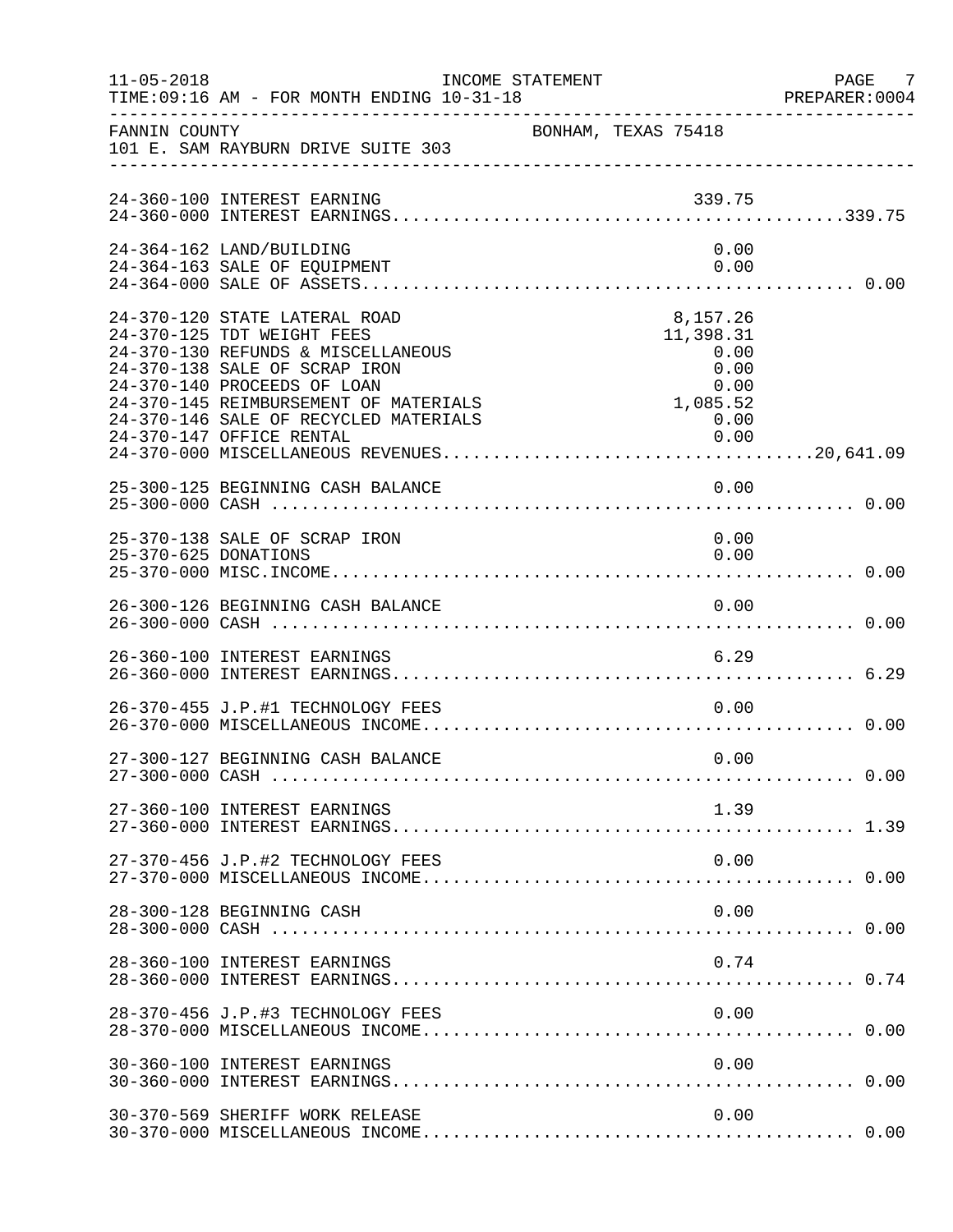11-05-2018 INCOME STATEMENT
TIME:09:16 AM - FOR MONTH ENDING 10-31-18 PREPARER:0004

FANNIN COUNTY BONHAM, TEXAS 75418
101 E. SAM RAYBURN DRIVE SUITE 303

| Account | Description | Amount | Total |
|---|---|---|---|
| 24-360-100 | INTEREST EARNING | 339.75 | |
| 24-360-000 | INTEREST EARNINGS | | 339.75 |
| 24-364-162 | LAND/BUILDING | 0.00 | |
| 24-364-163 | SALE OF EQUIPMENT | 0.00 | |
| 24-364-000 | SALE OF ASSETS | | 0.00 |
| 24-370-120 | STATE LATERAL ROAD | 8,157.26 | |
| 24-370-125 | TDT WEIGHT FEES | 11,398.31 | |
| 24-370-130 | REFUNDS & MISCELLANEOUS | 0.00 | |
| 24-370-138 | SALE OF SCRAP IRON | 0.00 | |
| 24-370-140 | PROCEEDS OF LOAN | 0.00 | |
| 24-370-145 | REIMBURSEMENT OF MATERIALS | 1,085.52 | |
| 24-370-146 | SALE OF RECYCLED MATERIALS | 0.00 | |
| 24-370-147 | OFFICE RENTAL | 0.00 | |
| 24-370-000 | MISCELLANEOUS REVENUES | | 20,641.09 |
| 25-300-125 | BEGINNING CASH BALANCE | 0.00 | |
| 25-300-000 | CASH | | 0.00 |
| 25-370-138 | SALE OF SCRAP IRON | 0.00 | |
| 25-370-625 | DONATIONS | 0.00 | |
| 25-370-000 | MISC.INCOME | | 0.00 |
| 26-300-126 | BEGINNING CASH BALANCE | 0.00 | |
| 26-300-000 | CASH | | 0.00 |
| 26-360-100 | INTEREST EARNINGS | 6.29 | |
| 26-360-000 | INTEREST EARNINGS | | 6.29 |
| 26-370-455 | J.P.#1 TECHNOLOGY FEES | 0.00 | |
| 26-370-000 | MISCELLANEOUS INCOME | | 0.00 |
| 27-300-127 | BEGINNING CASH BALANCE | 0.00 | |
| 27-300-000 | CASH | | 0.00 |
| 27-360-100 | INTEREST EARNINGS | 1.39 | |
| 27-360-000 | INTEREST EARNINGS | | 1.39 |
| 27-370-456 | J.P.#2 TECHNOLOGY FEES | 0.00 | |
| 27-370-000 | MISCELLANEOUS INCOME | | 0.00 |
| 28-300-128 | BEGINNING CASH | 0.00 | |
| 28-300-000 | CASH | | 0.00 |
| 28-360-100 | INTEREST EARNINGS | 0.74 | |
| 28-360-000 | INTEREST EARNINGS | | 0.74 |
| 28-370-456 | J.P.#3 TECHNOLOGY FEES | 0.00 | |
| 28-370-000 | MISCELLANEOUS INCOME | | 0.00 |
| 30-360-100 | INTEREST EARNINGS | 0.00 | |
| 30-360-000 | INTEREST EARNINGS | | 0.00 |
| 30-370-569 | SHERIFF WORK RELEASE | 0.00 | |
| 30-370-000 | MISCELLANEOUS INCOME | | 0.00 |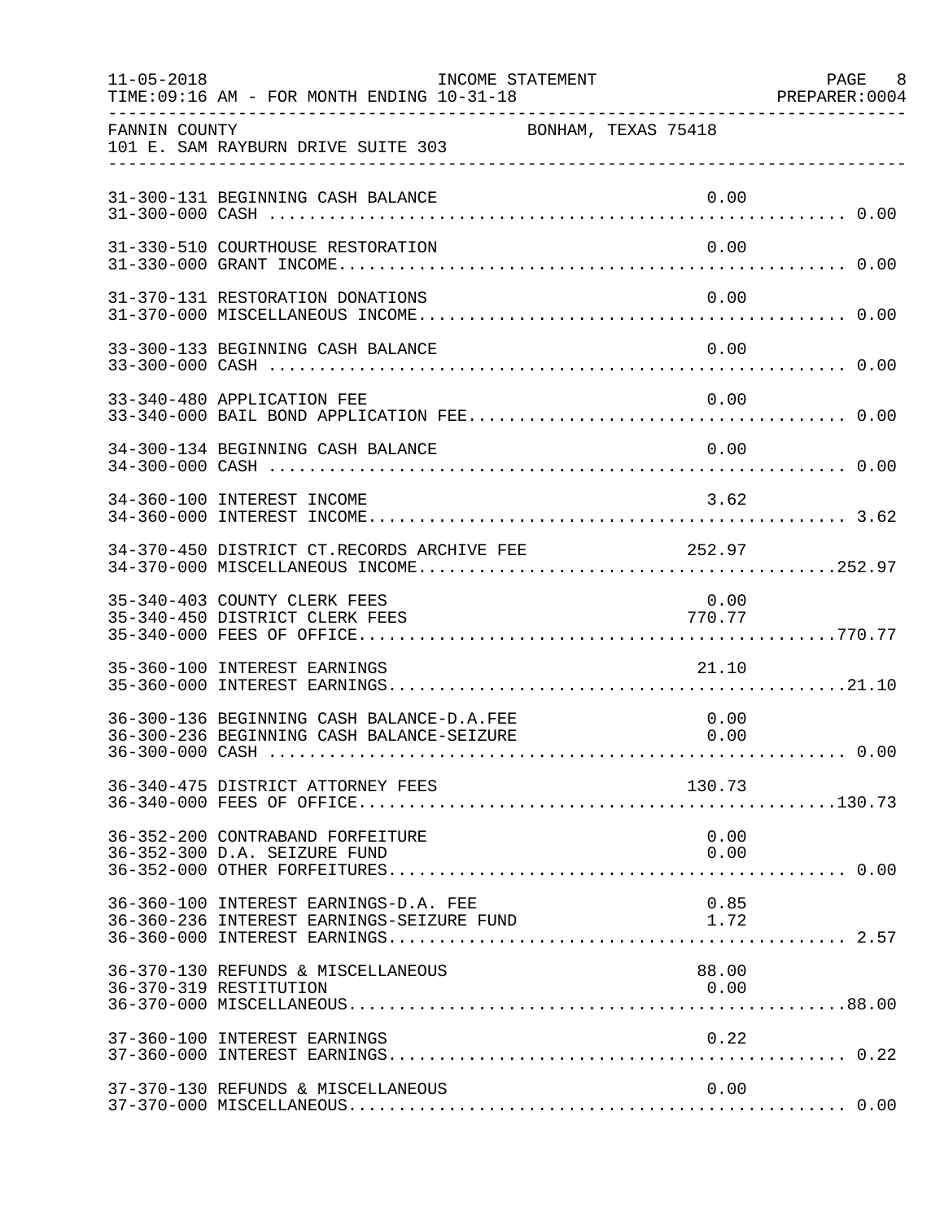INCOME STATEMENT

TIME:09:16 AM - FOR MONTH ENDING 10-31-18

FANNIN COUNTY — BONHAM, TEXAS 75418

101 E. SAM RAYBURN DRIVE SUITE 303

| Account | Description | Detail | Total |
|---|---|---|---|
| 31-300-131 | BEGINNING CASH BALANCE | 0.00 | |
| 31-300-000 | CASH | | 0.00 |
| 31-330-510 | COURTHOUSE RESTORATION | 0.00 | |
| 31-330-000 | GRANT INCOME | | 0.00 |
| 31-370-131 | RESTORATION DONATIONS | 0.00 | |
| 31-370-000 | MISCELLANEOUS INCOME | | 0.00 |
| 33-300-133 | BEGINNING CASH BALANCE | 0.00 | |
| 33-300-000 | CASH | | 0.00 |
| 33-340-480 | APPLICATION FEE | 0.00 | |
| 33-340-000 | BAIL BOND APPLICATION FEE | | 0.00 |
| 34-300-134 | BEGINNING CASH BALANCE | 0.00 | |
| 34-300-000 | CASH | | 0.00 |
| 34-360-100 | INTEREST INCOME | 3.62 | |
| 34-360-000 | INTEREST INCOME | | 3.62 |
| 34-370-450 | DISTRICT CT.RECORDS ARCHIVE FEE | 252.97 | |
| 34-370-000 | MISCELLANEOUS INCOME | | 252.97 |
| 35-340-403 | COUNTY CLERK FEES | 0.00 | |
| 35-340-450 | DISTRICT CLERK FEES | 770.77 | |
| 35-340-000 | FEES OF OFFICE | | 770.77 |
| 35-360-100 | INTEREST EARNINGS | 21.10 | |
| 35-360-000 | INTEREST EARNINGS | | 21.10 |
| 36-300-136 | BEGINNING CASH BALANCE-D.A.FEE | 0.00 | |
| 36-300-236 | BEGINNING CASH BALANCE-SEIZURE | 0.00 | |
| 36-300-000 | CASH | | 0.00 |
| 36-340-475 | DISTRICT ATTORNEY FEES | 130.73 | |
| 36-340-000 | FEES OF OFFICE | | 130.73 |
| 36-352-200 | CONTRABAND FORFEITURE | 0.00 | |
| 36-352-300 | D.A. SEIZURE FUND | 0.00 | |
| 36-352-000 | OTHER FORFEITURES | | 0.00 |
| 36-360-100 | INTEREST EARNINGS-D.A. FEE | 0.85 | |
| 36-360-236 | INTEREST EARNINGS-SEIZURE FUND | 1.72 | |
| 36-360-000 | INTEREST EARNINGS | | 2.57 |
| 36-370-130 | REFUNDS & MISCELLANEOUS | 88.00 | |
| 36-370-319 | RESTITUTION | 0.00 | |
| 36-370-000 | MISCELLANEOUS | | 88.00 |
| 37-360-100 | INTEREST EARNINGS | 0.22 | |
| 37-360-000 | INTEREST EARNINGS | | 0.22 |
| 37-370-130 | REFUNDS & MISCELLANEOUS | 0.00 | |
| 37-370-000 | MISCELLANEOUS | | 0.00 |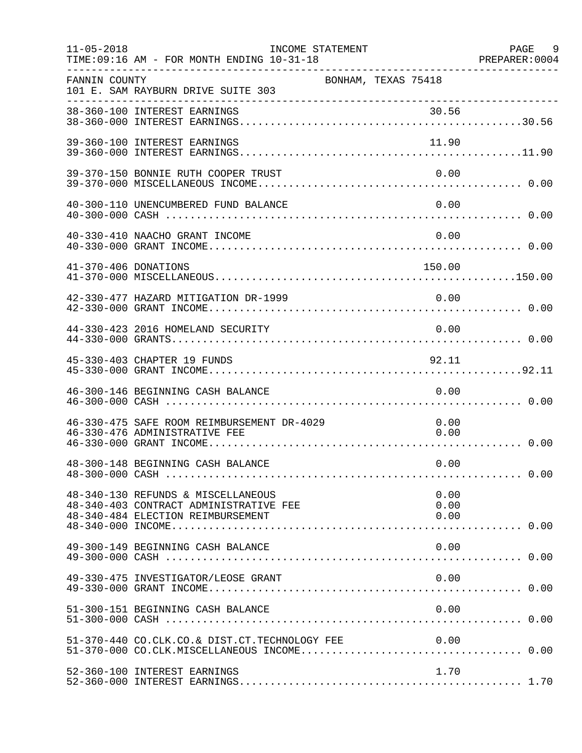11-05-2018 INCOME STATEMENT
TIME:09:16 AM - FOR MONTH ENDING 10-31-18
PREPARER:0004

FANNIN COUNTY BONHAM, TEXAS 75418
101 E. SAM RAYBURN DRIVE SUITE 303

| Account | Description | Amount | Total |
|---|---|---|---|
| 38-360-100 | INTEREST EARNINGS | 30.56 | |
| 38-360-000 | INTEREST EARNINGS | | 30.56 |
| 39-360-100 | INTEREST EARNINGS | 11.90 | |
| 39-360-000 | INTEREST EARNINGS | | 11.90 |
| 39-370-150 | BONNIE RUTH COOPER TRUST | 0.00 | |
| 39-370-000 | MISCELLANEOUS INCOME | | 0.00 |
| 40-300-110 | UNENCUMBERED FUND BALANCE | 0.00 | |
| 40-300-000 | CASH | | 0.00 |
| 40-330-410 | NAACHO GRANT INCOME | 0.00 | |
| 40-330-000 | GRANT INCOME | | 0.00 |
| 41-370-406 | DONATIONS | 150.00 | |
| 41-370-000 | MISCELLANEOUS | | 150.00 |
| 42-330-477 | HAZARD MITIGATION DR-1999 | 0.00 | |
| 42-330-000 | GRANT INCOME | | 0.00 |
| 44-330-423 | 2016 HOMELAND SECURITY | 0.00 | |
| 44-330-000 | GRANTS | | 0.00 |
| 45-330-403 | CHAPTER 19 FUNDS | 92.11 | |
| 45-330-000 | GRANT INCOME | | 92.11 |
| 46-300-146 | BEGINNING CASH BALANCE | 0.00 | |
| 46-300-000 | CASH | | 0.00 |
| 46-330-475 | SAFE ROOM REIMBURSEMENT DR-4029 | 0.00 | |
| 46-330-476 | ADMINISTRATIVE FEE | 0.00 | |
| 46-330-000 | GRANT INCOME | | 0.00 |
| 48-300-148 | BEGINNING CASH BALANCE | 0.00 | |
| 48-300-000 | CASH | | 0.00 |
| 48-340-130 | REFUNDS & MISCELLANEOUS | 0.00 | |
| 48-340-403 | CONTRACT ADMINISTRATIVE FEE | 0.00 | |
| 48-340-484 | ELECTION REIMBURSEMENT | 0.00 | |
| 48-340-000 | INCOME | | 0.00 |
| 49-300-149 | BEGINNING CASH BALANCE | 0.00 | |
| 49-300-000 | CASH | | 0.00 |
| 49-330-475 | INVESTIGATOR/LEOSE GRANT | 0.00 | |
| 49-330-000 | GRANT INCOME | | 0.00 |
| 51-300-151 | BEGINNING CASH BALANCE | 0.00 | |
| 51-300-000 | CASH | | 0.00 |
| 51-370-440 | CO.CLK.CO.& DIST.CT.TECHNOLOGY FEE | 0.00 | |
| 51-370-000 | CO.CLK.MISCELLANEOUS INCOME | | 0.00 |
| 52-360-100 | INTEREST EARNINGS | 1.70 | |
| 52-360-000 | INTEREST EARNINGS | | 1.70 |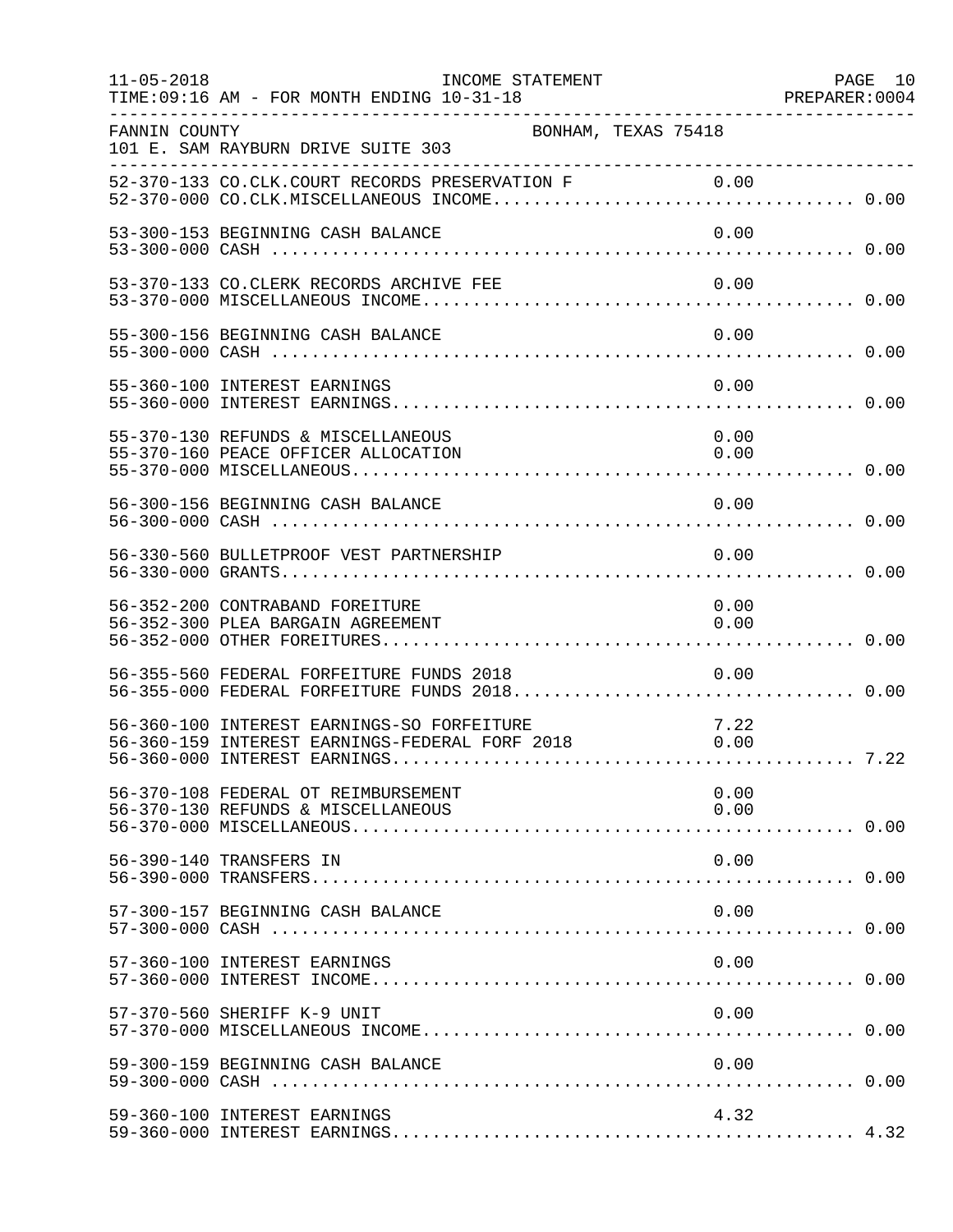FANNIN COUNTY BONHAM, TEXAS 75418
101 E. SAM RAYBURN DRIVE SUITE 303

| Account | Description | Amount | Total |
|---|---|---|---|
| 52-370-133 | CO.CLK.COURT RECORDS PRESERVATION F | 0.00 | |
| 52-370-000 | CO.CLK.MISCELLANEOUS INCOME | | 0.00 |
| 53-300-153 | BEGINNING CASH BALANCE | 0.00 | |
| 53-300-000 | CASH | | 0.00 |
| 53-370-133 | CO.CLERK RECORDS ARCHIVE FEE | 0.00 | |
| 53-370-000 | MISCELLANEOUS INCOME | | 0.00 |
| 55-300-156 | BEGINNING CASH BALANCE | 0.00 | |
| 55-300-000 | CASH | | 0.00 |
| 55-360-100 | INTEREST EARNINGS | 0.00 | |
| 55-360-000 | INTEREST EARNINGS | | 0.00 |
| 55-370-130 | REFUNDS & MISCELLANEOUS | 0.00 | |
| 55-370-160 | PEACE OFFICER ALLOCATION | 0.00 | |
| 55-370-000 | MISCELLANEOUS | | 0.00 |
| 56-300-156 | BEGINNING CASH BALANCE | 0.00 | |
| 56-300-000 | CASH | | 0.00 |
| 56-330-560 | BULLETPROOF VEST PARTNERSHIP | 0.00 | |
| 56-330-000 | GRANTS | | 0.00 |
| 56-352-200 | CONTRABAND FOREITURE | 0.00 | |
| 56-352-300 | PLEA BARGAIN AGREEMENT | 0.00 | |
| 56-352-000 | OTHER FOREITURES | | 0.00 |
| 56-355-560 | FEDERAL FORFEITURE FUNDS 2018 | 0.00 | |
| 56-355-000 | FEDERAL FORFEITURE FUNDS 2018 | | 0.00 |
| 56-360-100 | INTEREST EARNINGS-SO FORFEITURE | 7.22 | |
| 56-360-159 | INTEREST EARNINGS-FEDERAL FORF 2018 | 0.00 | |
| 56-360-000 | INTEREST EARNINGS | | 7.22 |
| 56-370-108 | FEDERAL OT REIMBURSEMENT | 0.00 | |
| 56-370-130 | REFUNDS & MISCELLANEOUS | 0.00 | |
| 56-370-000 | MISCELLANEOUS | | 0.00 |
| 56-390-140 | TRANSFERS IN | 0.00 | |
| 56-390-000 | TRANSFERS | | 0.00 |
| 57-300-157 | BEGINNING CASH BALANCE | 0.00 | |
| 57-300-000 | CASH | | 0.00 |
| 57-360-100 | INTEREST EARNINGS | 0.00 | |
| 57-360-000 | INTEREST INCOME | | 0.00 |
| 57-370-560 | SHERIFF K-9 UNIT | 0.00 | |
| 57-370-000 | MISCELLANEOUS INCOME | | 0.00 |
| 59-300-159 | BEGINNING CASH BALANCE | 0.00 | |
| 59-300-000 | CASH | | 0.00 |
| 59-360-100 | INTEREST EARNINGS | 4.32 | |
| 59-360-000 | INTEREST EARNINGS | | 4.32 |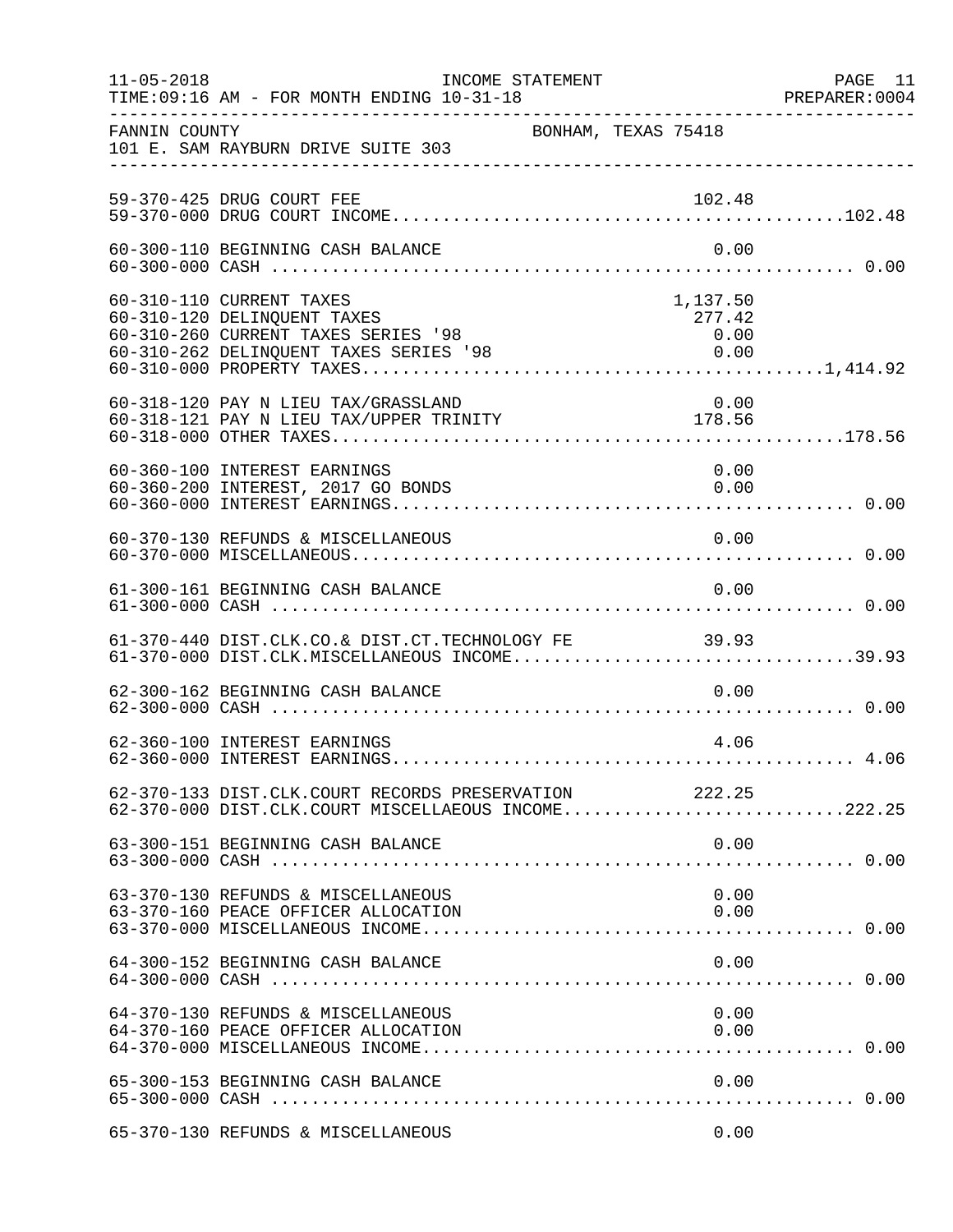FANNIN COUNTY — BONHAM, TEXAS 75418
101 E. SAM RAYBURN DRIVE SUITE 303

INCOME STATEMENT — FOR MONTH ENDING 10-31-18

| Account | Description | Amount | Total |
|---|---|---|---|
| 59-370-425 | DRUG COURT FEE | 102.48 | |
| 59-370-000 | DRUG COURT INCOME | | 102.48 |
| 60-300-110 | BEGINNING CASH BALANCE | 0.00 | |
| 60-300-000 | CASH | | 0.00 |
| 60-310-110 | CURRENT TAXES | 1,137.50 | |
| 60-310-120 | DELINQUENT TAXES | 277.42 | |
| 60-310-260 | CURRENT TAXES SERIES '98 | 0.00 | |
| 60-310-262 | DELINQUENT TAXES SERIES '98 | 0.00 | |
| 60-310-000 | PROPERTY TAXES | | 1,414.92 |
| 60-318-120 | PAY N LIEU TAX/GRASSLAND | 0.00 | |
| 60-318-121 | PAY N LIEU TAX/UPPER TRINITY | 178.56 | |
| 60-318-000 | OTHER TAXES | | 178.56 |
| 60-360-100 | INTEREST EARNINGS | 0.00 | |
| 60-360-200 | INTEREST, 2017 GO BONDS | 0.00 | |
| 60-360-000 | INTEREST EARNINGS | | 0.00 |
| 60-370-130 | REFUNDS & MISCELLANEOUS | 0.00 | |
| 60-370-000 | MISCELLANEOUS | | 0.00 |
| 61-300-161 | BEGINNING CASH BALANCE | 0.00 | |
| 61-300-000 | CASH | | 0.00 |
| 61-370-440 | DIST.CLK.CO.& DIST.CT.TECHNOLOGY FE | 39.93 | |
| 61-370-000 | DIST.CLK.MISCELLANEOUS INCOME | | 39.93 |
| 62-300-162 | BEGINNING CASH BALANCE | 0.00 | |
| 62-300-000 | CASH | | 0.00 |
| 62-360-100 | INTEREST EARNINGS | 4.06 | |
| 62-360-000 | INTEREST EARNINGS | | 4.06 |
| 62-370-133 | DIST.CLK.COURT RECORDS PRESERVATION | 222.25 | |
| 62-370-000 | DIST.CLK.COURT MISCELLAEOUS INCOME | | 222.25 |
| 63-300-151 | BEGINNING CASH BALANCE | 0.00 | |
| 63-300-000 | CASH | | 0.00 |
| 63-370-130 | REFUNDS & MISCELLANEOUS | 0.00 | |
| 63-370-160 | PEACE OFFICER ALLOCATION | 0.00 | |
| 63-370-000 | MISCELLANEOUS INCOME | | 0.00 |
| 64-300-152 | BEGINNING CASH BALANCE | 0.00 | |
| 64-300-000 | CASH | | 0.00 |
| 64-370-130 | REFUNDS & MISCELLANEOUS | 0.00 | |
| 64-370-160 | PEACE OFFICER ALLOCATION | 0.00 | |
| 64-370-000 | MISCELLANEOUS INCOME | | 0.00 |
| 65-300-153 | BEGINNING CASH BALANCE | 0.00 | |
| 65-300-000 | CASH | | 0.00 |
| 65-370-130 | REFUNDS & MISCELLANEOUS | 0.00 | |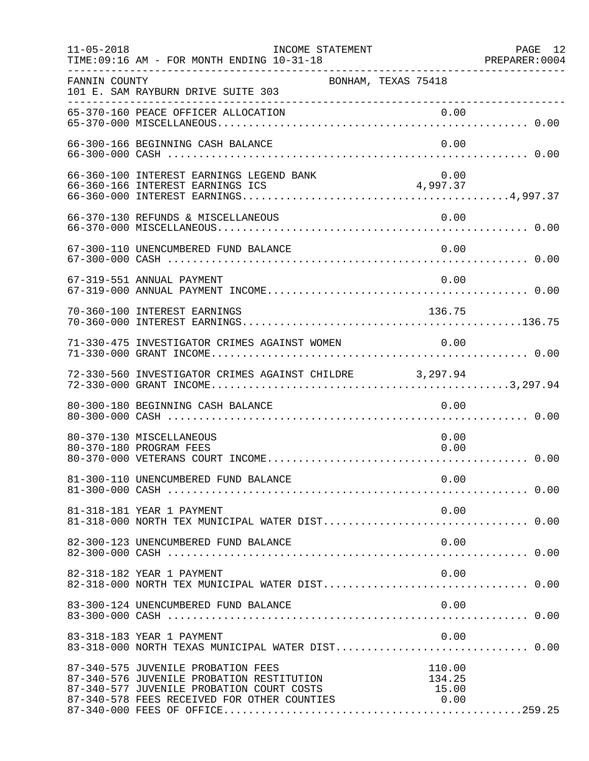INCOME STATEMENT

11-05-2018 TIME:09:16 AM - FOR MONTH ENDING 10-31-18 PREPARER:0004

FANNIN COUNTY BONHAM, TEXAS 75418
101 E. SAM RAYBURN DRIVE SUITE 303

| Account | Description | Detail | Total |
|---|---|---|---|
| 65-370-160 | PEACE OFFICER ALLOCATION | 0.00 | |
| 65-370-000 | MISCELLANEOUS | | 0.00 |
| 66-300-166 | BEGINNING CASH BALANCE | 0.00 | |
| 66-300-000 | CASH | | 0.00 |
| 66-360-100 | INTEREST EARNINGS LEGEND BANK | 0.00 | |
| 66-360-166 | INTEREST EARNINGS ICS | 4,997.37 | |
| 66-360-000 | INTEREST EARNINGS | | 4,997.37 |
| 66-370-130 | REFUNDS & MISCELLANEOUS | 0.00 | |
| 66-370-000 | MISCELLANEOUS | | 0.00 |
| 67-300-110 | UNENCUMBERED FUND BALANCE | 0.00 | |
| 67-300-000 | CASH | | 0.00 |
| 67-319-551 | ANNUAL PAYMENT | 0.00 | |
| 67-319-000 | ANNUAL PAYMENT INCOME | | 0.00 |
| 70-360-100 | INTEREST EARNINGS | 136.75 | |
| 70-360-000 | INTEREST EARNINGS | | 136.75 |
| 71-330-475 | INVESTIGATOR CRIMES AGAINST WOMEN | 0.00 | |
| 71-330-000 | GRANT INCOME | | 0.00 |
| 72-330-560 | INVESTIGATOR CRIMES AGAINST CHILDRE | 3,297.94 | |
| 72-330-000 | GRANT INCOME | | 3,297.94 |
| 80-300-180 | BEGINNING CASH BALANCE | 0.00 | |
| 80-300-000 | CASH | | 0.00 |
| 80-370-130 | MISCELLANEOUS | 0.00 | |
| 80-370-180 | PROGRAM FEES | 0.00 | |
| 80-370-000 | VETERANS COURT INCOME | | 0.00 |
| 81-300-110 | UNENCUMBERED FUND BALANCE | 0.00 | |
| 81-300-000 | CASH | | 0.00 |
| 81-318-181 | YEAR 1 PAYMENT | 0.00 | |
| 81-318-000 | NORTH TEX MUNICIPAL WATER DIST | | 0.00 |
| 82-300-123 | UNENCUMBERED FUND BALANCE | 0.00 | |
| 82-300-000 | CASH | | 0.00 |
| 82-318-182 | YEAR 1 PAYMENT | 0.00 | |
| 82-318-000 | NORTH TEX MUNICIPAL WATER DIST | | 0.00 |
| 83-300-124 | UNENCUMBERED FUND BALANCE | 0.00 | |
| 83-300-000 | CASH | | 0.00 |
| 83-318-183 | YEAR 1 PAYMENT | 0.00 | |
| 83-318-000 | NORTH TEXAS MUNICIPAL WATER DIST | | 0.00 |
| 87-340-575 | JUVENILE PROBATION FEES | 110.00 | |
| 87-340-576 | JUVENILE PROBATION RESTITUTION | 134.25 | |
| 87-340-577 | JUVENILE PROBATION COURT COSTS | 15.00 | |
| 87-340-578 | FEES RECEIVED FOR OTHER COUNTIES | 0.00 | |
| 87-340-000 | FEES OF OFFICE | | 259.25 |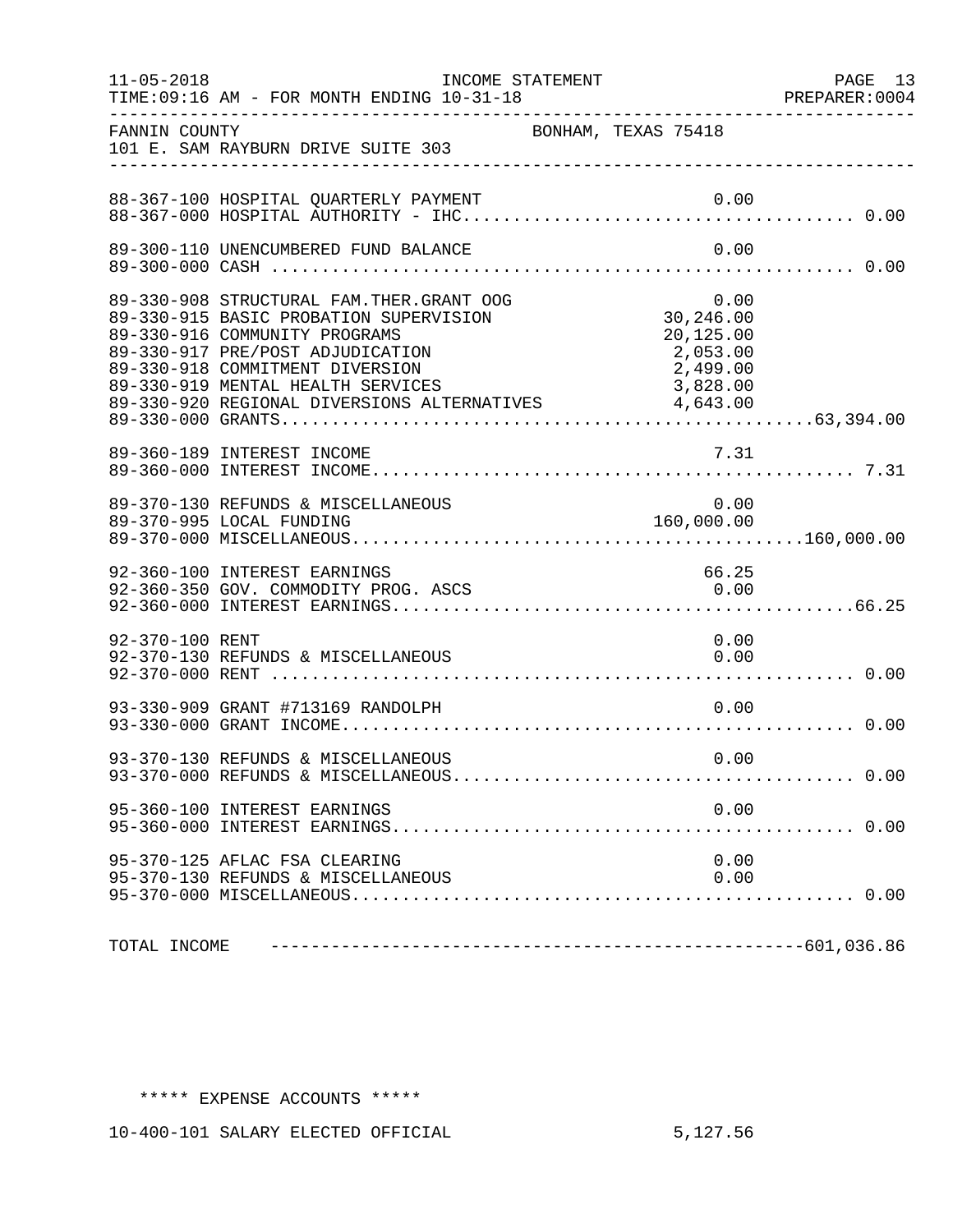FANNIN COUNTY BONHAM, TEXAS 75418
101 E. SAM RAYBURN DRIVE SUITE 303

INCOME STATEMENT
TIME:09:16 AM - FOR MONTH ENDING 10-31-18

| Account | Description | Amount | Total |
|---|---|---|---|
| 88-367-100 | HOSPITAL QUARTERLY PAYMENT | 0.00 | |
| 88-367-000 | HOSPITAL AUTHORITY - IHC | | 0.00 |
| 89-300-110 | UNENCUMBERED FUND BALANCE | 0.00 | |
| 89-300-000 | CASH | | 0.00 |
| 89-330-908 | STRUCTURAL FAM.THER.GRANT OOG | 0.00 | |
| 89-330-915 | BASIC PROBATION SUPERVISION | 30,246.00 | |
| 89-330-916 | COMMUNITY PROGRAMS | 20,125.00 | |
| 89-330-917 | PRE/POST ADJUDICATION | 2,053.00 | |
| 89-330-918 | COMMITMENT DIVERSION | 2,499.00 | |
| 89-330-919 | MENTAL HEALTH SERVICES | 3,828.00 | |
| 89-330-920 | REGIONAL DIVERSIONS ALTERNATIVES | 4,643.00 | |
| 89-330-000 | GRANTS | | 63,394.00 |
| 89-360-189 | INTEREST INCOME | 7.31 | |
| 89-360-000 | INTEREST INCOME | | 7.31 |
| 89-370-130 | REFUNDS & MISCELLANEOUS | 0.00 | |
| 89-370-995 | LOCAL FUNDING | 160,000.00 | |
| 89-370-000 | MISCELLANEOUS | | 160,000.00 |
| 92-360-100 | INTEREST EARNINGS | 66.25 | |
| 92-360-350 | GOV. COMMODITY PROG. ASCS | 0.00 | |
| 92-360-000 | INTEREST EARNINGS | | 66.25 |
| 92-370-100 | RENT | 0.00 | |
| 92-370-130 | REFUNDS & MISCELLANEOUS | 0.00 | |
| 92-370-000 | RENT | | 0.00 |
| 93-330-909 | GRANT #713169 RANDOLPH | 0.00 | |
| 93-330-000 | GRANT INCOME | | 0.00 |
| 93-370-130 | REFUNDS & MISCELLANEOUS | 0.00 | |
| 93-370-000 | REFUNDS & MISCELLANEOUS | | 0.00 |
| 95-360-100 | INTEREST EARNINGS | 0.00 | |
| 95-360-000 | INTEREST EARNINGS | | 0.00 |
| 95-370-125 | AFLAC FSA CLEARING | 0.00 | |
| 95-370-130 | REFUNDS & MISCELLANEOUS | 0.00 | |
| 95-370-000 | MISCELLANEOUS | | 0.00 |
| TOTAL INCOME | | | 601,036.86 |

***** EXPENSE ACCOUNTS *****

| Account | Description | Amount | Total |
|---|---|---|---|
| 10-400-101 | SALARY ELECTED OFFICIAL | 5,127.56 | |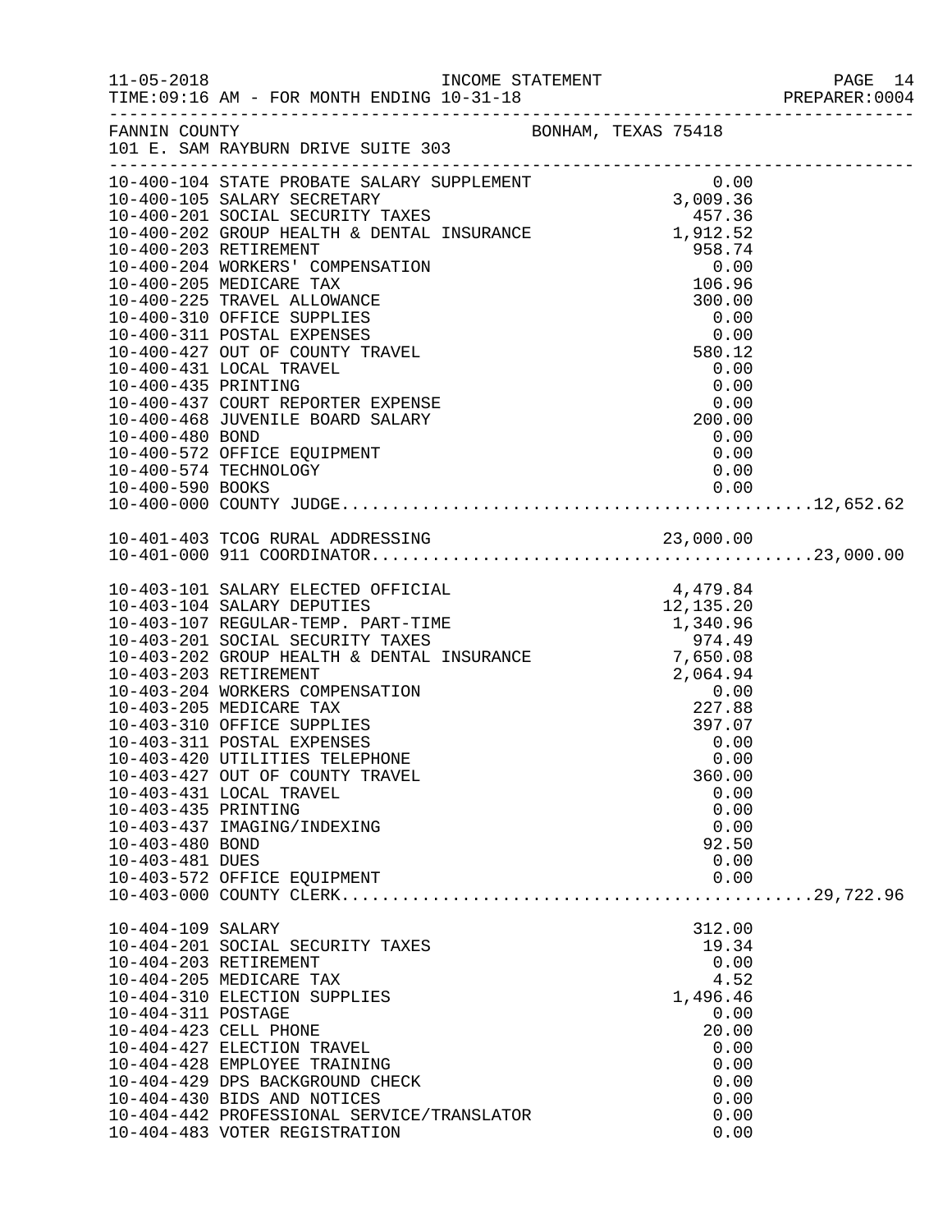11-05-2018 INCOME STATEMENT
TIME:09:16 AM - FOR MONTH ENDING 10-31-18 PREPARER:0004

FANNIN COUNTY BONHAM, TEXAS 75418
101 E. SAM RAYBURN DRIVE SUITE 303

| Account | Description | Amount | Total |
|---|---|---|---|
| 10-400-104 | STATE PROBATE SALARY SUPPLEMENT | 0.00 | |
| 10-400-105 | SALARY SECRETARY | 3,009.36 | |
| 10-400-201 | SOCIAL SECURITY TAXES | 457.36 | |
| 10-400-202 | GROUP HEALTH & DENTAL INSURANCE | 1,912.52 | |
| 10-400-203 | RETIREMENT | 958.74 | |
| 10-400-204 | WORKERS' COMPENSATION | 0.00 | |
| 10-400-205 | MEDICARE TAX | 106.96 | |
| 10-400-225 | TRAVEL ALLOWANCE | 300.00 | |
| 10-400-310 | OFFICE SUPPLIES | 0.00 | |
| 10-400-311 | POSTAL EXPENSES | 0.00 | |
| 10-400-427 | OUT OF COUNTY TRAVEL | 580.12 | |
| 10-400-431 | LOCAL TRAVEL | 0.00 | |
| 10-400-435 | PRINTING | 0.00 | |
| 10-400-437 | COURT REPORTER EXPENSE | 0.00 | |
| 10-400-468 | JUVENILE BOARD SALARY | 200.00 | |
| 10-400-480 | BOND | 0.00 | |
| 10-400-572 | OFFICE EQUIPMENT | 0.00 | |
| 10-400-574 | TECHNOLOGY | 0.00 | |
| 10-400-590 | BOOKS | 0.00 | |
| 10-400-000 | COUNTY JUDGE | | 12,652.62 |
| 10-401-403 | TCOG RURAL ADDRESSING | 23,000.00 | |
| 10-401-000 | 911 COORDINATOR | | 23,000.00 |
| 10-403-101 | SALARY ELECTED OFFICIAL | 4,479.84 | |
| 10-403-104 | SALARY DEPUTIES | 12,135.20 | |
| 10-403-107 | REGULAR-TEMP. PART-TIME | 1,340.96 | |
| 10-403-201 | SOCIAL SECURITY TAXES | 974.49 | |
| 10-403-202 | GROUP HEALTH & DENTAL INSURANCE | 7,650.08 | |
| 10-403-203 | RETIREMENT | 2,064.94 | |
| 10-403-204 | WORKERS COMPENSATION | 0.00 | |
| 10-403-205 | MEDICARE TAX | 227.88 | |
| 10-403-310 | OFFICE SUPPLIES | 397.07 | |
| 10-403-311 | POSTAL EXPENSES | 0.00 | |
| 10-403-420 | UTILITIES TELEPHONE | 0.00 | |
| 10-403-427 | OUT OF COUNTY TRAVEL | 360.00 | |
| 10-403-431 | LOCAL TRAVEL | 0.00 | |
| 10-403-435 | PRINTING | 0.00 | |
| 10-403-437 | IMAGING/INDEXING | 0.00 | |
| 10-403-480 | BOND | 92.50 | |
| 10-403-481 | DUES | 0.00 | |
| 10-403-572 | OFFICE EQUIPMENT | 0.00 | |
| 10-403-000 | COUNTY CLERK | | 29,722.96 |
| 10-404-109 | SALARY | 312.00 | |
| 10-404-201 | SOCIAL SECURITY TAXES | 19.34 | |
| 10-404-203 | RETIREMENT | 0.00 | |
| 10-404-205 | MEDICARE TAX | 4.52 | |
| 10-404-310 | ELECTION SUPPLIES | 1,496.46 | |
| 10-404-311 | POSTAGE | 0.00 | |
| 10-404-423 | CELL PHONE | 20.00 | |
| 10-404-427 | ELECTION TRAVEL | 0.00 | |
| 10-404-428 | EMPLOYEE TRAINING | 0.00 | |
| 10-404-429 | DPS BACKGROUND CHECK | 0.00 | |
| 10-404-430 | BIDS AND NOTICES | 0.00 | |
| 10-404-442 | PROFESSIONAL SERVICE/TRANSLATOR | 0.00 | |
| 10-404-483 | VOTER REGISTRATION | 0.00 | |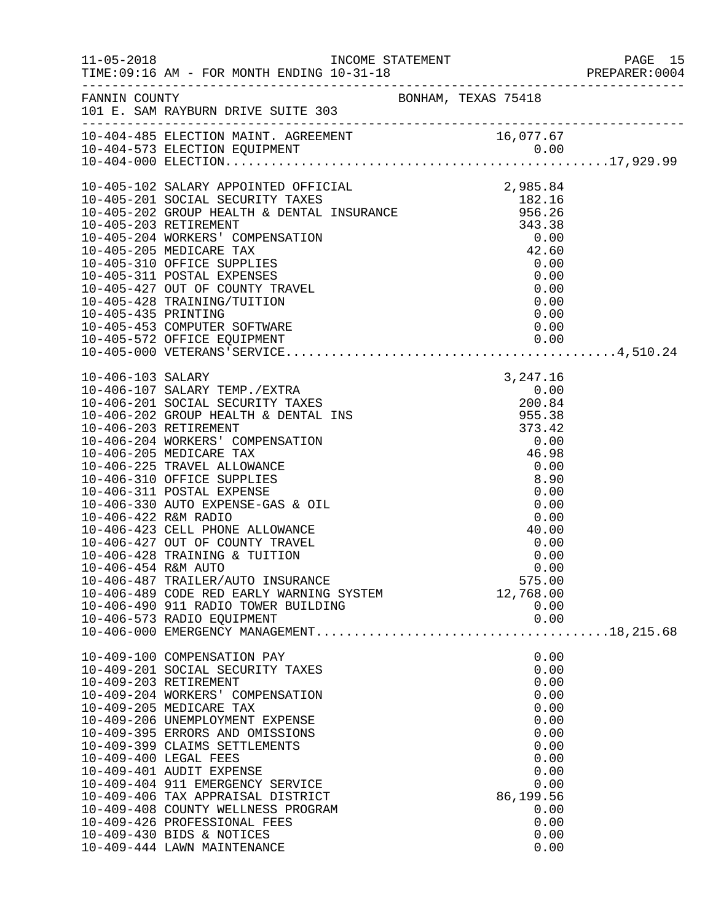11-05-2018 INCOME STATEMENT
TIME:09:16 AM - FOR MONTH ENDING 10-31-18
PREPARER:0004

FANNIN COUNTY BONHAM, TEXAS 75418
101 E. SAM RAYBURN DRIVE SUITE 303

| Account | Description | Amount | Total |
|---|---|---|---|
| 10-404-485 | ELECTION MAINT. AGREEMENT | 16,077.67 | |
| 10-404-573 | ELECTION EQUIPMENT | 0.00 | |
| 10-404-000 | ELECTION | | 17,929.99 |
| 10-405-102 | SALARY APPOINTED OFFICIAL | 2,985.84 | |
| 10-405-201 | SOCIAL SECURITY TAXES | 182.16 | |
| 10-405-202 | GROUP HEALTH & DENTAL INSURANCE | 956.26 | |
| 10-405-203 | RETIREMENT | 343.38 | |
| 10-405-204 | WORKERS' COMPENSATION | 0.00 | |
| 10-405-205 | MEDICARE TAX | 42.60 | |
| 10-405-310 | OFFICE SUPPLIES | 0.00 | |
| 10-405-311 | POSTAL EXPENSES | 0.00 | |
| 10-405-427 | OUT OF COUNTY TRAVEL | 0.00 | |
| 10-405-428 | TRAINING/TUITION | 0.00 | |
| 10-405-435 | PRINTING | 0.00 | |
| 10-405-453 | COMPUTER SOFTWARE | 0.00 | |
| 10-405-572 | OFFICE EQUIPMENT | 0.00 | |
| 10-405-000 | VETERANS'SERVICE | | 4,510.24 |
| 10-406-103 | SALARY | 3,247.16 | |
| 10-406-107 | SALARY TEMP./EXTRA | 0.00 | |
| 10-406-201 | SOCIAL SECURITY TAXES | 200.84 | |
| 10-406-202 | GROUP HEALTH & DENTAL INS | 955.38 | |
| 10-406-203 | RETIREMENT | 373.42 | |
| 10-406-204 | WORKERS' COMPENSATION | 0.00 | |
| 10-406-205 | MEDICARE TAX | 46.98 | |
| 10-406-225 | TRAVEL ALLOWANCE | 0.00 | |
| 10-406-310 | OFFICE SUPPLIES | 8.90 | |
| 10-406-311 | POSTAL EXPENSE | 0.00 | |
| 10-406-330 | AUTO EXPENSE-GAS & OIL | 0.00 | |
| 10-406-422 | R&M RADIO | 0.00 | |
| 10-406-423 | CELL PHONE ALLOWANCE | 40.00 | |
| 10-406-427 | OUT OF COUNTY TRAVEL | 0.00 | |
| 10-406-428 | TRAINING & TUITION | 0.00 | |
| 10-406-454 | R&M AUTO | 0.00 | |
| 10-406-487 | TRAILER/AUTO INSURANCE | 575.00 | |
| 10-406-489 | CODE RED EARLY WARNING SYSTEM | 12,768.00 | |
| 10-406-490 | 911 RADIO TOWER BUILDING | 0.00 | |
| 10-406-573 | RADIO EQUIPMENT | 0.00 | |
| 10-406-000 | EMERGENCY MANAGEMENT | | 18,215.68 |
| 10-409-100 | COMPENSATION PAY | 0.00 | |
| 10-409-201 | SOCIAL SECURITY TAXES | 0.00 | |
| 10-409-203 | RETIREMENT | 0.00 | |
| 10-409-204 | WORKERS' COMPENSATION | 0.00 | |
| 10-409-205 | MEDICARE TAX | 0.00 | |
| 10-409-206 | UNEMPLOYMENT EXPENSE | 0.00 | |
| 10-409-395 | ERRORS AND OMISSIONS | 0.00 | |
| 10-409-399 | CLAIMS SETTLEMENTS | 0.00 | |
| 10-409-400 | LEGAL FEES | 0.00 | |
| 10-409-401 | AUDIT EXPENSE | 0.00 | |
| 10-409-404 | 911 EMERGENCY SERVICE | 0.00 | |
| 10-409-406 | TAX APPRAISAL DISTRICT | 86,199.56 | |
| 10-409-408 | COUNTY WELLNESS PROGRAM | 0.00 | |
| 10-409-426 | PROFESSIONAL FEES | 0.00 | |
| 10-409-430 | BIDS & NOTICES | 0.00 | |
| 10-409-444 | LAWN MAINTENANCE | 0.00 | |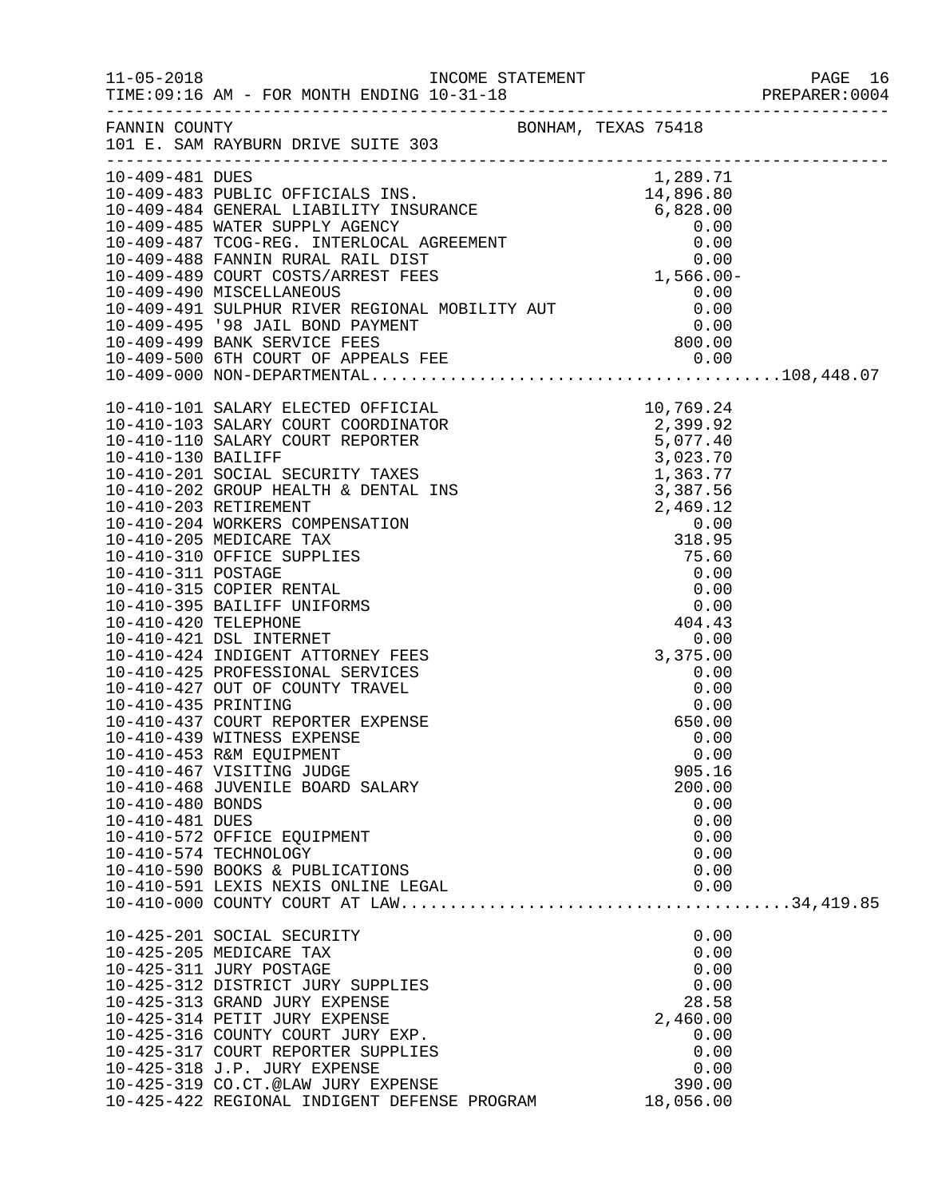INCOME STATEMENT

TIME:09:16 AM - FOR MONTH ENDING 10-31-18

FANNIN COUNTY — BONHAM, TEXAS 75418

101 E. SAM RAYBURN DRIVE SUITE 303

| Account | Amount | Total |
|---|---|---|
| 10-409-481 DUES | 1,289.71 | |
| 10-409-483 PUBLIC OFFICIALS INS. | 14,896.80 | |
| 10-409-484 GENERAL LIABILITY INSURANCE | 6,828.00 | |
| 10-409-485 WATER SUPPLY AGENCY | 0.00 | |
| 10-409-487 TCOG-REG. INTERLOCAL AGREEMENT | 0.00 | |
| 10-409-488 FANNIN RURAL RAIL DIST | 0.00 | |
| 10-409-489 COURT COSTS/ARREST FEES | 1,566.00- | |
| 10-409-490 MISCELLANEOUS | 0.00 | |
| 10-409-491 SULPHUR RIVER REGIONAL MOBILITY AUT | 0.00 | |
| 10-409-495 '98 JAIL BOND PAYMENT | 0.00 | |
| 10-409-499 BANK SERVICE FEES | 800.00 | |
| 10-409-500 6TH COURT OF APPEALS FEE | 0.00 | |
| 10-409-000 NON-DEPARTMENTAL | | 108,448.07 |
| 10-410-101 SALARY ELECTED OFFICIAL | 10,769.24 | |
| 10-410-103 SALARY COURT COORDINATOR | 2,399.92 | |
| 10-410-110 SALARY COURT REPORTER | 5,077.40 | |
| 10-410-130 BAILIFF | 3,023.70 | |
| 10-410-201 SOCIAL SECURITY TAXES | 1,363.77 | |
| 10-410-202 GROUP HEALTH & DENTAL INS | 3,387.56 | |
| 10-410-203 RETIREMENT | 2,469.12 | |
| 10-410-204 WORKERS COMPENSATION | 0.00 | |
| 10-410-205 MEDICARE TAX | 318.95 | |
| 10-410-310 OFFICE SUPPLIES | 75.60 | |
| 10-410-311 POSTAGE | 0.00 | |
| 10-410-315 COPIER RENTAL | 0.00 | |
| 10-410-395 BAILIFF UNIFORMS | 0.00 | |
| 10-410-420 TELEPHONE | 404.43 | |
| 10-410-421 DSL INTERNET | 0.00 | |
| 10-410-424 INDIGENT ATTORNEY FEES | 3,375.00 | |
| 10-410-425 PROFESSIONAL SERVICES | 0.00 | |
| 10-410-427 OUT OF COUNTY TRAVEL | 0.00 | |
| 10-410-435 PRINTING | 0.00 | |
| 10-410-437 COURT REPORTER EXPENSE | 650.00 | |
| 10-410-439 WITNESS EXPENSE | 0.00 | |
| 10-410-453 R&M EQUIPMENT | 0.00 | |
| 10-410-467 VISITING JUDGE | 905.16 | |
| 10-410-468 JUVENILE BOARD SALARY | 200.00 | |
| 10-410-480 BONDS | 0.00 | |
| 10-410-481 DUES | 0.00 | |
| 10-410-572 OFFICE EQUIPMENT | 0.00 | |
| 10-410-574 TECHNOLOGY | 0.00 | |
| 10-410-590 BOOKS & PUBLICATIONS | 0.00 | |
| 10-410-591 LEXIS NEXIS ONLINE LEGAL | 0.00 | |
| 10-410-000 COUNTY COURT AT LAW | | 34,419.85 |
| 10-425-201 SOCIAL SECURITY | 0.00 | |
| 10-425-205 MEDICARE TAX | 0.00 | |
| 10-425-311 JURY POSTAGE | 0.00 | |
| 10-425-312 DISTRICT JURY SUPPLIES | 0.00 | |
| 10-425-313 GRAND JURY EXPENSE | 28.58 | |
| 10-425-314 PETIT JURY EXPENSE | 2,460.00 | |
| 10-425-316 COUNTY COURT JURY EXP. | 0.00 | |
| 10-425-317 COURT REPORTER SUPPLIES | 0.00 | |
| 10-425-318 J.P. JURY EXPENSE | 0.00 | |
| 10-425-319 CO.CT.@LAW JURY EXPENSE | 390.00 | |
| 10-425-422 REGIONAL INDIGENT DEFENSE PROGRAM | 18,056.00 | |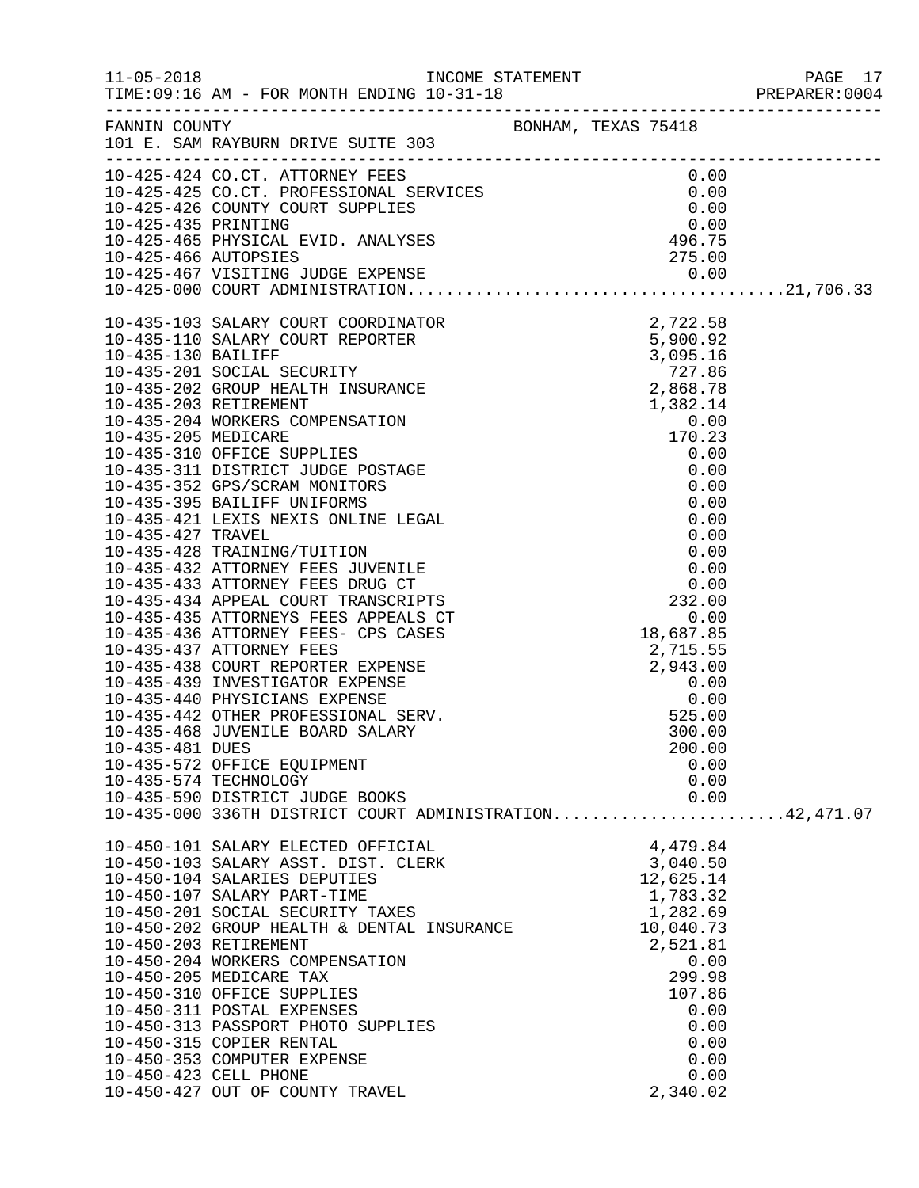11-05-2018 INCOME STATEMENT
TIME:09:16 AM - FOR MONTH ENDING 10-31-18 PREPARER:0004

FANNIN COUNTY BONHAM, TEXAS 75418
101 E. SAM RAYBURN DRIVE SUITE 303

| Account | Description | Amount | Total |
|---|---|---|---|
| 10-425-424 | CO.CT. ATTORNEY FEES | 0.00 | |
| 10-425-425 | CO.CT. PROFESSIONAL SERVICES | 0.00 | |
| 10-425-426 | COUNTY COURT SUPPLIES | 0.00 | |
| 10-425-435 | PRINTING | 0.00 | |
| 10-425-465 | PHYSICAL EVID. ANALYSES | 496.75 | |
| 10-425-466 | AUTOPSIES | 275.00 | |
| 10-425-467 | VISITING JUDGE EXPENSE | 0.00 | |
| 10-425-000 | COURT ADMINISTRATION | | 21,706.33 |
| 10-435-103 | SALARY COURT COORDINATOR | 2,722.58 | |
| 10-435-110 | SALARY COURT REPORTER | 5,900.92 | |
| 10-435-130 | BAILIFF | 3,095.16 | |
| 10-435-201 | SOCIAL SECURITY | 727.86 | |
| 10-435-202 | GROUP HEALTH INSURANCE | 2,868.78 | |
| 10-435-203 | RETIREMENT | 1,382.14 | |
| 10-435-204 | WORKERS COMPENSATION | 0.00 | |
| 10-435-205 | MEDICARE | 170.23 | |
| 10-435-310 | OFFICE SUPPLIES | 0.00 | |
| 10-435-311 | DISTRICT JUDGE POSTAGE | 0.00 | |
| 10-435-352 | GPS/SCRAM MONITORS | 0.00 | |
| 10-435-395 | BAILIFF UNIFORMS | 0.00 | |
| 10-435-421 | LEXIS NEXIS ONLINE LEGAL | 0.00 | |
| 10-435-427 | TRAVEL | 0.00 | |
| 10-435-428 | TRAINING/TUITION | 0.00 | |
| 10-435-432 | ATTORNEY FEES JUVENILE | 0.00 | |
| 10-435-433 | ATTORNEY FEES DRUG CT | 0.00 | |
| 10-435-434 | APPEAL COURT TRANSCRIPTS | 232.00 | |
| 10-435-435 | ATTORNEYS FEES APPEALS CT | 0.00 | |
| 10-435-436 | ATTORNEY FEES- CPS CASES | 18,687.85 | |
| 10-435-437 | ATTORNEY FEES | 2,715.55 | |
| 10-435-438 | COURT REPORTER EXPENSE | 2,943.00 | |
| 10-435-439 | INVESTIGATOR EXPENSE | 0.00 | |
| 10-435-440 | PHYSICIANS EXPENSE | 0.00 | |
| 10-435-442 | OTHER PROFESSIONAL SERV. | 525.00 | |
| 10-435-468 | JUVENILE BOARD SALARY | 300.00 | |
| 10-435-481 | DUES | 200.00 | |
| 10-435-572 | OFFICE EQUIPMENT | 0.00 | |
| 10-435-574 | TECHNOLOGY | 0.00 | |
| 10-435-590 | DISTRICT JUDGE BOOKS | 0.00 | |
| 10-435-000 | 336TH DISTRICT COURT ADMINISTRATION | | 42,471.07 |
| 10-450-101 | SALARY ELECTED OFFICIAL | 4,479.84 | |
| 10-450-103 | SALARY ASST. DIST. CLERK | 3,040.50 | |
| 10-450-104 | SALARIES DEPUTIES | 12,625.14 | |
| 10-450-107 | SALARY PART-TIME | 1,783.32 | |
| 10-450-201 | SOCIAL SECURITY TAXES | 1,282.69 | |
| 10-450-202 | GROUP HEALTH & DENTAL INSURANCE | 10,040.73 | |
| 10-450-203 | RETIREMENT | 2,521.81 | |
| 10-450-204 | WORKERS COMPENSATION | 0.00 | |
| 10-450-205 | MEDICARE TAX | 299.98 | |
| 10-450-310 | OFFICE SUPPLIES | 107.86 | |
| 10-450-311 | POSTAL EXPENSES | 0.00 | |
| 10-450-313 | PASSPORT PHOTO SUPPLIES | 0.00 | |
| 10-450-315 | COPIER RENTAL | 0.00 | |
| 10-450-353 | COMPUTER EXPENSE | 0.00 | |
| 10-450-423 | CELL PHONE | 0.00 | |
| 10-450-427 | OUT OF COUNTY TRAVEL | 2,340.02 | |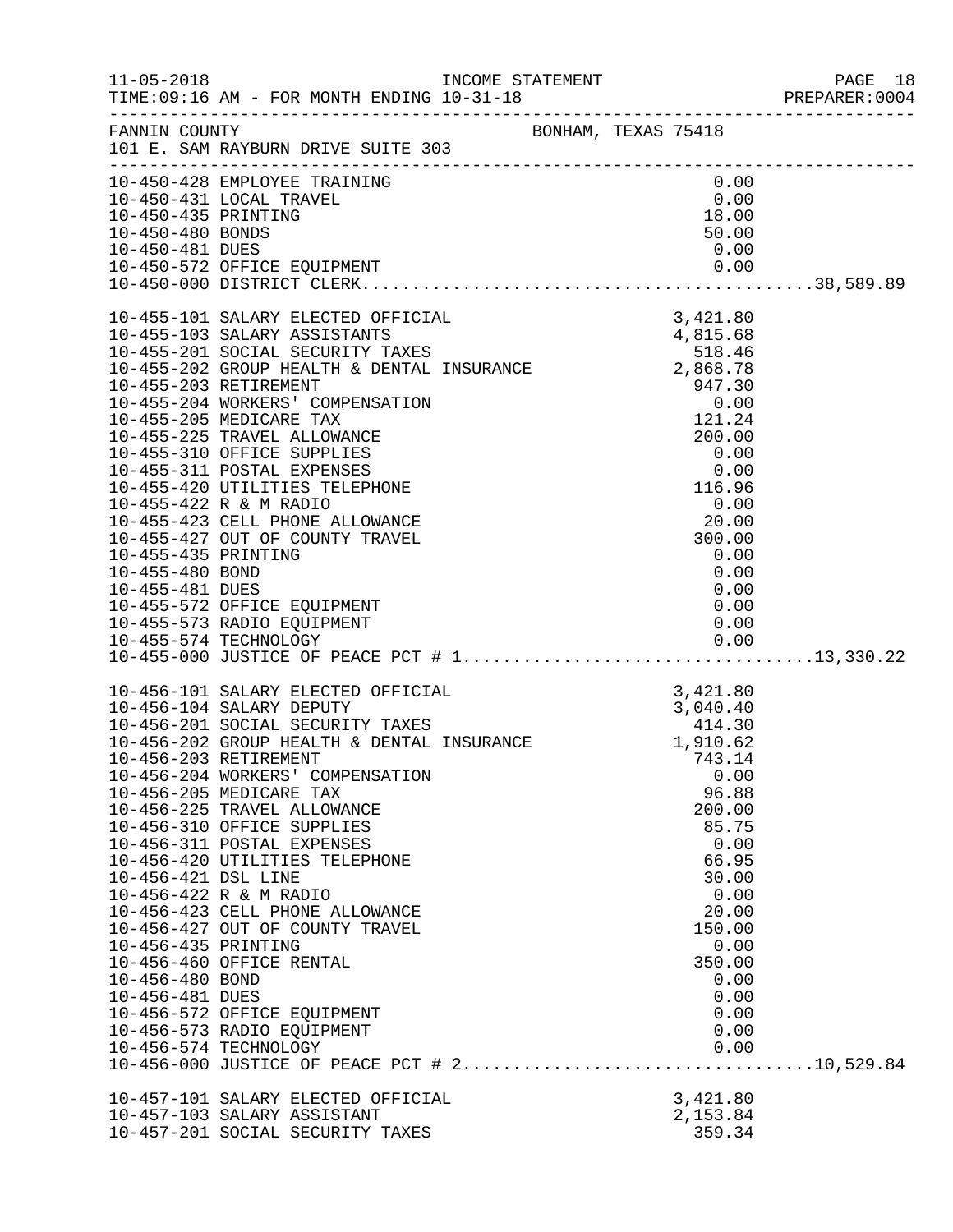FANNIN COUNTY — BONHAM, TEXAS 75418
101 E. SAM RAYBURN DRIVE SUITE 303

INCOME STATEMENT
TIME: 09:16 AM - FOR MONTH ENDING 10-31-18

| Account | Description | Amount | Total |
|---|---|---|---|
| 10-450-428 | EMPLOYEE TRAINING | 0.00 | |
| 10-450-431 | LOCAL TRAVEL | 0.00 | |
| 10-450-435 | PRINTING | 18.00 | |
| 10-450-480 | BONDS | 50.00 | |
| 10-450-481 | DUES | 0.00 | |
| 10-450-572 | OFFICE EQUIPMENT | 0.00 | |
| 10-450-000 | DISTRICT CLERK | | 38,589.89 |
| 10-455-101 | SALARY ELECTED OFFICIAL | 3,421.80 | |
| 10-455-103 | SALARY ASSISTANTS | 4,815.68 | |
| 10-455-201 | SOCIAL SECURITY TAXES | 518.46 | |
| 10-455-202 | GROUP HEALTH & DENTAL INSURANCE | 2,868.78 | |
| 10-455-203 | RETIREMENT | 947.30 | |
| 10-455-204 | WORKERS' COMPENSATION | 0.00 | |
| 10-455-205 | MEDICARE TAX | 121.24 | |
| 10-455-225 | TRAVEL ALLOWANCE | 200.00 | |
| 10-455-310 | OFFICE SUPPLIES | 0.00 | |
| 10-455-311 | POSTAL EXPENSES | 0.00 | |
| 10-455-420 | UTILITIES TELEPHONE | 116.96 | |
| 10-455-422 | R & M RADIO | 0.00 | |
| 10-455-423 | CELL PHONE ALLOWANCE | 20.00 | |
| 10-455-427 | OUT OF COUNTY TRAVEL | 300.00 | |
| 10-455-435 | PRINTING | 0.00 | |
| 10-455-480 | BOND | 0.00 | |
| 10-455-481 | DUES | 0.00 | |
| 10-455-572 | OFFICE EQUIPMENT | 0.00 | |
| 10-455-573 | RADIO EQUIPMENT | 0.00 | |
| 10-455-574 | TECHNOLOGY | 0.00 | |
| 10-455-000 | JUSTICE OF PEACE PCT # 1 | | 13,330.22 |
| 10-456-101 | SALARY ELECTED OFFICIAL | 3,421.80 | |
| 10-456-104 | SALARY DEPUTY | 3,040.40 | |
| 10-456-201 | SOCIAL SECURITY TAXES | 414.30 | |
| 10-456-202 | GROUP HEALTH & DENTAL INSURANCE | 1,910.62 | |
| 10-456-203 | RETIREMENT | 743.14 | |
| 10-456-204 | WORKERS' COMPENSATION | 0.00 | |
| 10-456-205 | MEDICARE TAX | 96.88 | |
| 10-456-225 | TRAVEL ALLOWANCE | 200.00 | |
| 10-456-310 | OFFICE SUPPLIES | 85.75 | |
| 10-456-311 | POSTAL EXPENSES | 0.00 | |
| 10-456-420 | UTILITIES TELEPHONE | 66.95 | |
| 10-456-421 | DSL LINE | 30.00 | |
| 10-456-422 | R & M RADIO | 0.00 | |
| 10-456-423 | CELL PHONE ALLOWANCE | 20.00 | |
| 10-456-427 | OUT OF COUNTY TRAVEL | 150.00 | |
| 10-456-435 | PRINTING | 0.00 | |
| 10-456-460 | OFFICE RENTAL | 350.00 | |
| 10-456-480 | BOND | 0.00 | |
| 10-456-481 | DUES | 0.00 | |
| 10-456-572 | OFFICE EQUIPMENT | 0.00 | |
| 10-456-573 | RADIO EQUIPMENT | 0.00 | |
| 10-456-574 | TECHNOLOGY | 0.00 | |
| 10-456-000 | JUSTICE OF PEACE PCT # 2 | | 10,529.84 |
| 10-457-101 | SALARY ELECTED OFFICIAL | 3,421.80 | |
| 10-457-103 | SALARY ASSISTANT | 2,153.84 | |
| 10-457-201 | SOCIAL SECURITY TAXES | 359.34 | |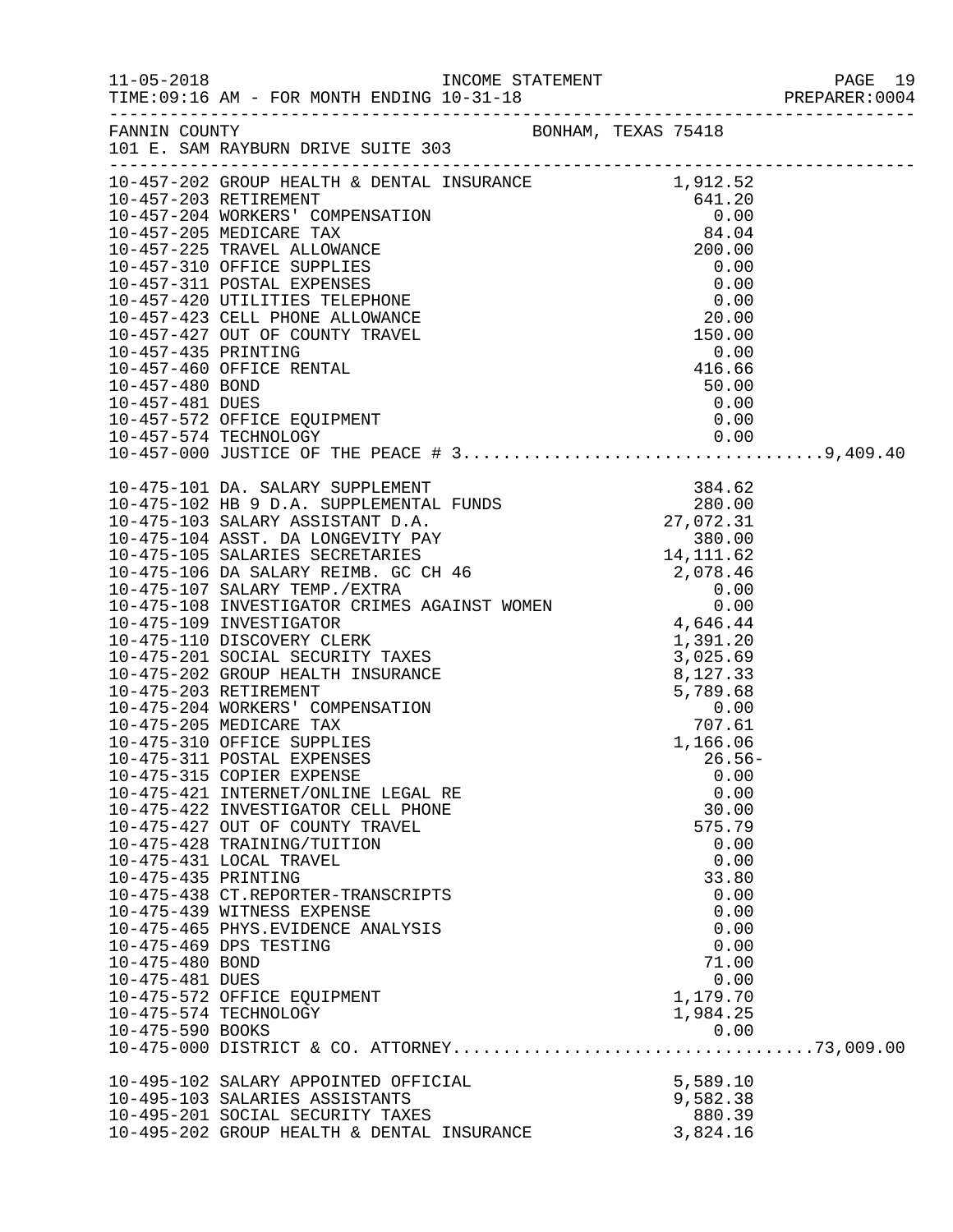FANNIN COUNTY — BONHAM, TEXAS 75418
101 E. SAM RAYBURN DRIVE SUITE 303

INCOME STATEMENT — FOR MONTH ENDING 10-31-18

| Account | Description | Amount | Total |
|---|---|---|---|
| 10-457-202 | GROUP HEALTH & DENTAL INSURANCE | 1,912.52 | |
| 10-457-203 | RETIREMENT | 641.20 | |
| 10-457-204 | WORKERS' COMPENSATION | 0.00 | |
| 10-457-205 | MEDICARE TAX | 84.04 | |
| 10-457-225 | TRAVEL ALLOWANCE | 200.00 | |
| 10-457-310 | OFFICE SUPPLIES | 0.00 | |
| 10-457-311 | POSTAL EXPENSES | 0.00 | |
| 10-457-420 | UTILITIES TELEPHONE | 0.00 | |
| 10-457-423 | CELL PHONE ALLOWANCE | 20.00 | |
| 10-457-427 | OUT OF COUNTY TRAVEL | 150.00 | |
| 10-457-435 | PRINTING | 0.00 | |
| 10-457-460 | OFFICE RENTAL | 416.66 | |
| 10-457-480 | BOND | 50.00 | |
| 10-457-481 | DUES | 0.00 | |
| 10-457-572 | OFFICE EQUIPMENT | 0.00 | |
| 10-457-574 | TECHNOLOGY | 0.00 | |
| 10-457-000 | JUSTICE OF THE PEACE # 3 | | 9,409.40 |
| 10-475-101 | DA. SALARY SUPPLEMENT | 384.62 | |
| 10-475-102 | HB 9 D.A. SUPPLEMENTAL FUNDS | 280.00 | |
| 10-475-103 | SALARY ASSISTANT D.A. | 27,072.31 | |
| 10-475-104 | ASST. DA LONGEVITY PAY | 380.00 | |
| 10-475-105 | SALARIES SECRETARIES | 14,111.62 | |
| 10-475-106 | DA SALARY REIMB. GC CH 46 | 2,078.46 | |
| 10-475-107 | SALARY TEMP./EXTRA | 0.00 | |
| 10-475-108 | INVESTIGATOR CRIMES AGAINST WOMEN | 0.00 | |
| 10-475-109 | INVESTIGATOR | 4,646.44 | |
| 10-475-110 | DISCOVERY CLERK | 1,391.20 | |
| 10-475-201 | SOCIAL SECURITY TAXES | 3,025.69 | |
| 10-475-202 | GROUP HEALTH INSURANCE | 8,127.33 | |
| 10-475-203 | RETIREMENT | 5,789.68 | |
| 10-475-204 | WORKERS' COMPENSATION | 0.00 | |
| 10-475-205 | MEDICARE TAX | 707.61 | |
| 10-475-310 | OFFICE SUPPLIES | 1,166.06 | |
| 10-475-311 | POSTAL EXPENSES | 26.56- | |
| 10-475-315 | COPIER EXPENSE | 0.00 | |
| 10-475-421 | INTERNET/ONLINE LEGAL RE | 0.00 | |
| 10-475-422 | INVESTIGATOR CELL PHONE | 30.00 | |
| 10-475-427 | OUT OF COUNTY TRAVEL | 575.79 | |
| 10-475-428 | TRAINING/TUITION | 0.00 | |
| 10-475-431 | LOCAL TRAVEL | 0.00 | |
| 10-475-435 | PRINTING | 33.80 | |
| 10-475-438 | CT.REPORTER-TRANSCRIPTS | 0.00 | |
| 10-475-439 | WITNESS EXPENSE | 0.00 | |
| 10-475-465 | PHYS.EVIDENCE ANALYSIS | 0.00 | |
| 10-475-469 | DPS TESTING | 0.00 | |
| 10-475-480 | BOND | 71.00 | |
| 10-475-481 | DUES | 0.00 | |
| 10-475-572 | OFFICE EQUIPMENT | 1,179.70 | |
| 10-475-574 | TECHNOLOGY | 1,984.25 | |
| 10-475-590 | BOOKS | 0.00 | |
| 10-475-000 | DISTRICT & CO. ATTORNEY | | 73,009.00 |
| 10-495-102 | SALARY APPOINTED OFFICIAL | 5,589.10 | |
| 10-495-103 | SALARIES ASSISTANTS | 9,582.38 | |
| 10-495-201 | SOCIAL SECURITY TAXES | 880.39 | |
| 10-495-202 | GROUP HEALTH & DENTAL INSURANCE | 3,824.16 | |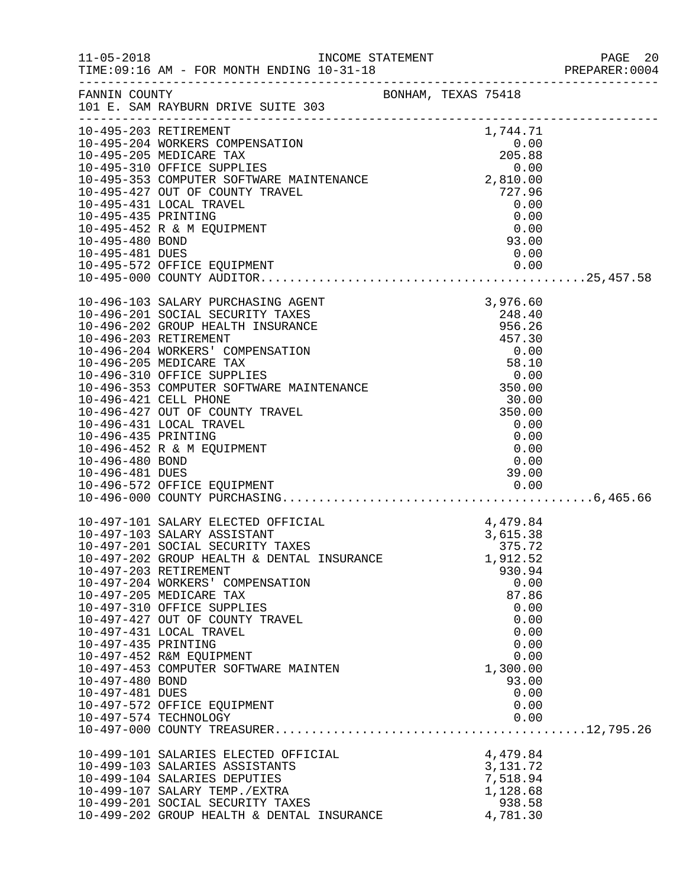11-05-2018 INCOME STATEMENT
TIME:09:16 AM - FOR MONTH ENDING 10-31-18

FANNIN COUNTY BONHAM, TEXAS 75418
101 E. SAM RAYBURN DRIVE SUITE 303

| Account | Description | Amount | Total |
|---|---|---|---|
| 10-495-203 | RETIREMENT | 1,744.71 | |
| 10-495-204 | WORKERS COMPENSATION | 0.00 | |
| 10-495-205 | MEDICARE TAX | 205.88 | |
| 10-495-310 | OFFICE SUPPLIES | 0.00 | |
| 10-495-353 | COMPUTER SOFTWARE MAINTENANCE | 2,810.00 | |
| 10-495-427 | OUT OF COUNTY TRAVEL | 727.96 | |
| 10-495-431 | LOCAL TRAVEL | 0.00 | |
| 10-495-435 | PRINTING | 0.00 | |
| 10-495-452 | R & M EQUIPMENT | 0.00 | |
| 10-495-480 | BOND | 93.00 | |
| 10-495-481 | DUES | 0.00 | |
| 10-495-572 | OFFICE EQUIPMENT | 0.00 | |
| 10-495-000 | COUNTY AUDITOR | | 25,457.58 |
| 10-496-103 | SALARY PURCHASING AGENT | 3,976.60 | |
| 10-496-201 | SOCIAL SECURITY TAXES | 248.40 | |
| 10-496-202 | GROUP HEALTH INSURANCE | 956.26 | |
| 10-496-203 | RETIREMENT | 457.30 | |
| 10-496-204 | WORKERS' COMPENSATION | 0.00 | |
| 10-496-205 | MEDICARE TAX | 58.10 | |
| 10-496-310 | OFFICE SUPPLIES | 0.00 | |
| 10-496-353 | COMPUTER SOFTWARE MAINTENANCE | 350.00 | |
| 10-496-421 | CELL PHONE | 30.00 | |
| 10-496-427 | OUT OF COUNTY TRAVEL | 350.00 | |
| 10-496-431 | LOCAL TRAVEL | 0.00 | |
| 10-496-435 | PRINTING | 0.00 | |
| 10-496-452 | R & M EQUIPMENT | 0.00 | |
| 10-496-480 | BOND | 0.00 | |
| 10-496-481 | DUES | 39.00 | |
| 10-496-572 | OFFICE EQUIPMENT | 0.00 | |
| 10-496-000 | COUNTY PURCHASING | | 6,465.66 |
| 10-497-101 | SALARY ELECTED OFFICIAL | 4,479.84 | |
| 10-497-103 | SALARY ASSISTANT | 3,615.38 | |
| 10-497-201 | SOCIAL SECURITY TAXES | 375.72 | |
| 10-497-202 | GROUP HEALTH & DENTAL INSURANCE | 1,912.52 | |
| 10-497-203 | RETIREMENT | 930.94 | |
| 10-497-204 | WORKERS' COMPENSATION | 0.00 | |
| 10-497-205 | MEDICARE TAX | 87.86 | |
| 10-497-310 | OFFICE SUPPLIES | 0.00 | |
| 10-497-427 | OUT OF COUNTY TRAVEL | 0.00 | |
| 10-497-431 | LOCAL TRAVEL | 0.00 | |
| 10-497-435 | PRINTING | 0.00 | |
| 10-497-452 | R&M EQUIPMENT | 0.00 | |
| 10-497-453 | COMPUTER SOFTWARE MAINTEN | 1,300.00 | |
| 10-497-480 | BOND | 93.00 | |
| 10-497-481 | DUES | 0.00 | |
| 10-497-572 | OFFICE EQUIPMENT | 0.00 | |
| 10-497-574 | TECHNOLOGY | 0.00 | |
| 10-497-000 | COUNTY TREASURER | | 12,795.26 |
| 10-499-101 | SALARIES ELECTED OFFICIAL | 4,479.84 | |
| 10-499-103 | SALARIES ASSISTANTS | 3,131.72 | |
| 10-499-104 | SALARIES DEPUTIES | 7,518.94 | |
| 10-499-107 | SALARY TEMP./EXTRA | 1,128.68 | |
| 10-499-201 | SOCIAL SECURITY TAXES | 938.58 | |
| 10-499-202 | GROUP HEALTH & DENTAL INSURANCE | 4,781.30 | |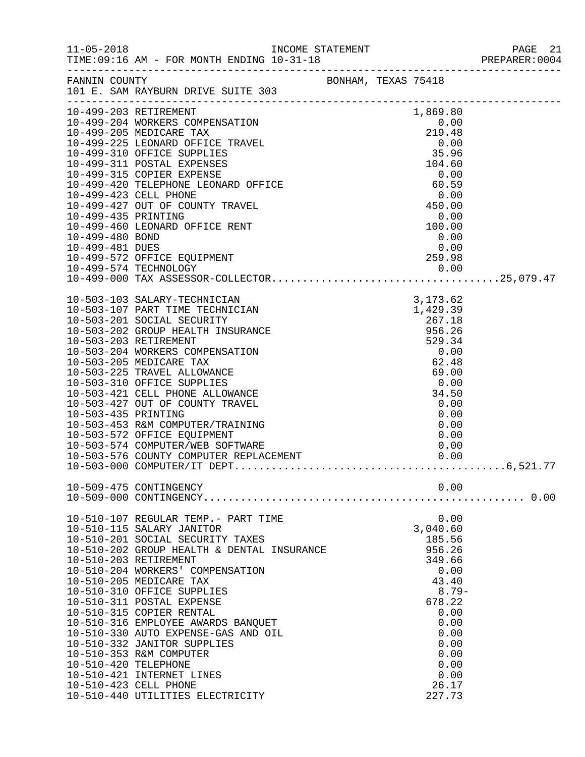INCOME STATEMENT

TIME:09:16 AM - FOR MONTH ENDING 10-31-18

PREPARER:0004

FANNIN COUNTY — BONHAM, TEXAS 75418

101 E. SAM RAYBURN DRIVE SUITE 303

| Account | Description | Amount | Total |
|---|---|---|---|
| 10-499-203 | RETIREMENT | 1,869.80 | |
| 10-499-204 | WORKERS COMPENSATION | 0.00 | |
| 10-499-205 | MEDICARE TAX | 219.48 | |
| 10-499-225 | LEONARD OFFICE TRAVEL | 0.00 | |
| 10-499-310 | OFFICE SUPPLIES | 35.96 | |
| 10-499-311 | POSTAL EXPENSES | 104.60 | |
| 10-499-315 | COPIER EXPENSE | 0.00 | |
| 10-499-420 | TELEPHONE LEONARD OFFICE | 60.59 | |
| 10-499-423 | CELL PHONE | 0.00 | |
| 10-499-427 | OUT OF COUNTY TRAVEL | 450.00 | |
| 10-499-435 | PRINTING | 0.00 | |
| 10-499-460 | LEONARD OFFICE RENT | 100.00 | |
| 10-499-480 | BOND | 0.00 | |
| 10-499-481 | DUES | 0.00 | |
| 10-499-572 | OFFICE EQUIPMENT | 259.98 | |
| 10-499-574 | TECHNOLOGY | 0.00 | |
| 10-499-000 | TAX ASSESSOR-COLLECTOR | | 25,079.47 |
| 10-503-103 | SALARY-TECHNICIAN | 3,173.62 | |
| 10-503-107 | PART TIME TECHNICIAN | 1,429.39 | |
| 10-503-201 | SOCIAL SECURITY | 267.18 | |
| 10-503-202 | GROUP HEALTH INSURANCE | 956.26 | |
| 10-503-203 | RETIREMENT | 529.34 | |
| 10-503-204 | WORKERS COMPENSATION | 0.00 | |
| 10-503-205 | MEDICARE TAX | 62.48 | |
| 10-503-225 | TRAVEL ALLOWANCE | 69.00 | |
| 10-503-310 | OFFICE SUPPLIES | 0.00 | |
| 10-503-421 | CELL PHONE ALLOWANCE | 34.50 | |
| 10-503-427 | OUT OF COUNTY TRAVEL | 0.00 | |
| 10-503-435 | PRINTING | 0.00 | |
| 10-503-453 | R&M COMPUTER/TRAINING | 0.00 | |
| 10-503-572 | OFFICE EQUIPMENT | 0.00 | |
| 10-503-574 | COMPUTER/WEB SOFTWARE | 0.00 | |
| 10-503-576 | COUNTY COMPUTER REPLACEMENT | 0.00 | |
| 10-503-000 | COMPUTER/IT DEPT | | 6,521.77 |
| 10-509-475 | CONTINGENCY | 0.00 | |
| 10-509-000 | CONTINGENCY | | 0.00 |
| 10-510-107 | REGULAR TEMP.- PART TIME | 0.00 | |
| 10-510-115 | SALARY JANITOR | 3,040.60 | |
| 10-510-201 | SOCIAL SECURITY TAXES | 185.56 | |
| 10-510-202 | GROUP HEALTH & DENTAL INSURANCE | 956.26 | |
| 10-510-203 | RETIREMENT | 349.66 | |
| 10-510-204 | WORKERS' COMPENSATION | 0.00 | |
| 10-510-205 | MEDICARE TAX | 43.40 | |
| 10-510-310 | OFFICE SUPPLIES | 8.79- | |
| 10-510-311 | POSTAL EXPENSE | 678.22 | |
| 10-510-315 | COPIER RENTAL | 0.00 | |
| 10-510-316 | EMPLOYEE AWARDS BANQUET | 0.00 | |
| 10-510-330 | AUTO EXPENSE-GAS AND OIL | 0.00 | |
| 10-510-332 | JANITOR SUPPLIES | 0.00 | |
| 10-510-353 | R&M COMPUTER | 0.00 | |
| 10-510-420 | TELEPHONE | 0.00 | |
| 10-510-421 | INTERNET LINES | 0.00 | |
| 10-510-423 | CELL PHONE | 26.17 | |
| 10-510-440 | UTILITIES ELECTRICITY | 227.73 | |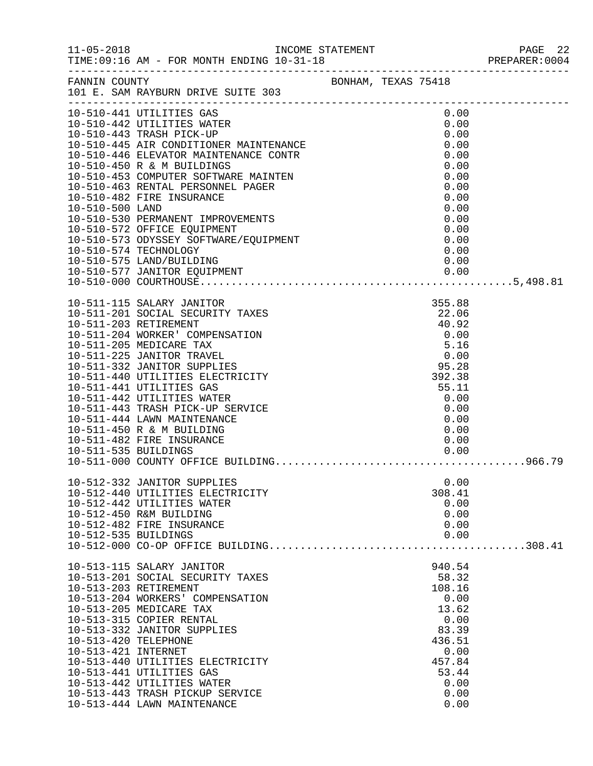INCOME STATEMENT

11-05-2018
TIME:09:16 AM - FOR MONTH ENDING 10-31-18

PREPARER:0004

FANNIN COUNTY — BONHAM, TEXAS 75418
101 E. SAM RAYBURN DRIVE SUITE 303

| Account | Description | Amount | Total |
|---|---|---|---|
| 10-510-441 | UTILITIES GAS | 0.00 | |
| 10-510-442 | UTILITIES WATER | 0.00 | |
| 10-510-443 | TRASH PICK-UP | 0.00 | |
| 10-510-445 | AIR CONDITIONER MAINTENANCE | 0.00 | |
| 10-510-446 | ELEVATOR MAINTENANCE CONTR | 0.00 | |
| 10-510-450 | R & M BUILDINGS | 0.00 | |
| 10-510-453 | COMPUTER SOFTWARE MAINTEN | 0.00 | |
| 10-510-463 | RENTAL PERSONNEL PAGER | 0.00 | |
| 10-510-482 | FIRE INSURANCE | 0.00 | |
| 10-510-500 | LAND | 0.00 | |
| 10-510-530 | PERMANENT IMPROVEMENTS | 0.00 | |
| 10-510-572 | OFFICE EQUIPMENT | 0.00 | |
| 10-510-573 | ODYSSEY SOFTWARE/EQUIPMENT | 0.00 | |
| 10-510-574 | TECHNOLOGY | 0.00 | |
| 10-510-575 | LAND/BUILDING | 0.00 | |
| 10-510-577 | JANITOR EQUIPMENT | 0.00 | |
| 10-510-000 | COURTHOUSE | | 5,498.81 |
| 10-511-115 | SALARY JANITOR | 355.88 | |
| 10-511-201 | SOCIAL SECURITY TAXES | 22.06 | |
| 10-511-203 | RETIREMENT | 40.92 | |
| 10-511-204 | WORKER' COMPENSATION | 0.00 | |
| 10-511-205 | MEDICARE TAX | 5.16 | |
| 10-511-225 | JANITOR TRAVEL | 0.00 | |
| 10-511-332 | JANITOR SUPPLIES | 95.28 | |
| 10-511-440 | UTILITIES ELECTRICITY | 392.38 | |
| 10-511-441 | UTILITIES GAS | 55.11 | |
| 10-511-442 | UTILITIES WATER | 0.00 | |
| 10-511-443 | TRASH PICK-UP SERVICE | 0.00 | |
| 10-511-444 | LAWN MAINTENANCE | 0.00 | |
| 10-511-450 | R & M BUILDING | 0.00 | |
| 10-511-482 | FIRE INSURANCE | 0.00 | |
| 10-511-535 | BUILDINGS | 0.00 | |
| 10-511-000 | COUNTY OFFICE BUILDING | | 966.79 |
| 10-512-332 | JANITOR SUPPLIES | 0.00 | |
| 10-512-440 | UTILITIES ELECTRICITY | 308.41 | |
| 10-512-442 | UTILITIES WATER | 0.00 | |
| 10-512-450 | R&M BUILDING | 0.00 | |
| 10-512-482 | FIRE INSURANCE | 0.00 | |
| 10-512-535 | BUILDINGS | 0.00 | |
| 10-512-000 | CO-OP OFFICE BUILDING | | 308.41 |
| 10-513-115 | SALARY JANITOR | 940.54 | |
| 10-513-201 | SOCIAL SECURITY TAXES | 58.32 | |
| 10-513-203 | RETIREMENT | 108.16 | |
| 10-513-204 | WORKERS' COMPENSATION | 0.00 | |
| 10-513-205 | MEDICARE TAX | 13.62 | |
| 10-513-315 | COPIER RENTAL | 0.00 | |
| 10-513-332 | JANITOR SUPPLIES | 83.39 | |
| 10-513-420 | TELEPHONE | 436.51 | |
| 10-513-421 | INTERNET | 0.00 | |
| 10-513-440 | UTILITIES ELECTRICITY | 457.84 | |
| 10-513-441 | UTILITIES GAS | 53.44 | |
| 10-513-442 | UTILITIES WATER | 0.00 | |
| 10-513-443 | TRASH PICKUP SERVICE | 0.00 | |
| 10-513-444 | LAWN MAINTENANCE | 0.00 | |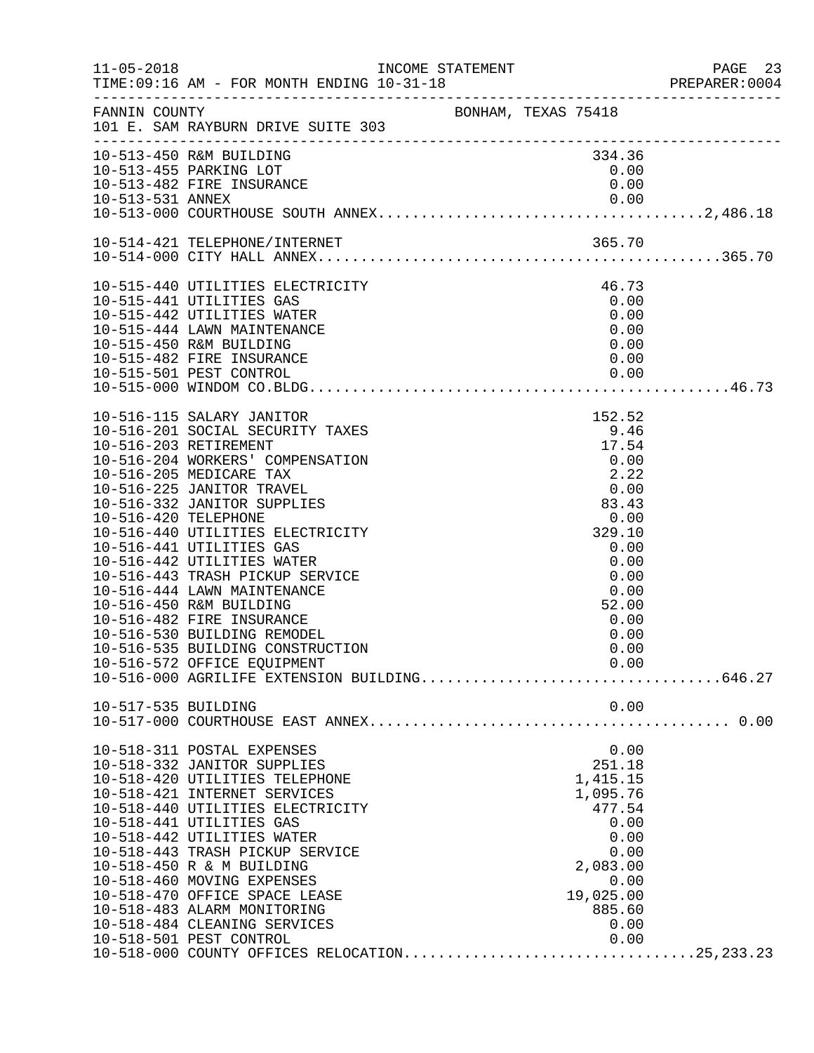INCOME STATEMENT

11-05-2018 TIME:09:16 AM - FOR MONTH ENDING 10-31-18 PREPARER:0004

FANNIN COUNTY BONHAM, TEXAS 75418
101 E. SAM RAYBURN DRIVE SUITE 303

| Account | Description | Amount | Total |
|---|---|---|---|
| 10-513-450 | R&M BUILDING | 334.36 | |
| 10-513-455 | PARKING LOT | 0.00 | |
| 10-513-482 | FIRE INSURANCE | 0.00 | |
| 10-513-531 | ANNEX | 0.00 | |
| 10-513-000 | COURTHOUSE SOUTH ANNEX | | 2,486.18 |
| 10-514-421 | TELEPHONE/INTERNET | 365.70 | |
| 10-514-000 | CITY HALL ANNEX | | 365.70 |
| 10-515-440 | UTILITIES ELECTRICITY | 46.73 | |
| 10-515-441 | UTILITIES GAS | 0.00 | |
| 10-515-442 | UTILITIES WATER | 0.00 | |
| 10-515-444 | LAWN MAINTENANCE | 0.00 | |
| 10-515-450 | R&M BUILDING | 0.00 | |
| 10-515-482 | FIRE INSURANCE | 0.00 | |
| 10-515-501 | PEST CONTROL | 0.00 | |
| 10-515-000 | WINDOM CO.BLDG. | | 46.73 |
| 10-516-115 | SALARY JANITOR | 152.52 | |
| 10-516-201 | SOCIAL SECURITY TAXES | 9.46 | |
| 10-516-203 | RETIREMENT | 17.54 | |
| 10-516-204 | WORKERS' COMPENSATION | 0.00 | |
| 10-516-205 | MEDICARE TAX | 2.22 | |
| 10-516-225 | JANITOR TRAVEL | 0.00 | |
| 10-516-332 | JANITOR SUPPLIES | 83.43 | |
| 10-516-420 | TELEPHONE | 0.00 | |
| 10-516-440 | UTILITIES ELECTRICITY | 329.10 | |
| 10-516-441 | UTILITIES GAS | 0.00 | |
| 10-516-442 | UTILITIES WATER | 0.00 | |
| 10-516-443 | TRASH PICKUP SERVICE | 0.00 | |
| 10-516-444 | LAWN MAINTENANCE | 0.00 | |
| 10-516-450 | R&M BUILDING | 52.00 | |
| 10-516-482 | FIRE INSURANCE | 0.00 | |
| 10-516-530 | BUILDING REMODEL | 0.00 | |
| 10-516-535 | BUILDING CONSTRUCTION | 0.00 | |
| 10-516-572 | OFFICE EQUIPMENT | 0.00 | |
| 10-516-000 | AGRILIFE EXTENSION BUILDING | | 646.27 |
| 10-517-535 | BUILDING | 0.00 | |
| 10-517-000 | COURTHOUSE EAST ANNEX | | 0.00 |
| 10-518-311 | POSTAL EXPENSES | 0.00 | |
| 10-518-332 | JANITOR SUPPLIES | 251.18 | |
| 10-518-420 | UTILITIES TELEPHONE | 1,415.15 | |
| 10-518-421 | INTERNET SERVICES | 1,095.76 | |
| 10-518-440 | UTILITIES ELECTRICITY | 477.54 | |
| 10-518-441 | UTILITIES GAS | 0.00 | |
| 10-518-442 | UTILITIES WATER | 0.00 | |
| 10-518-443 | TRASH PICKUP SERVICE | 0.00 | |
| 10-518-450 | R & M BUILDING | 2,083.00 | |
| 10-518-460 | MOVING EXPENSES | 0.00 | |
| 10-518-470 | OFFICE SPACE LEASE | 19,025.00 | |
| 10-518-483 | ALARM MONITORING | 885.60 | |
| 10-518-484 | CLEANING SERVICES | 0.00 | |
| 10-518-501 | PEST CONTROL | 0.00 | |
| 10-518-000 | COUNTY OFFICES RELOCATION | | 25,233.23 |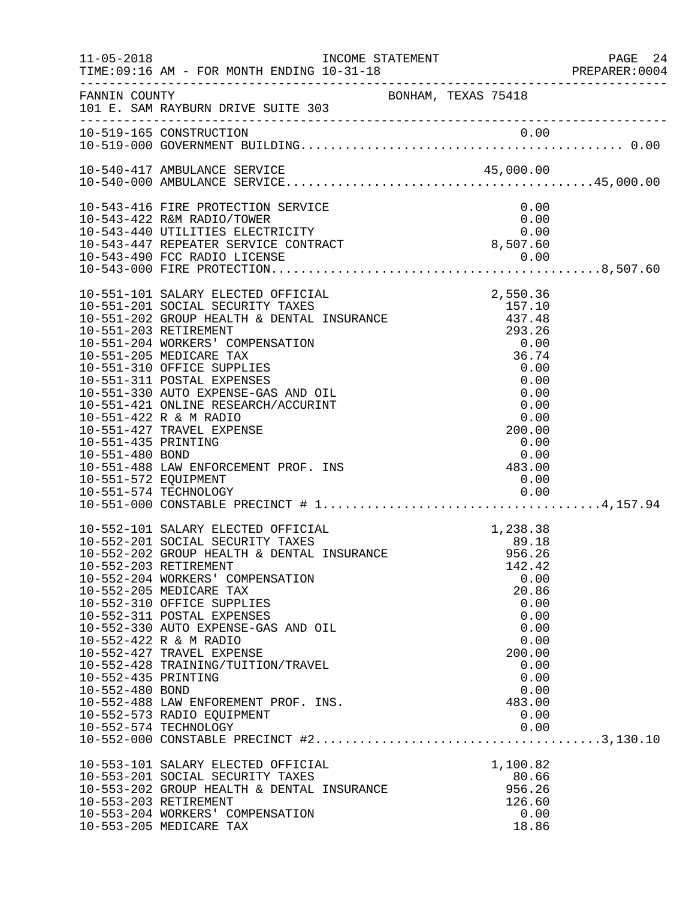INCOME STATEMENT

TIME:09:16 AM - FOR MONTH ENDING 10-31-18

PREPARER:0004

FANNIN COUNTY — BONHAM, TEXAS 75418
101 E. SAM RAYBURN DRIVE SUITE 303

| Account | Description | Amount | Total |
|---|---|---|---|
| 10-519-165 | CONSTRUCTION | 0.00 | |
| 10-519-000 | GOVERNMENT BUILDING | | 0.00 |
| 10-540-417 | AMBULANCE SERVICE | 45,000.00 | |
| 10-540-000 | AMBULANCE SERVICE | | 45,000.00 |
| 10-543-416 | FIRE PROTECTION SERVICE | 0.00 | |
| 10-543-422 | R&M RADIO/TOWER | 0.00 | |
| 10-543-440 | UTILITIES ELECTRICITY | 0.00 | |
| 10-543-447 | REPEATER SERVICE CONTRACT | 8,507.60 | |
| 10-543-490 | FCC RADIO LICENSE | 0.00 | |
| 10-543-000 | FIRE PROTECTION | | 8,507.60 |
| 10-551-101 | SALARY ELECTED OFFICIAL | 2,550.36 | |
| 10-551-201 | SOCIAL SECURITY TAXES | 157.10 | |
| 10-551-202 | GROUP HEALTH & DENTAL INSURANCE | 437.48 | |
| 10-551-203 | RETIREMENT | 293.26 | |
| 10-551-204 | WORKERS' COMPENSATION | 0.00 | |
| 10-551-205 | MEDICARE TAX | 36.74 | |
| 10-551-310 | OFFICE SUPPLIES | 0.00 | |
| 10-551-311 | POSTAL EXPENSES | 0.00 | |
| 10-551-330 | AUTO EXPENSE-GAS AND OIL | 0.00 | |
| 10-551-421 | ONLINE RESEARCH/ACCURINT | 0.00 | |
| 10-551-422 | R & M RADIO | 0.00 | |
| 10-551-427 | TRAVEL EXPENSE | 200.00 | |
| 10-551-435 | PRINTING | 0.00 | |
| 10-551-480 | BOND | 0.00 | |
| 10-551-488 | LAW ENFORCEMENT PROF. INS | 483.00 | |
| 10-551-572 | EQUIPMENT | 0.00 | |
| 10-551-574 | TECHNOLOGY | 0.00 | |
| 10-551-000 | CONSTABLE PRECINCT # 1 | | 4,157.94 |
| 10-552-101 | SALARY ELECTED OFFICIAL | 1,238.38 | |
| 10-552-201 | SOCIAL SECURITY TAXES | 89.18 | |
| 10-552-202 | GROUP HEALTH & DENTAL INSURANCE | 956.26 | |
| 10-552-203 | RETIREMENT | 142.42 | |
| 10-552-204 | WORKERS' COMPENSATION | 0.00 | |
| 10-552-205 | MEDICARE TAX | 20.86 | |
| 10-552-310 | OFFICE SUPPLIES | 0.00 | |
| 10-552-311 | POSTAL EXPENSES | 0.00 | |
| 10-552-330 | AUTO EXPENSE-GAS AND OIL | 0.00 | |
| 10-552-422 | R & M RADIO | 0.00 | |
| 10-552-427 | TRAVEL EXPENSE | 200.00 | |
| 10-552-428 | TRAINING/TUITION/TRAVEL | 0.00 | |
| 10-552-435 | PRINTING | 0.00 | |
| 10-552-480 | BOND | 0.00 | |
| 10-552-488 | LAW ENFOREMENT PROF. INS. | 483.00 | |
| 10-552-573 | RADIO EQUIPMENT | 0.00 | |
| 10-552-574 | TECHNOLOGY | 0.00 | |
| 10-552-000 | CONSTABLE PRECINCT #2 | | 3,130.10 |
| 10-553-101 | SALARY ELECTED OFFICIAL | 1,100.82 | |
| 10-553-201 | SOCIAL SECURITY TAXES | 80.66 | |
| 10-553-202 | GROUP HEALTH & DENTAL INSURANCE | 956.26 | |
| 10-553-203 | RETIREMENT | 126.60 | |
| 10-553-204 | WORKERS' COMPENSATION | 0.00 | |
| 10-553-205 | MEDICARE TAX | 18.86 | |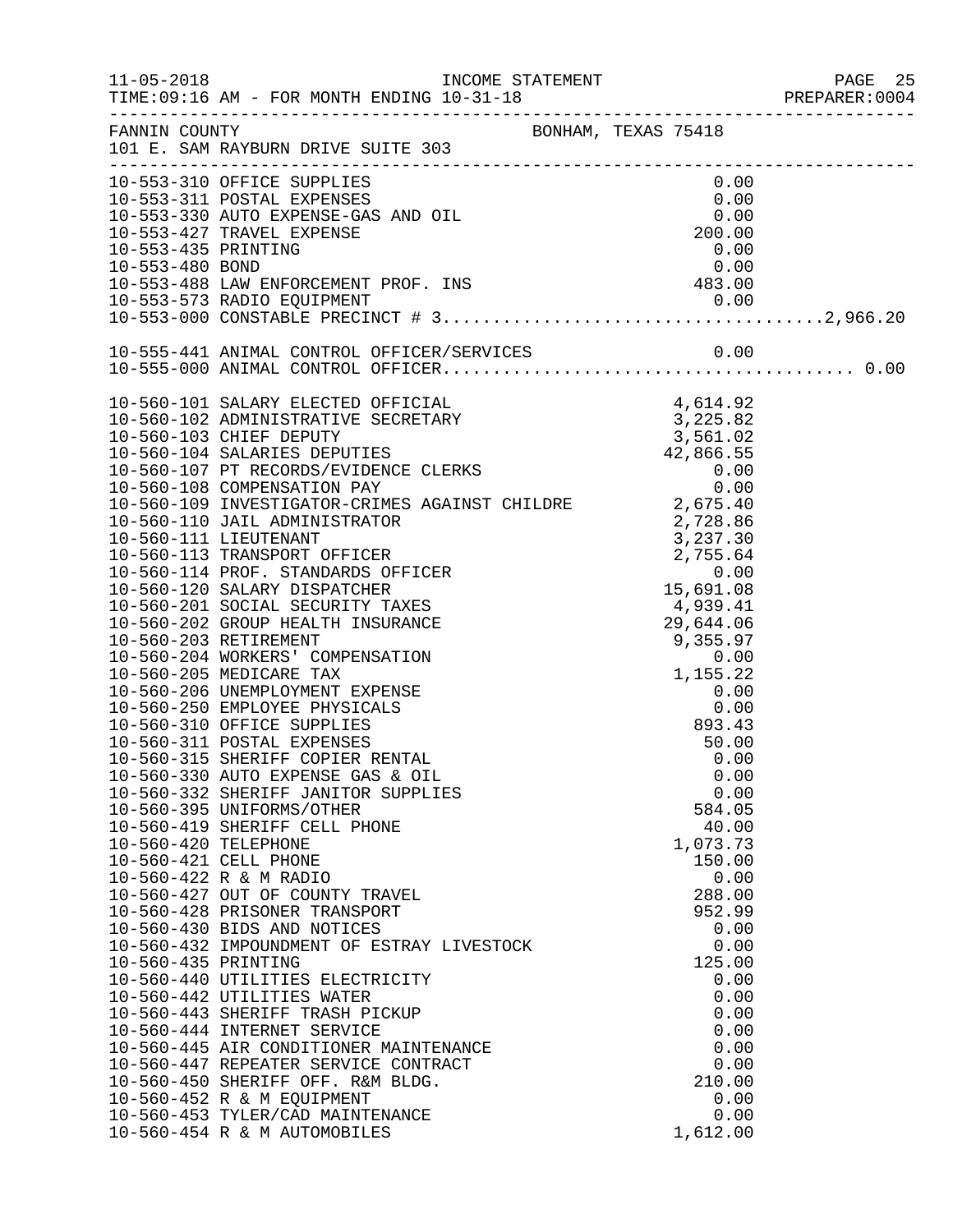11-05-2018 INCOME STATEMENT
TIME:09:16 AM - FOR MONTH ENDING 10-31-18 PREPARER:0004

FANNIN COUNTY BONHAM, TEXAS 75418
101 E. SAM RAYBURN DRIVE SUITE 303

| Account | Description | Amount | Total |
|---|---|---|---|
| 10-553-310 | OFFICE SUPPLIES | 0.00 | |
| 10-553-311 | POSTAL EXPENSES | 0.00 | |
| 10-553-330 | AUTO EXPENSE-GAS AND OIL | 0.00 | |
| 10-553-427 | TRAVEL EXPENSE | 200.00 | |
| 10-553-435 | PRINTING | 0.00 | |
| 10-553-480 | BOND | 0.00 | |
| 10-553-488 | LAW ENFORCEMENT PROF. INS | 483.00 | |
| 10-553-573 | RADIO EQUIPMENT | 0.00 | |
| 10-553-000 | CONSTABLE PRECINCT # 3 | | 2,966.20 |
| 10-555-441 | ANIMAL CONTROL OFFICER/SERVICES | 0.00 | |
| 10-555-000 | ANIMAL CONTROL OFFICER | | 0.00 |
| 10-560-101 | SALARY ELECTED OFFICIAL | 4,614.92 | |
| 10-560-102 | ADMINISTRATIVE SECRETARY | 3,225.82 | |
| 10-560-103 | CHIEF DEPUTY | 3,561.02 | |
| 10-560-104 | SALARIES DEPUTIES | 42,866.55 | |
| 10-560-107 | PT RECORDS/EVIDENCE CLERKS | 0.00 | |
| 10-560-108 | COMPENSATION PAY | 0.00 | |
| 10-560-109 | INVESTIGATOR-CRIMES AGAINST CHILDRE | 2,675.40 | |
| 10-560-110 | JAIL ADMINISTRATOR | 2,728.86 | |
| 10-560-111 | LIEUTENANT | 3,237.30 | |
| 10-560-113 | TRANSPORT OFFICER | 2,755.64 | |
| 10-560-114 | PROF. STANDARDS OFFICER | 0.00 | |
| 10-560-120 | SALARY DISPATCHER | 15,691.08 | |
| 10-560-201 | SOCIAL SECURITY TAXES | 4,939.41 | |
| 10-560-202 | GROUP HEALTH INSURANCE | 29,644.06 | |
| 10-560-203 | RETIREMENT | 9,355.97 | |
| 10-560-204 | WORKERS' COMPENSATION | 0.00 | |
| 10-560-205 | MEDICARE TAX | 1,155.22 | |
| 10-560-206 | UNEMPLOYMENT EXPENSE | 0.00 | |
| 10-560-250 | EMPLOYEE PHYSICALS | 0.00 | |
| 10-560-310 | OFFICE SUPPLIES | 893.43 | |
| 10-560-311 | POSTAL EXPENSES | 50.00 | |
| 10-560-315 | SHERIFF COPIER RENTAL | 0.00 | |
| 10-560-330 | AUTO EXPENSE GAS & OIL | 0.00 | |
| 10-560-332 | SHERIFF JANITOR SUPPLIES | 0.00 | |
| 10-560-395 | UNIFORMS/OTHER | 584.05 | |
| 10-560-419 | SHERIFF CELL PHONE | 40.00 | |
| 10-560-420 | TELEPHONE | 1,073.73 | |
| 10-560-421 | CELL PHONE | 150.00 | |
| 10-560-422 | R & M RADIO | 0.00 | |
| 10-560-427 | OUT OF COUNTY TRAVEL | 288.00 | |
| 10-560-428 | PRISONER TRANSPORT | 952.99 | |
| 10-560-430 | BIDS AND NOTICES | 0.00 | |
| 10-560-432 | IMPOUNDMENT OF ESTRAY LIVESTOCK | 0.00 | |
| 10-560-435 | PRINTING | 125.00 | |
| 10-560-440 | UTILITIES ELECTRICITY | 0.00 | |
| 10-560-442 | UTILITIES WATER | 0.00 | |
| 10-560-443 | SHERIFF TRASH PICKUP | 0.00 | |
| 10-560-444 | INTERNET SERVICE | 0.00 | |
| 10-560-445 | AIR CONDITIONER MAINTENANCE | 0.00 | |
| 10-560-447 | REPEATER SERVICE CONTRACT | 0.00 | |
| 10-560-450 | SHERIFF OFF. R&M BLDG. | 210.00 | |
| 10-560-452 | R & M EQUIPMENT | 0.00 | |
| 10-560-453 | TYLER/CAD MAINTENANCE | 0.00 | |
| 10-560-454 | R & M AUTOMOBILES | 1,612.00 | |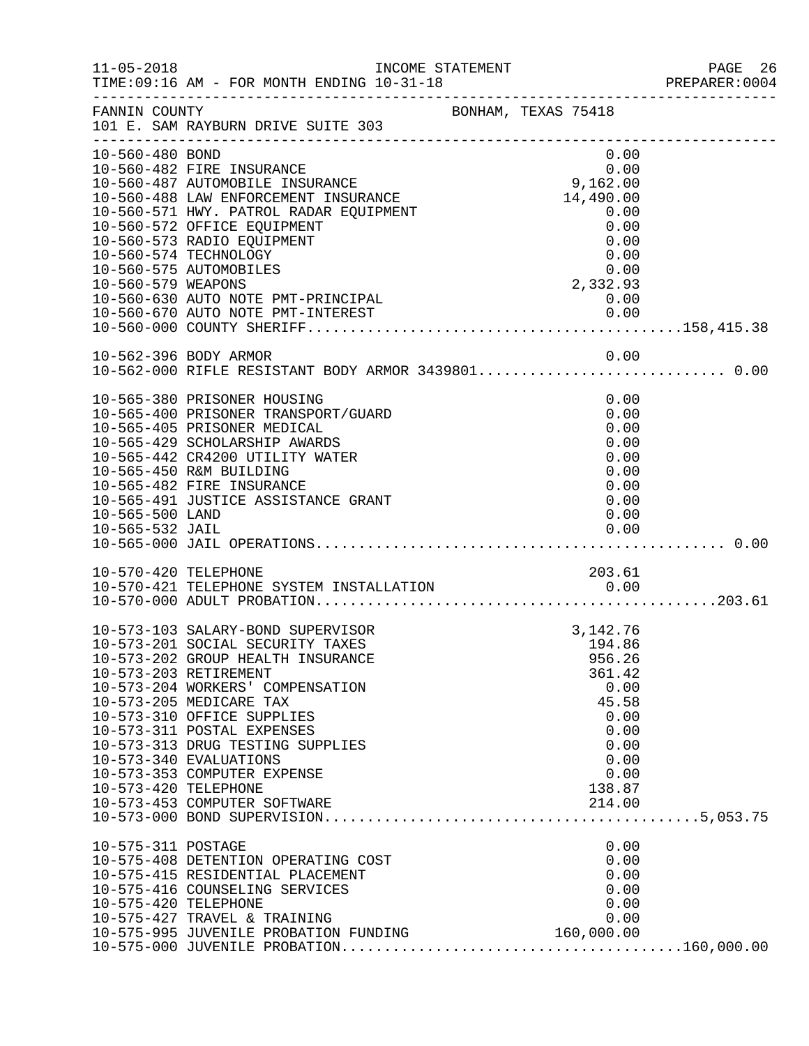INCOME STATEMENT

TIME:09:16 AM - FOR MONTH ENDING 10-31-18

FANNIN COUNTY — BONHAM, TEXAS 75418
101 E. SAM RAYBURN DRIVE SUITE 303

| Account | Description | Amount | Total |
|---|---|---|---|
| 10-560-480 | BOND | 0.00 | |
| 10-560-482 | FIRE INSURANCE | 0.00 | |
| 10-560-487 | AUTOMOBILE INSURANCE | 9,162.00 | |
| 10-560-488 | LAW ENFORCEMENT INSURANCE | 14,490.00 | |
| 10-560-571 | HWY. PATROL RADAR EQUIPMENT | 0.00 | |
| 10-560-572 | OFFICE EQUIPMENT | 0.00 | |
| 10-560-573 | RADIO EQUIPMENT | 0.00 | |
| 10-560-574 | TECHNOLOGY | 0.00 | |
| 10-560-575 | AUTOMOBILES | 0.00 | |
| 10-560-579 | WEAPONS | 2,332.93 | |
| 10-560-630 | AUTO NOTE PMT-PRINCIPAL | 0.00 | |
| 10-560-670 | AUTO NOTE PMT-INTEREST | 0.00 | |
| 10-560-000 | COUNTY SHERIFF | | 158,415.38 |
| 10-562-396 | BODY ARMOR | 0.00 | |
| 10-562-000 | RIFLE RESISTANT BODY ARMOR 3439801 | | 0.00 |
| 10-565-380 | PRISONER HOUSING | 0.00 | |
| 10-565-400 | PRISONER TRANSPORT/GUARD | 0.00 | |
| 10-565-405 | PRISONER MEDICAL | 0.00 | |
| 10-565-429 | SCHOLARSHIP AWARDS | 0.00 | |
| 10-565-442 | CR4200 UTILITY WATER | 0.00 | |
| 10-565-450 | R&M BUILDING | 0.00 | |
| 10-565-482 | FIRE INSURANCE | 0.00 | |
| 10-565-491 | JUSTICE ASSISTANCE GRANT | 0.00 | |
| 10-565-500 | LAND | 0.00 | |
| 10-565-532 | JAIL | 0.00 | |
| 10-565-000 | JAIL OPERATIONS | | 0.00 |
| 10-570-420 | TELEPHONE | 203.61 | |
| 10-570-421 | TELEPHONE SYSTEM INSTALLATION | 0.00 | |
| 10-570-000 | ADULT PROBATION | | 203.61 |
| 10-573-103 | SALARY-BOND SUPERVISOR | 3,142.76 | |
| 10-573-201 | SOCIAL SECURITY TAXES | 194.86 | |
| 10-573-202 | GROUP HEALTH INSURANCE | 956.26 | |
| 10-573-203 | RETIREMENT | 361.42 | |
| 10-573-204 | WORKERS' COMPENSATION | 0.00 | |
| 10-573-205 | MEDICARE TAX | 45.58 | |
| 10-573-310 | OFFICE SUPPLIES | 0.00 | |
| 10-573-311 | POSTAL EXPENSES | 0.00 | |
| 10-573-313 | DRUG TESTING SUPPLIES | 0.00 | |
| 10-573-340 | EVALUATIONS | 0.00 | |
| 10-573-353 | COMPUTER EXPENSE | 0.00 | |
| 10-573-420 | TELEPHONE | 138.87 | |
| 10-573-453 | COMPUTER SOFTWARE | 214.00 | |
| 10-573-000 | BOND SUPERVISION | | 5,053.75 |
| 10-575-311 | POSTAGE | 0.00 | |
| 10-575-408 | DETENTION OPERATING COST | 0.00 | |
| 10-575-415 | RESIDENTIAL PLACEMENT | 0.00 | |
| 10-575-416 | COUNSELING SERVICES | 0.00 | |
| 10-575-420 | TELEPHONE | 0.00 | |
| 10-575-427 | TRAVEL & TRAINING | 0.00 | |
| 10-575-995 | JUVENILE PROBATION FUNDING | 160,000.00 | |
| 10-575-000 | JUVENILE PROBATION | | 160,000.00 |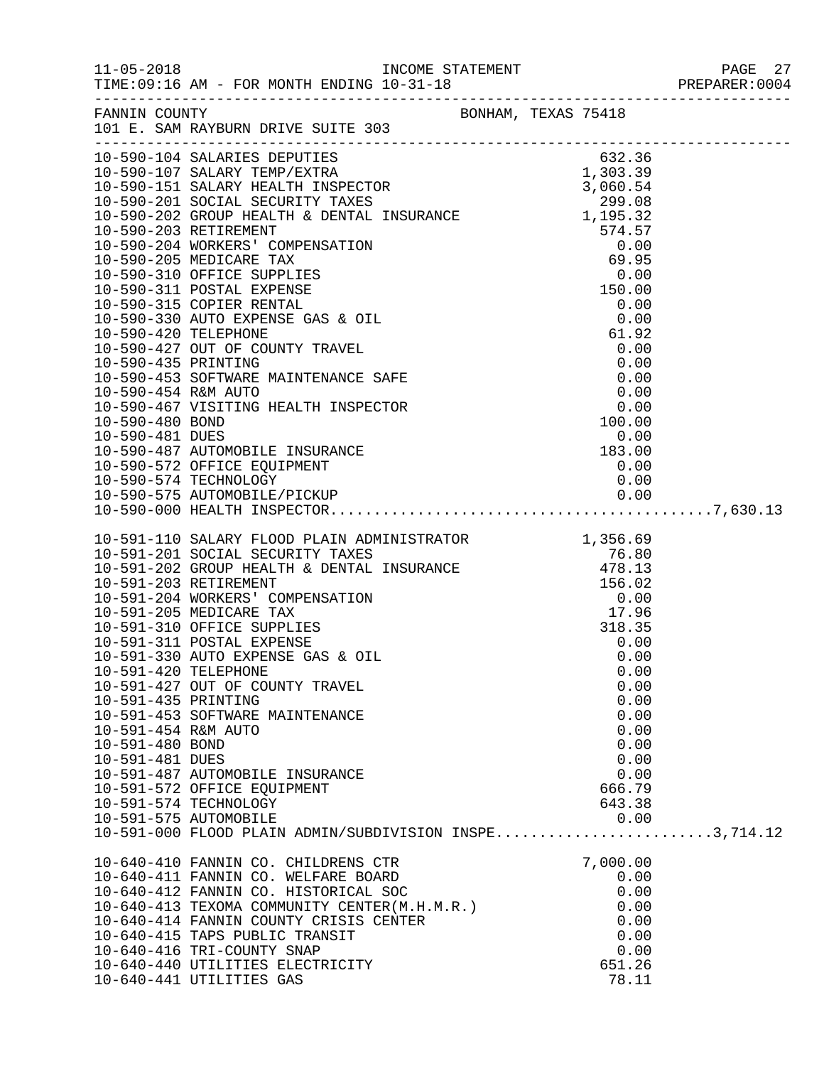11-05-2018 INCOME STATEMENT
TIME:09:16 AM - FOR MONTH ENDING 10-31-18 PREPARER:0004

FANNIN COUNTY BONHAM, TEXAS 75418
101 E. SAM RAYBURN DRIVE SUITE 303

| Account | Description | Amount | Total |
|---|---|---|---|
| 10-590-104 | SALARIES DEPUTIES | 632.36 | |
| 10-590-107 | SALARY TEMP/EXTRA | 1,303.39 | |
| 10-590-151 | SALARY HEALTH INSPECTOR | 3,060.54 | |
| 10-590-201 | SOCIAL SECURITY TAXES | 299.08 | |
| 10-590-202 | GROUP HEALTH & DENTAL INSURANCE | 1,195.32 | |
| 10-590-203 | RETIREMENT | 574.57 | |
| 10-590-204 | WORKERS' COMPENSATION | 0.00 | |
| 10-590-205 | MEDICARE TAX | 69.95 | |
| 10-590-310 | OFFICE SUPPLIES | 0.00 | |
| 10-590-311 | POSTAL EXPENSE | 150.00 | |
| 10-590-315 | COPIER RENTAL | 0.00 | |
| 10-590-330 | AUTO EXPENSE GAS & OIL | 0.00 | |
| 10-590-420 | TELEPHONE | 61.92 | |
| 10-590-427 | OUT OF COUNTY TRAVEL | 0.00 | |
| 10-590-435 | PRINTING | 0.00 | |
| 10-590-453 | SOFTWARE MAINTENANCE SAFE | 0.00 | |
| 10-590-454 | R&M AUTO | 0.00 | |
| 10-590-467 | VISITING HEALTH INSPECTOR | 0.00 | |
| 10-590-480 | BOND | 100.00 | |
| 10-590-481 | DUES | 0.00 | |
| 10-590-487 | AUTOMOBILE INSURANCE | 183.00 | |
| 10-590-572 | OFFICE EQUIPMENT | 0.00 | |
| 10-590-574 | TECHNOLOGY | 0.00 | |
| 10-590-575 | AUTOMOBILE/PICKUP | 0.00 | |
| 10-590-000 | HEALTH INSPECTOR | | 7,630.13 |
| 10-591-110 | SALARY FLOOD PLAIN ADMINISTRATOR | 1,356.69 | |
| 10-591-201 | SOCIAL SECURITY TAXES | 76.80 | |
| 10-591-202 | GROUP HEALTH & DENTAL INSURANCE | 478.13 | |
| 10-591-203 | RETIREMENT | 156.02 | |
| 10-591-204 | WORKERS' COMPENSATION | 0.00 | |
| 10-591-205 | MEDICARE TAX | 17.96 | |
| 10-591-310 | OFFICE SUPPLIES | 318.35 | |
| 10-591-311 | POSTAL EXPENSE | 0.00 | |
| 10-591-330 | AUTO EXPENSE GAS & OIL | 0.00 | |
| 10-591-420 | TELEPHONE | 0.00 | |
| 10-591-427 | OUT OF COUNTY TRAVEL | 0.00 | |
| 10-591-435 | PRINTING | 0.00 | |
| 10-591-453 | SOFTWARE MAINTENANCE | 0.00 | |
| 10-591-454 | R&M AUTO | 0.00 | |
| 10-591-480 | BOND | 0.00 | |
| 10-591-481 | DUES | 0.00 | |
| 10-591-487 | AUTOMOBILE INSURANCE | 0.00 | |
| 10-591-572 | OFFICE EQUIPMENT | 666.79 | |
| 10-591-574 | TECHNOLOGY | 643.38 | |
| 10-591-575 | AUTOMOBILE | 0.00 | |
| 10-591-000 | FLOOD PLAIN ADMIN/SUBDIVISION INSPE | | 3,714.12 |
| 10-640-410 | FANNIN CO. CHILDRENS CTR | 7,000.00 | |
| 10-640-411 | FANNIN CO. WELFARE BOARD | 0.00 | |
| 10-640-412 | FANNIN CO. HISTORICAL SOC | 0.00 | |
| 10-640-413 | TEXOMA COMMUNITY CENTER(M.H.M.R.) | 0.00 | |
| 10-640-414 | FANNIN COUNTY CRISIS CENTER | 0.00 | |
| 10-640-415 | TAPS PUBLIC TRANSIT | 0.00 | |
| 10-640-416 | TRI-COUNTY SNAP | 0.00 | |
| 10-640-440 | UTILITIES ELECTRICITY | 651.26 | |
| 10-640-441 | UTILITIES GAS | 78.11 | |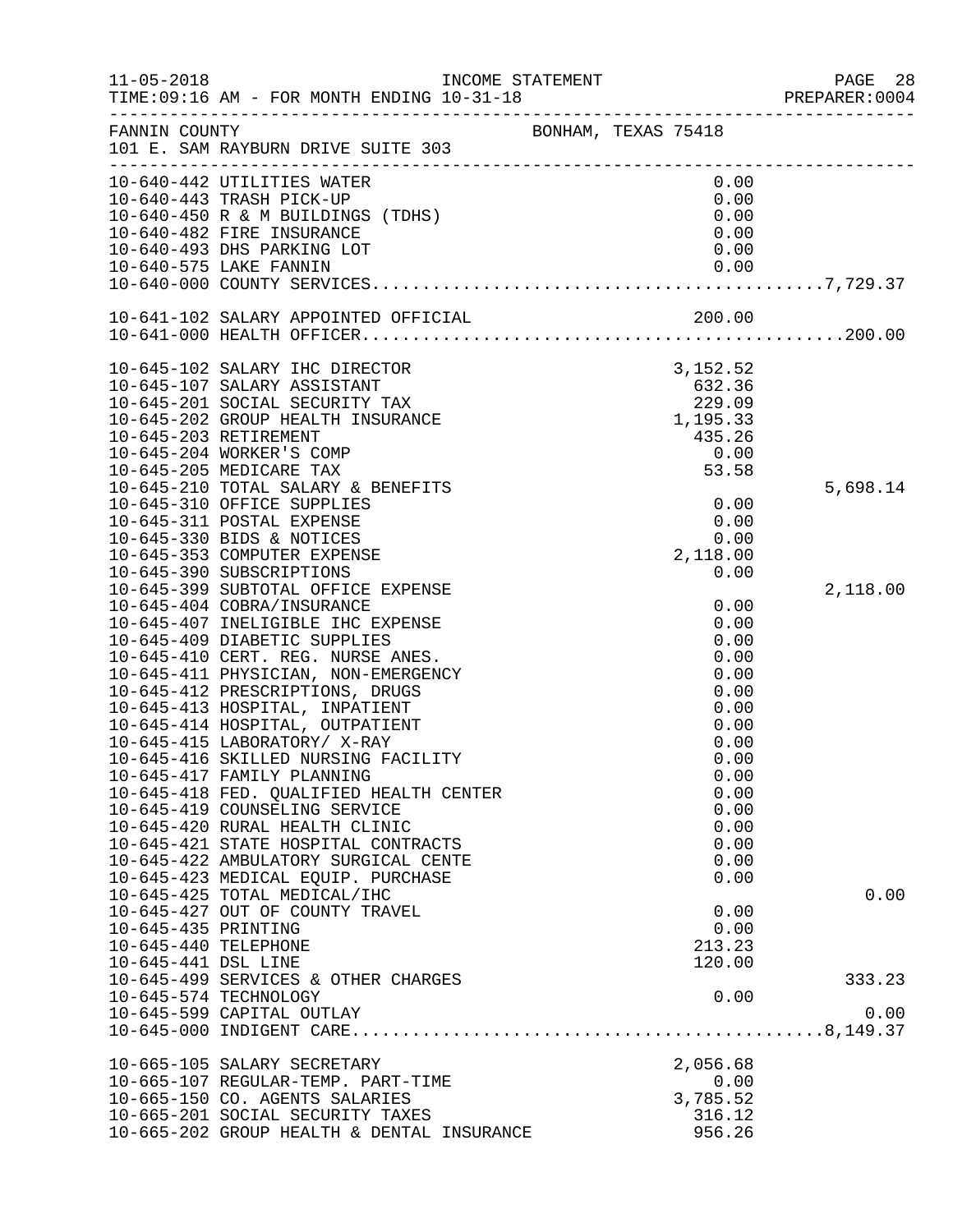11-05-2018 INCOME STATEMENT
TIME:09:16 AM - FOR MONTH ENDING 10-31-18 PREPARER:0004

FANNIN COUNTY BONHAM, TEXAS 75418
101 E. SAM RAYBURN DRIVE SUITE 303

| Account | Description | Amount | Total |
|---|---|---|---|
| 10-640-442 | UTILITIES WATER | 0.00 | |
| 10-640-443 | TRASH PICK-UP | 0.00 | |
| 10-640-450 | R & M BUILDINGS (TDHS) | 0.00 | |
| 10-640-482 | FIRE INSURANCE | 0.00 | |
| 10-640-493 | DHS PARKING LOT | 0.00 | |
| 10-640-575 | LAKE FANNIN | 0.00 | |
| 10-640-000 | COUNTY SERVICES | | 7,729.37 |
| 10-641-102 | SALARY APPOINTED OFFICIAL | 200.00 | |
| 10-641-000 | HEALTH OFFICER | | 200.00 |
| 10-645-102 | SALARY IHC DIRECTOR | 3,152.52 | |
| 10-645-107 | SALARY ASSISTANT | 632.36 | |
| 10-645-201 | SOCIAL SECURITY TAX | 229.09 | |
| 10-645-202 | GROUP HEALTH INSURANCE | 1,195.33 | |
| 10-645-203 | RETIREMENT | 435.26 | |
| 10-645-204 | WORKER'S COMP | 0.00 | |
| 10-645-205 | MEDICARE TAX | 53.58 | |
| 10-645-210 | TOTAL SALARY & BENEFITS | | 5,698.14 |
| 10-645-310 | OFFICE SUPPLIES | 0.00 | |
| 10-645-311 | POSTAL EXPENSE | 0.00 | |
| 10-645-330 | BIDS & NOTICES | 0.00 | |
| 10-645-353 | COMPUTER EXPENSE | 2,118.00 | |
| 10-645-390 | SUBSCRIPTIONS | 0.00 | |
| 10-645-399 | SUBTOTAL OFFICE EXPENSE | | 2,118.00 |
| 10-645-404 | COBRA/INSURANCE | 0.00 | |
| 10-645-407 | INELIGIBLE IHC EXPENSE | 0.00 | |
| 10-645-409 | DIABETIC SUPPLIES | 0.00 | |
| 10-645-410 | CERT. REG. NURSE ANES. | 0.00 | |
| 10-645-411 | PHYSICIAN, NON-EMERGENCY | 0.00 | |
| 10-645-412 | PRESCRIPTIONS, DRUGS | 0.00 | |
| 10-645-413 | HOSPITAL, INPATIENT | 0.00 | |
| 10-645-414 | HOSPITAL, OUTPATIENT | 0.00 | |
| 10-645-415 | LABORATORY/ X-RAY | 0.00 | |
| 10-645-416 | SKILLED NURSING FACILITY | 0.00 | |
| 10-645-417 | FAMILY PLANNING | 0.00 | |
| 10-645-418 | FED. QUALIFIED HEALTH CENTER | 0.00 | |
| 10-645-419 | COUNSELING SERVICE | 0.00 | |
| 10-645-420 | RURAL HEALTH CLINIC | 0.00 | |
| 10-645-421 | STATE HOSPITAL CONTRACTS | 0.00 | |
| 10-645-422 | AMBULATORY SURGICAL CENTE | 0.00 | |
| 10-645-423 | MEDICAL EQUIP. PURCHASE | 0.00 | |
| 10-645-425 | TOTAL MEDICAL/IHC | | 0.00 |
| 10-645-427 | OUT OF COUNTY TRAVEL | 0.00 | |
| 10-645-435 | PRINTING | 0.00 | |
| 10-645-440 | TELEPHONE | 213.23 | |
| 10-645-441 | DSL LINE | 120.00 | |
| 10-645-499 | SERVICES & OTHER CHARGES | | 333.23 |
| 10-645-574 | TECHNOLOGY | 0.00 | |
| 10-645-599 | CAPITAL OUTLAY | | 0.00 |
| 10-645-000 | INDIGENT CARE | | 8,149.37 |
| 10-665-105 | SALARY SECRETARY | 2,056.68 | |
| 10-665-107 | REGULAR-TEMP. PART-TIME | 0.00 | |
| 10-665-150 | CO. AGENTS SALARIES | 3,785.52 | |
| 10-665-201 | SOCIAL SECURITY TAXES | 316.12 | |
| 10-665-202 | GROUP HEALTH & DENTAL INSURANCE | 956.26 | |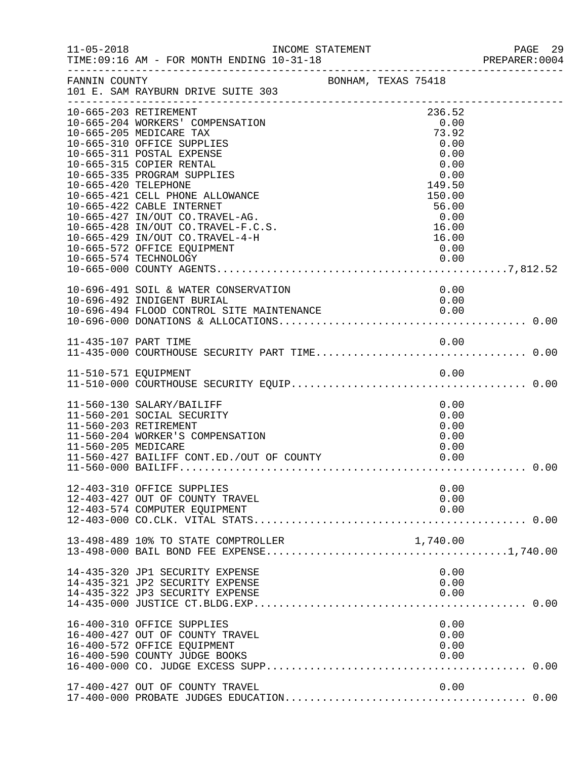INCOME STATEMENT

11-05-2018 TIME:09:16 AM - FOR MONTH ENDING 10-31-18 PREPARER:0004

FANNIN COUNTY BONHAM, TEXAS 75418
101 E. SAM RAYBURN DRIVE SUITE 303

| Account | Description | Amount | Total |
|---|---|---|---|
| 10-665-203 | RETIREMENT | 236.52 | |
| 10-665-204 | WORKERS' COMPENSATION | 0.00 | |
| 10-665-205 | MEDICARE TAX | 73.92 | |
| 10-665-310 | OFFICE SUPPLIES | 0.00 | |
| 10-665-311 | POSTAL EXPENSE | 0.00 | |
| 10-665-315 | COPIER RENTAL | 0.00 | |
| 10-665-335 | PROGRAM SUPPLIES | 0.00 | |
| 10-665-420 | TELEPHONE | 149.50 | |
| 10-665-421 | CELL PHONE ALLOWANCE | 150.00 | |
| 10-665-422 | CABLE INTERNET | 56.00 | |
| 10-665-427 | IN/OUT CO.TRAVEL-AG. | 0.00 | |
| 10-665-428 | IN/OUT CO.TRAVEL-F.C.S. | 16.00 | |
| 10-665-429 | IN/OUT CO.TRAVEL-4-H | 16.00 | |
| 10-665-572 | OFFICE EQUIPMENT | 0.00 | |
| 10-665-574 | TECHNOLOGY | 0.00 | |
| 10-665-000 | COUNTY AGENTS | | 7,812.52 |
| 10-696-491 | SOIL & WATER CONSERVATION | 0.00 | |
| 10-696-492 | INDIGENT BURIAL | 0.00 | |
| 10-696-494 | FLOOD CONTROL SITE MAINTENANCE | 0.00 | |
| 10-696-000 | DONATIONS & ALLOCATIONS | | 0.00 |
| 11-435-107 | PART TIME | 0.00 | |
| 11-435-000 | COURTHOUSE SECURITY PART TIME | | 0.00 |
| 11-510-571 | EQUIPMENT | 0.00 | |
| 11-510-000 | COURTHOUSE SECURITY EQUIP | | 0.00 |
| 11-560-130 | SALARY/BAILIFF | 0.00 | |
| 11-560-201 | SOCIAL SECURITY | 0.00 | |
| 11-560-203 | RETIREMENT | 0.00 | |
| 11-560-204 | WORKER'S COMPENSATION | 0.00 | |
| 11-560-205 | MEDICARE | 0.00 | |
| 11-560-427 | BAILIFF CONT.ED./OUT OF COUNTY | 0.00 | |
| 11-560-000 | BAILIFF | | 0.00 |
| 12-403-310 | OFFICE SUPPLIES | 0.00 | |
| 12-403-427 | OUT OF COUNTY TRAVEL | 0.00 | |
| 12-403-574 | COMPUTER EQUIPMENT | 0.00 | |
| 12-403-000 | CO.CLK. VITAL STATS | | 0.00 |
| 13-498-489 | 10% TO STATE COMPTROLLER | 1,740.00 | |
| 13-498-000 | BAIL BOND FEE EXPENSE | | 1,740.00 |
| 14-435-320 | JP1 SECURITY EXPENSE | 0.00 | |
| 14-435-321 | JP2 SECURITY EXPENSE | 0.00 | |
| 14-435-322 | JP3 SECURITY EXPENSE | 0.00 | |
| 14-435-000 | JUSTICE CT.BLDG.EXP | | 0.00 |
| 16-400-310 | OFFICE SUPPLIES | 0.00 | |
| 16-400-427 | OUT OF COUNTY TRAVEL | 0.00 | |
| 16-400-572 | OFFICE EQUIPMENT | 0.00 | |
| 16-400-590 | COUNTY JUDGE BOOKS | 0.00 | |
| 16-400-000 | CO. JUDGE EXCESS SUPP | | 0.00 |
| 17-400-427 | OUT OF COUNTY TRAVEL | 0.00 | |
| 17-400-000 | PROBATE JUDGES EDUCATION | | 0.00 |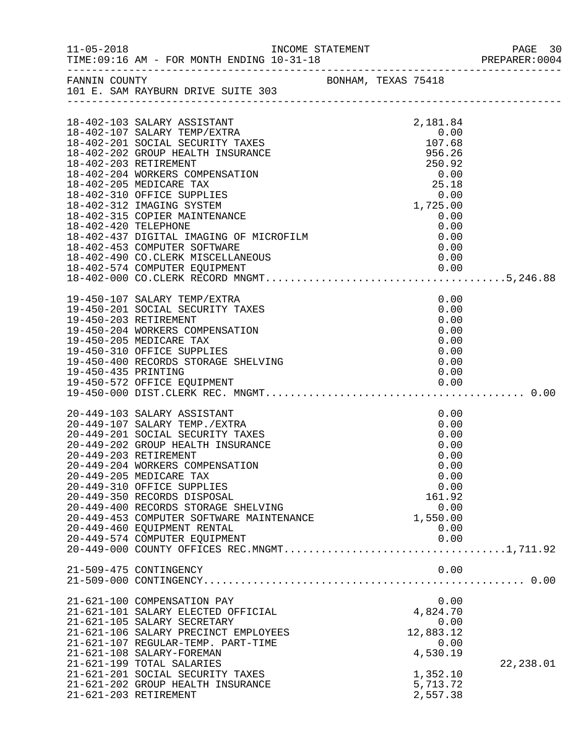FANNIN COUNTY — BONHAM, TEXAS 75418
101 E. SAM RAYBURN DRIVE SUITE 303

INCOME STATEMENT — FOR MONTH ENDING 10-31-18

| Account | Description | Amount | Total |
|---|---|---|---|
| 18-402-103 | SALARY ASSISTANT | 2,181.84 | |
| 18-402-107 | SALARY TEMP/EXTRA | 0.00 | |
| 18-402-201 | SOCIAL SECURITY TAXES | 107.68 | |
| 18-402-202 | GROUP HEALTH INSURANCE | 956.26 | |
| 18-402-203 | RETIREMENT | 250.92 | |
| 18-402-204 | WORKERS COMPENSATION | 0.00 | |
| 18-402-205 | MEDICARE TAX | 25.18 | |
| 18-402-310 | OFFICE SUPPLIES | 0.00 | |
| 18-402-312 | IMAGING SYSTEM | 1,725.00 | |
| 18-402-315 | COPIER MAINTENANCE | 0.00 | |
| 18-402-420 | TELEPHONE | 0.00 | |
| 18-402-437 | DIGITAL IMAGING OF MICROFILM | 0.00 | |
| 18-402-453 | COMPUTER SOFTWARE | 0.00 | |
| 18-402-490 | CO.CLERK MISCELLANEOUS | 0.00 | |
| 18-402-574 | COMPUTER EQUIPMENT | 0.00 | |
| 18-402-000 | CO.CLERK RECORD MNGMT. | | 5,246.88 |
| 19-450-107 | SALARY TEMP/EXTRA | 0.00 | |
| 19-450-201 | SOCIAL SECURITY TAXES | 0.00 | |
| 19-450-203 | RETIREMENT | 0.00 | |
| 19-450-204 | WORKERS COMPENSATION | 0.00 | |
| 19-450-205 | MEDICARE TAX | 0.00 | |
| 19-450-310 | OFFICE SUPPLIES | 0.00 | |
| 19-450-400 | RECORDS STORAGE SHELVING | 0.00 | |
| 19-450-435 | PRINTING | 0.00 | |
| 19-450-572 | OFFICE EQUIPMENT | 0.00 | |
| 19-450-000 | DIST.CLERK REC. MNGMT. | | 0.00 |
| 20-449-103 | SALARY ASSISTANT | 0.00 | |
| 20-449-107 | SALARY TEMP./EXTRA | 0.00 | |
| 20-449-201 | SOCIAL SECURITY TAXES | 0.00 | |
| 20-449-202 | GROUP HEALTH INSURANCE | 0.00 | |
| 20-449-203 | RETIREMENT | 0.00 | |
| 20-449-204 | WORKERS COMPENSATION | 0.00 | |
| 20-449-205 | MEDICARE TAX | 0.00 | |
| 20-449-310 | OFFICE SUPPLIES | 0.00 | |
| 20-449-350 | RECORDS DISPOSAL | 161.92 | |
| 20-449-400 | RECORDS STORAGE SHELVING | 0.00 | |
| 20-449-453 | COMPUTER SOFTWARE MAINTENANCE | 1,550.00 | |
| 20-449-460 | EQUIPMENT RENTAL | 0.00 | |
| 20-449-574 | COMPUTER EQUIPMENT | 0.00 | |
| 20-449-000 | COUNTY OFFICES REC.MNGMT. | | 1,711.92 |
| 21-509-475 | CONTINGENCY | 0.00 | |
| 21-509-000 | CONTINGENCY | | 0.00 |
| 21-621-100 | COMPENSATION PAY | 0.00 | |
| 21-621-101 | SALARY ELECTED OFFICIAL | 4,824.70 | |
| 21-621-105 | SALARY SECRETARY | 0.00 | |
| 21-621-106 | SALARY PRECINCT EMPLOYEES | 12,883.12 | |
| 21-621-107 | REGULAR-TEMP. PART-TIME | 0.00 | |
| 21-621-108 | SALARY-FOREMAN | 4,530.19 | |
| 21-621-199 | TOTAL SALARIES | | 22,238.01 |
| 21-621-201 | SOCIAL SECURITY TAXES | 1,352.10 | |
| 21-621-202 | GROUP HEALTH INSURANCE | 5,713.72 | |
| 21-621-203 | RETIREMENT | 2,557.38 | |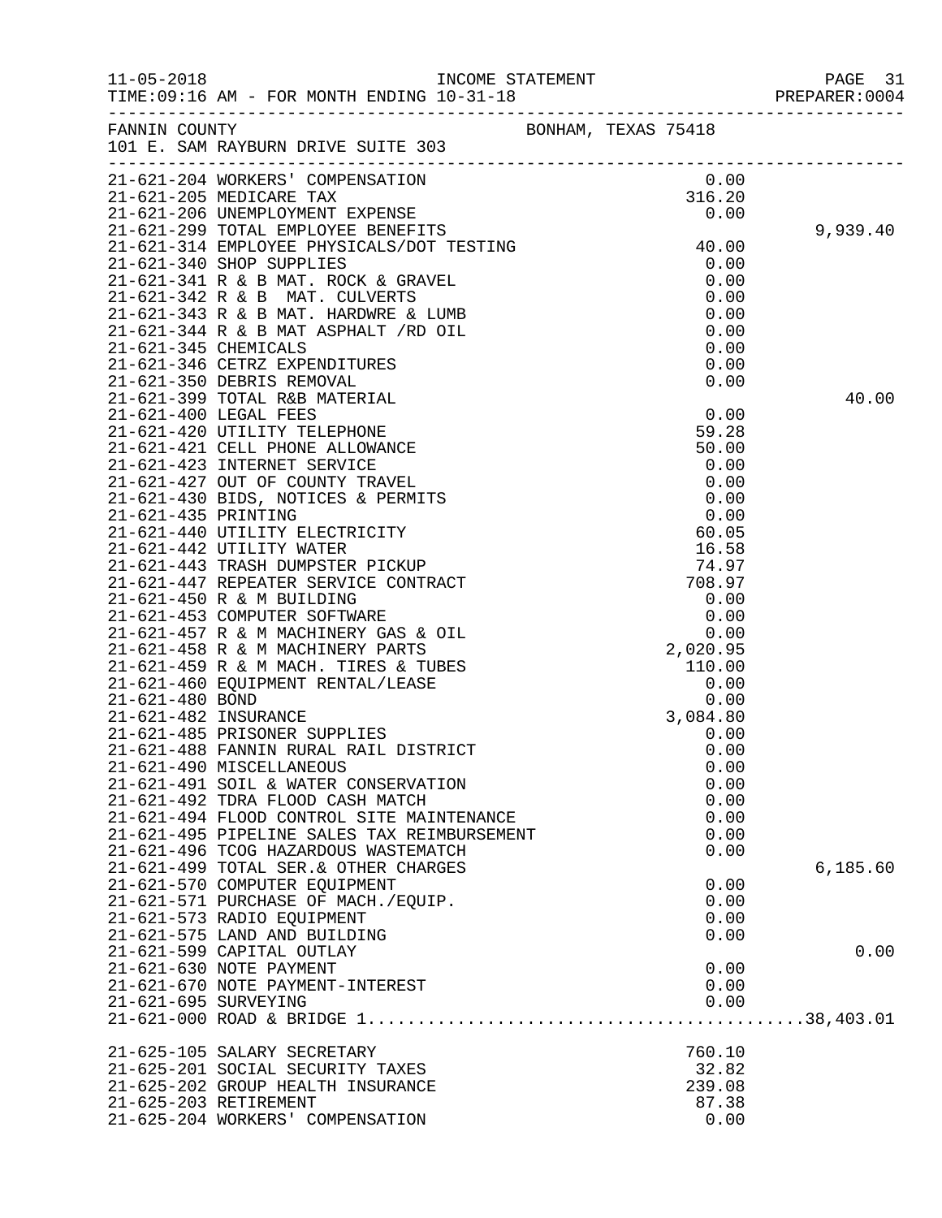11-05-2018 INCOME STATEMENT
TIME:09:16 AM - FOR MONTH ENDING 10-31-18 PREPARER:0004

FANNIN COUNTY BONHAM, TEXAS 75418
101 E. SAM RAYBURN DRIVE SUITE 303

| Account | Description | Amount | Total |
|---|---|---|---|
| 21-621-204 | WORKERS' COMPENSATION | 0.00 | |
| 21-621-205 | MEDICARE TAX | 316.20 | |
| 21-621-206 | UNEMPLOYMENT EXPENSE | 0.00 | |
| 21-621-299 | TOTAL EMPLOYEE BENEFITS | | 9,939.40 |
| 21-621-314 | EMPLOYEE PHYSICALS/DOT TESTING | 40.00 | |
| 21-621-340 | SHOP SUPPLIES | 0.00 | |
| 21-621-341 | R & B MAT. ROCK & GRAVEL | 0.00 | |
| 21-621-342 | R & B MAT. CULVERTS | 0.00 | |
| 21-621-343 | R & B MAT. HARDWRE & LUMB | 0.00 | |
| 21-621-344 | R & B MAT ASPHALT /RD OIL | 0.00 | |
| 21-621-345 | CHEMICALS | 0.00 | |
| 21-621-346 | CETRZ EXPENDITURES | 0.00 | |
| 21-621-350 | DEBRIS REMOVAL | 0.00 | |
| 21-621-399 | TOTAL R&B MATERIAL | | 40.00 |
| 21-621-400 | LEGAL FEES | 0.00 | |
| 21-621-420 | UTILITY TELEPHONE | 59.28 | |
| 21-621-421 | CELL PHONE ALLOWANCE | 50.00 | |
| 21-621-423 | INTERNET SERVICE | 0.00 | |
| 21-621-427 | OUT OF COUNTY TRAVEL | 0.00 | |
| 21-621-430 | BIDS, NOTICES & PERMITS | 0.00 | |
| 21-621-435 | PRINTING | 0.00 | |
| 21-621-440 | UTILITY ELECTRICITY | 60.05 | |
| 21-621-442 | UTILITY WATER | 16.58 | |
| 21-621-443 | TRASH DUMPSTER PICKUP | 74.97 | |
| 21-621-447 | REPEATER SERVICE CONTRACT | 708.97 | |
| 21-621-450 | R & M BUILDING | 0.00 | |
| 21-621-453 | COMPUTER SOFTWARE | 0.00 | |
| 21-621-457 | R & M MACHINERY GAS & OIL | 0.00 | |
| 21-621-458 | R & M MACHINERY PARTS | 2,020.95 | |
| 21-621-459 | R & M MACH. TIRES & TUBES | 110.00 | |
| 21-621-460 | EQUIPMENT RENTAL/LEASE | 0.00 | |
| 21-621-480 | BOND | 0.00 | |
| 21-621-482 | INSURANCE | 3,084.80 | |
| 21-621-485 | PRISONER SUPPLIES | 0.00 | |
| 21-621-488 | FANNIN RURAL RAIL DISTRICT | 0.00 | |
| 21-621-490 | MISCELLANEOUS | 0.00 | |
| 21-621-491 | SOIL & WATER CONSERVATION | 0.00 | |
| 21-621-492 | TDRA FLOOD CASH MATCH | 0.00 | |
| 21-621-494 | FLOOD CONTROL SITE MAINTENANCE | 0.00 | |
| 21-621-495 | PIPELINE SALES TAX REIMBURSEMENT | 0.00 | |
| 21-621-496 | TCOG HAZARDOUS WASTEMATCH | 0.00 | |
| 21-621-499 | TOTAL SER.& OTHER CHARGES | | 6,185.60 |
| 21-621-570 | COMPUTER EQUIPMENT | 0.00 | |
| 21-621-571 | PURCHASE OF MACH./EQUIP. | 0.00 | |
| 21-621-573 | RADIO EQUIPMENT | 0.00 | |
| 21-621-575 | LAND AND BUILDING | 0.00 | |
| 21-621-599 | CAPITAL OUTLAY | | 0.00 |
| 21-621-630 | NOTE PAYMENT | 0.00 | |
| 21-621-670 | NOTE PAYMENT-INTEREST | 0.00 | |
| 21-621-695 | SURVEYING | 0.00 | |
| 21-621-000 | ROAD & BRIDGE 1 | | 38,403.01 |
| | | | |
| 21-625-105 | SALARY SECRETARY | 760.10 | |
| 21-625-201 | SOCIAL SECURITY TAXES | 32.82 | |
| 21-625-202 | GROUP HEALTH INSURANCE | 239.08 | |
| 21-625-203 | RETIREMENT | 87.38 | |
| 21-625-204 | WORKERS' COMPENSATION | 0.00 | |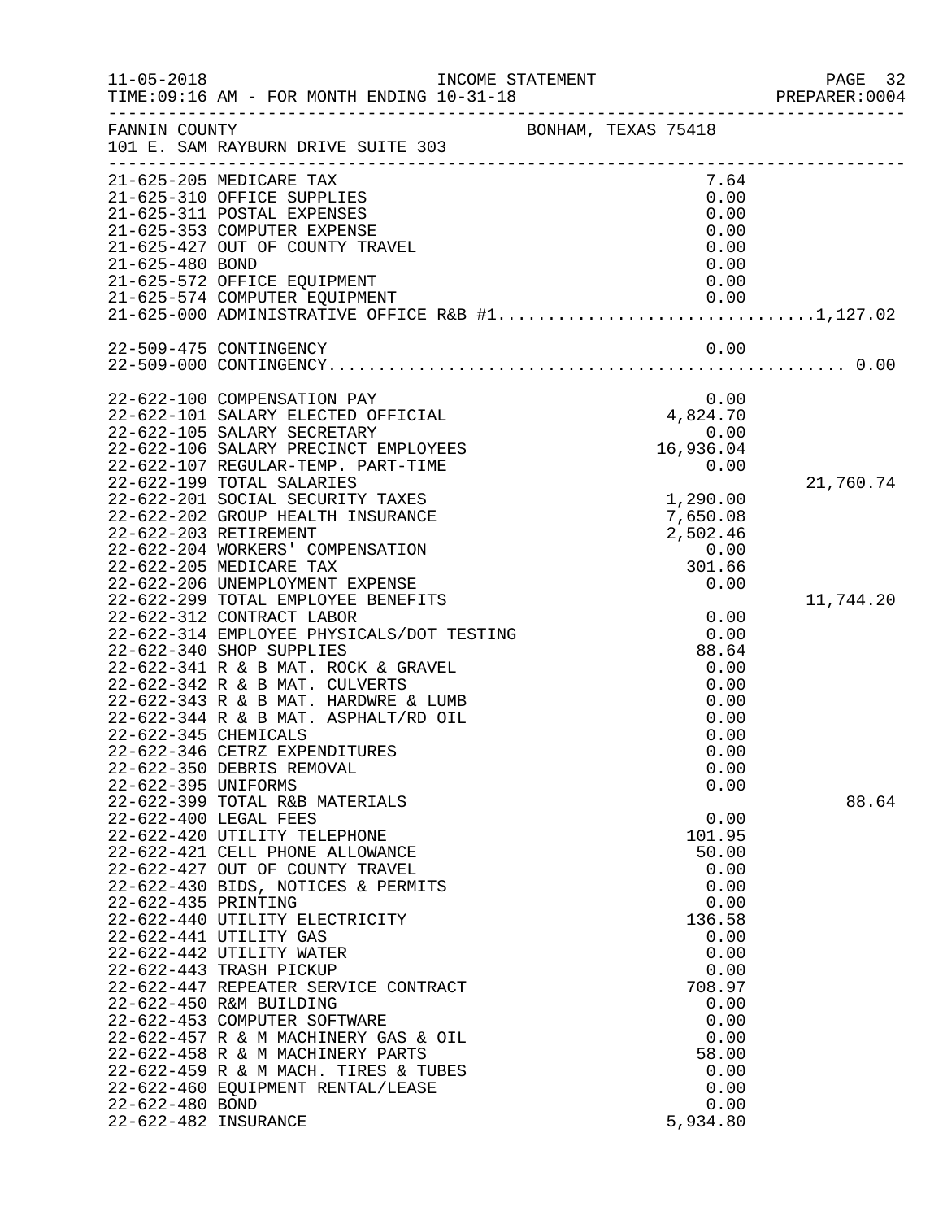11-05-2018 INCOME STATEMENT PAGE 32
TIME:09:16 AM - FOR MONTH ENDING 10-31-18 PREPARER:0004

FANNIN COUNTY BONHAM, TEXAS 75418
101 E. SAM RAYBURN DRIVE SUITE 303

| Account | Description | Amount | Total |
|---|---|---|---|
| 21-625-205 | MEDICARE TAX | 7.64 | |
| 21-625-310 | OFFICE SUPPLIES | 0.00 | |
| 21-625-311 | POSTAL EXPENSES | 0.00 | |
| 21-625-353 | COMPUTER EXPENSE | 0.00 | |
| 21-625-427 | OUT OF COUNTY TRAVEL | 0.00 | |
| 21-625-480 | BOND | 0.00 | |
| 21-625-572 | OFFICE EQUIPMENT | 0.00 | |
| 21-625-574 | COMPUTER EQUIPMENT | 0.00 | |
| 21-625-000 | ADMINISTRATIVE OFFICE R&B #1 | | 1,127.02 |
| 22-509-475 | CONTINGENCY | 0.00 | |
| 22-509-000 | CONTINGENCY | | 0.00 |
| 22-622-100 | COMPENSATION PAY | 0.00 | |
| 22-622-101 | SALARY ELECTED OFFICIAL | 4,824.70 | |
| 22-622-105 | SALARY SECRETARY | 0.00 | |
| 22-622-106 | SALARY PRECINCT EMPLOYEES | 16,936.04 | |
| 22-622-107 | REGULAR-TEMP. PART-TIME | 0.00 | |
| 22-622-199 | TOTAL SALARIES | | 21,760.74 |
| 22-622-201 | SOCIAL SECURITY TAXES | 1,290.00 | |
| 22-622-202 | GROUP HEALTH INSURANCE | 7,650.08 | |
| 22-622-203 | RETIREMENT | 2,502.46 | |
| 22-622-204 | WORKERS' COMPENSATION | 0.00 | |
| 22-622-205 | MEDICARE TAX | 301.66 | |
| 22-622-206 | UNEMPLOYMENT EXPENSE | 0.00 | |
| 22-622-299 | TOTAL EMPLOYEE BENEFITS | | 11,744.20 |
| 22-622-312 | CONTRACT LABOR | 0.00 | |
| 22-622-314 | EMPLOYEE PHYSICALS/DOT TESTING | 0.00 | |
| 22-622-340 | SHOP SUPPLIES | 88.64 | |
| 22-622-341 | R & B MAT. ROCK & GRAVEL | 0.00 | |
| 22-622-342 | R & B MAT. CULVERTS | 0.00 | |
| 22-622-343 | R & B MAT. HARDWRE & LUMB | 0.00 | |
| 22-622-344 | R & B MAT. ASPHALT/RD OIL | 0.00 | |
| 22-622-345 | CHEMICALS | 0.00 | |
| 22-622-346 | CETRZ EXPENDITURES | 0.00 | |
| 22-622-350 | DEBRIS REMOVAL | 0.00 | |
| 22-622-395 | UNIFORMS | 0.00 | |
| 22-622-399 | TOTAL R&B MATERIALS | | 88.64 |
| 22-622-400 | LEGAL FEES | 0.00 | |
| 22-622-420 | UTILITY TELEPHONE | 101.95 | |
| 22-622-421 | CELL PHONE ALLOWANCE | 50.00 | |
| 22-622-427 | OUT OF COUNTY TRAVEL | 0.00 | |
| 22-622-430 | BIDS, NOTICES & PERMITS | 0.00 | |
| 22-622-435 | PRINTING | 0.00 | |
| 22-622-440 | UTILITY ELECTRICITY | 136.58 | |
| 22-622-441 | UTILITY GAS | 0.00 | |
| 22-622-442 | UTILITY WATER | 0.00 | |
| 22-622-443 | TRASH PICKUP | 0.00 | |
| 22-622-447 | REPEATER SERVICE CONTRACT | 708.97 | |
| 22-622-450 | R&M BUILDING | 0.00 | |
| 22-622-453 | COMPUTER SOFTWARE | 0.00 | |
| 22-622-457 | R & M MACHINERY GAS & OIL | 0.00 | |
| 22-622-458 | R & M MACHINERY PARTS | 58.00 | |
| 22-622-459 | R & M MACH. TIRES & TUBES | 0.00 | |
| 22-622-460 | EQUIPMENT RENTAL/LEASE | 0.00 | |
| 22-622-480 | BOND | 0.00 | |
| 22-622-482 | INSURANCE | 5,934.80 | |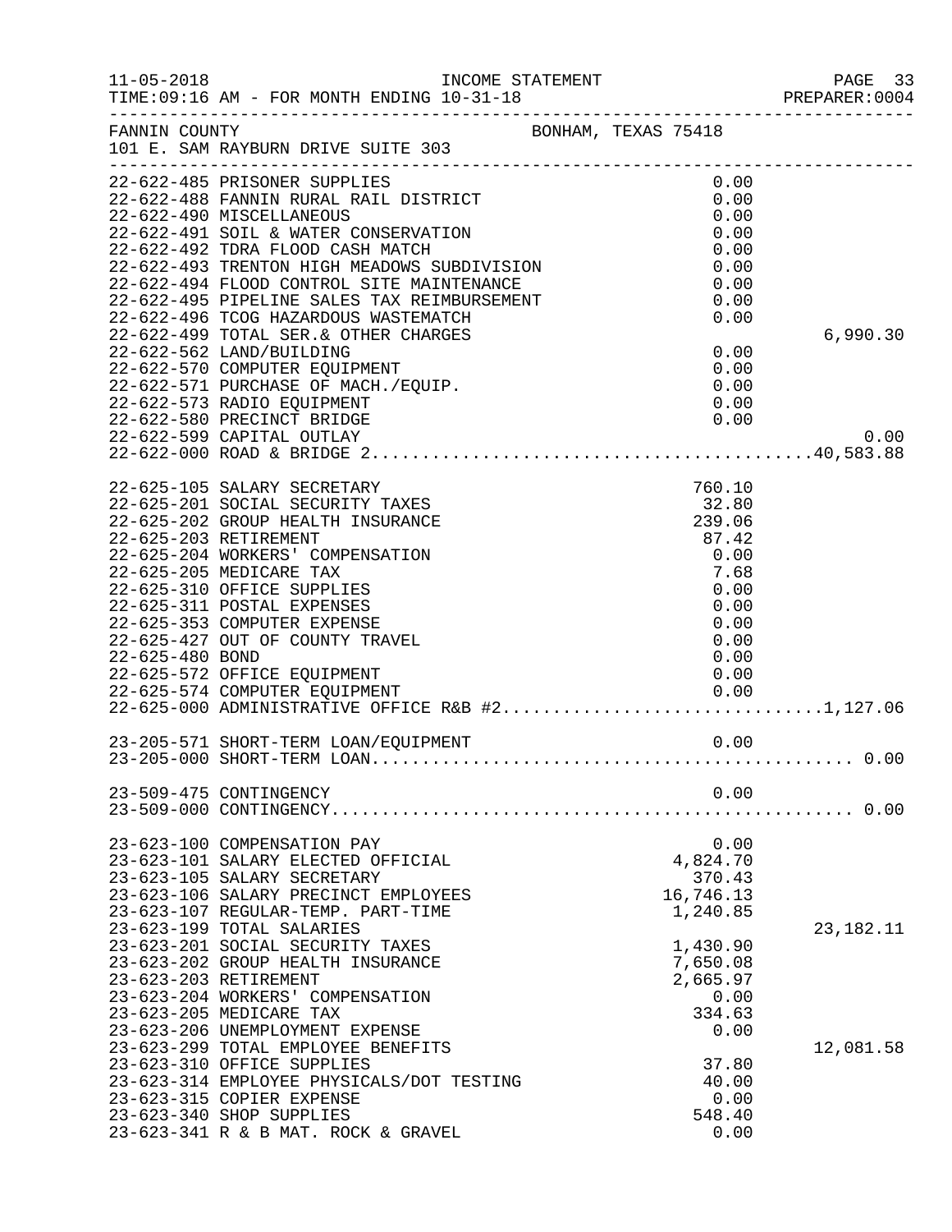11-05-2018 INCOME STATEMENT
TIME:09:16 AM - FOR MONTH ENDING 10-31-18 PREPARER:0004

FANNIN COUNTY BONHAM, TEXAS 75418
101 E. SAM RAYBURN DRIVE SUITE 303

| Account | Description | Amount | Total |
|---|---|---|---|
| 22-622-485 | PRISONER SUPPLIES | 0.00 | |
| 22-622-488 | FANNIN RURAL RAIL DISTRICT | 0.00 | |
| 22-622-490 | MISCELLANEOUS | 0.00 | |
| 22-622-491 | SOIL & WATER CONSERVATION | 0.00 | |
| 22-622-492 | TDRA FLOOD CASH MATCH | 0.00 | |
| 22-622-493 | TRENTON HIGH MEADOWS SUBDIVISION | 0.00 | |
| 22-622-494 | FLOOD CONTROL SITE MAINTENANCE | 0.00 | |
| 22-622-495 | PIPELINE SALES TAX REIMBURSEMENT | 0.00 | |
| 22-622-496 | TCOG HAZARDOUS WASTEMATCH | 0.00 | |
| 22-622-499 | TOTAL SER.& OTHER CHARGES | | 6,990.30 |
| 22-622-562 | LAND/BUILDING | 0.00 | |
| 22-622-570 | COMPUTER EQUIPMENT | 0.00 | |
| 22-622-571 | PURCHASE OF MACH./EQUIP. | 0.00 | |
| 22-622-573 | RADIO EQUIPMENT | 0.00 | |
| 22-622-580 | PRECINCT BRIDGE | 0.00 | |
| 22-622-599 | CAPITAL OUTLAY | | 0.00 |
| 22-622-000 | ROAD & BRIDGE 2 | | 40,583.88 |
| 22-625-105 | SALARY SECRETARY | 760.10 | |
| 22-625-201 | SOCIAL SECURITY TAXES | 32.80 | |
| 22-625-202 | GROUP HEALTH INSURANCE | 239.06 | |
| 22-625-203 | RETIREMENT | 87.42 | |
| 22-625-204 | WORKERS' COMPENSATION | 0.00 | |
| 22-625-205 | MEDICARE TAX | 7.68 | |
| 22-625-310 | OFFICE SUPPLIES | 0.00 | |
| 22-625-311 | POSTAL EXPENSES | 0.00 | |
| 22-625-353 | COMPUTER EXPENSE | 0.00 | |
| 22-625-427 | OUT OF COUNTY TRAVEL | 0.00 | |
| 22-625-480 | BOND | 0.00 | |
| 22-625-572 | OFFICE EQUIPMENT | 0.00 | |
| 22-625-574 | COMPUTER EQUIPMENT | 0.00 | |
| 22-625-000 | ADMINISTRATIVE OFFICE R&B #2 | | 1,127.06 |
| 23-205-571 | SHORT-TERM LOAN/EQUIPMENT | 0.00 | |
| 23-205-000 | SHORT-TERM LOAN | | 0.00 |
| 23-509-475 | CONTINGENCY | 0.00 | |
| 23-509-000 | CONTINGENCY | | 0.00 |
| 23-623-100 | COMPENSATION PAY | 0.00 | |
| 23-623-101 | SALARY ELECTED OFFICIAL | 4,824.70 | |
| 23-623-105 | SALARY SECRETARY | 370.43 | |
| 23-623-106 | SALARY PRECINCT EMPLOYEES | 16,746.13 | |
| 23-623-107 | REGULAR-TEMP. PART-TIME | 1,240.85 | |
| 23-623-199 | TOTAL SALARIES | | 23,182.11 |
| 23-623-201 | SOCIAL SECURITY TAXES | 1,430.90 | |
| 23-623-202 | GROUP HEALTH INSURANCE | 7,650.08 | |
| 23-623-203 | RETIREMENT | 2,665.97 | |
| 23-623-204 | WORKERS' COMPENSATION | 0.00 | |
| 23-623-205 | MEDICARE TAX | 334.63 | |
| 23-623-206 | UNEMPLOYMENT EXPENSE | 0.00 | |
| 23-623-299 | TOTAL EMPLOYEE BENEFITS | | 12,081.58 |
| 23-623-310 | OFFICE SUPPLIES | 37.80 | |
| 23-623-314 | EMPLOYEE PHYSICALS/DOT TESTING | 40.00 | |
| 23-623-315 | COPIER EXPENSE | 0.00 | |
| 23-623-340 | SHOP SUPPLIES | 548.40 | |
| 23-623-341 | R & B MAT. ROCK & GRAVEL | 0.00 | |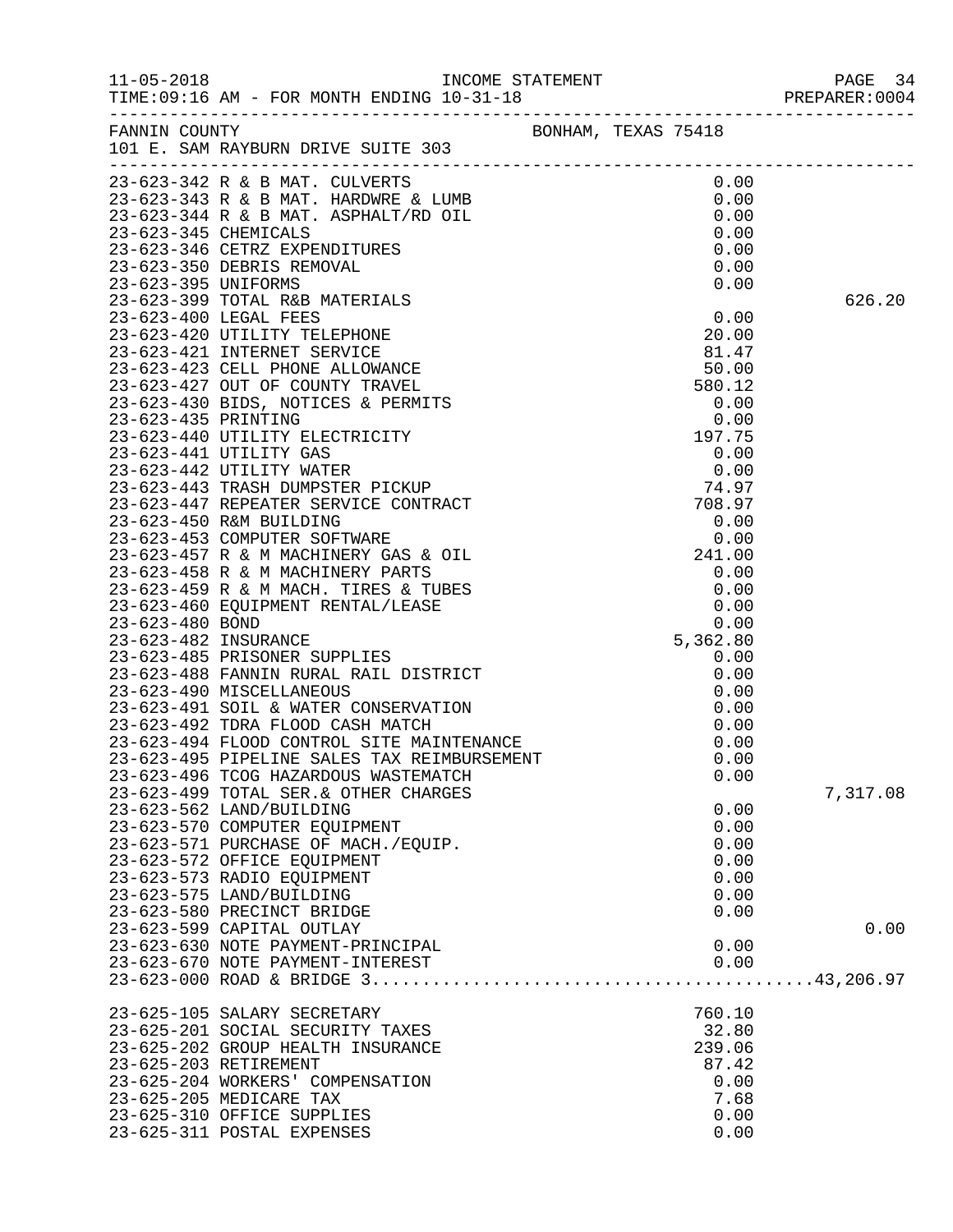FANNIN COUNTY BONHAM, TEXAS 75418
101 E. SAM RAYBURN DRIVE SUITE 303

INCOME STATEMENT
FOR MONTH ENDING 10-31-18

| Account | Description | Amount | Total |
|---|---|---|---|
| 23-623-342 | R & B MAT. CULVERTS | 0.00 | |
| 23-623-343 | R & B MAT. HARDWRE & LUMB | 0.00 | |
| 23-623-344 | R & B MAT. ASPHALT/RD OIL | 0.00 | |
| 23-623-345 | CHEMICALS | 0.00 | |
| 23-623-346 | CETRZ EXPENDITURES | 0.00 | |
| 23-623-350 | DEBRIS REMOVAL | 0.00 | |
| 23-623-395 | UNIFORMS | 0.00 | |
| 23-623-399 | TOTAL R&B MATERIALS | | 626.20 |
| 23-623-400 | LEGAL FEES | 0.00 | |
| 23-623-420 | UTILITY TELEPHONE | 20.00 | |
| 23-623-421 | INTERNET SERVICE | 81.47 | |
| 23-623-423 | CELL PHONE ALLOWANCE | 50.00 | |
| 23-623-427 | OUT OF COUNTY TRAVEL | 580.12 | |
| 23-623-430 | BIDS, NOTICES & PERMITS | 0.00 | |
| 23-623-435 | PRINTING | 0.00 | |
| 23-623-440 | UTILITY ELECTRICITY | 197.75 | |
| 23-623-441 | UTILITY GAS | 0.00 | |
| 23-623-442 | UTILITY WATER | 0.00 | |
| 23-623-443 | TRASH DUMPSTER PICKUP | 74.97 | |
| 23-623-447 | REPEATER SERVICE CONTRACT | 708.97 | |
| 23-623-450 | R&M BUILDING | 0.00 | |
| 23-623-453 | COMPUTER SOFTWARE | 0.00 | |
| 23-623-457 | R & M MACHINERY GAS & OIL | 241.00 | |
| 23-623-458 | R & M MACHINERY PARTS | 0.00 | |
| 23-623-459 | R & M MACH. TIRES & TUBES | 0.00 | |
| 23-623-460 | EQUIPMENT RENTAL/LEASE | 0.00 | |
| 23-623-480 | BOND | 0.00 | |
| 23-623-482 | INSURANCE | 5,362.80 | |
| 23-623-485 | PRISONER SUPPLIES | 0.00 | |
| 23-623-488 | FANNIN RURAL RAIL DISTRICT | 0.00 | |
| 23-623-490 | MISCELLANEOUS | 0.00 | |
| 23-623-491 | SOIL & WATER CONSERVATION | 0.00 | |
| 23-623-492 | TDRA FLOOD CASH MATCH | 0.00 | |
| 23-623-494 | FLOOD CONTROL SITE MAINTENANCE | 0.00 | |
| 23-623-495 | PIPELINE SALES TAX REIMBURSEMENT | 0.00 | |
| 23-623-496 | TCOG HAZARDOUS WASTEMATCH | 0.00 | |
| 23-623-499 | TOTAL SER.& OTHER CHARGES | | 7,317.08 |
| 23-623-562 | LAND/BUILDING | 0.00 | |
| 23-623-570 | COMPUTER EQUIPMENT | 0.00 | |
| 23-623-571 | PURCHASE OF MACH./EQUIP. | 0.00 | |
| 23-623-572 | OFFICE EQUIPMENT | 0.00 | |
| 23-623-573 | RADIO EQUIPMENT | 0.00 | |
| 23-623-575 | LAND/BUILDING | 0.00 | |
| 23-623-580 | PRECINCT BRIDGE | 0.00 | |
| 23-623-599 | CAPITAL OUTLAY | | 0.00 |
| 23-623-630 | NOTE PAYMENT-PRINCIPAL | 0.00 | |
| 23-623-670 | NOTE PAYMENT-INTEREST | 0.00 | |
| 23-623-000 | ROAD & BRIDGE 3 | | 43,206.97 |
| 23-625-105 | SALARY SECRETARY | 760.10 | |
| 23-625-201 | SOCIAL SECURITY TAXES | 32.80 | |
| 23-625-202 | GROUP HEALTH INSURANCE | 239.06 | |
| 23-625-203 | RETIREMENT | 87.42 | |
| 23-625-204 | WORKERS' COMPENSATION | 0.00 | |
| 23-625-205 | MEDICARE TAX | 7.68 | |
| 23-625-310 | OFFICE SUPPLIES | 0.00 | |
| 23-625-311 | POSTAL EXPENSES | 0.00 | |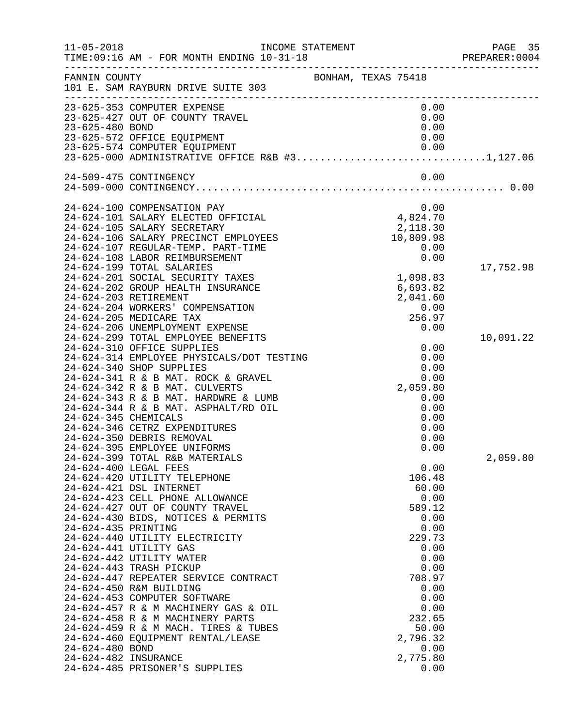11-05-2018 INCOME STATEMENT
TIME:09:16 AM - FOR MONTH ENDING 10-31-18
PREPARER:0004

FANNIN COUNTY BONHAM, TEXAS 75418
101 E. SAM RAYBURN DRIVE SUITE 303

| Account | Description | Amount | Total |
|---|---|---|---|
| 23-625-353 | COMPUTER EXPENSE | 0.00 | |
| 23-625-427 | OUT OF COUNTY TRAVEL | 0.00 | |
| 23-625-480 | BOND | 0.00 | |
| 23-625-572 | OFFICE EQUIPMENT | 0.00 | |
| 23-625-574 | COMPUTER EQUIPMENT | 0.00 | |
| 23-625-000 | ADMINISTRATIVE OFFICE R&B #3 | | 1,127.06 |
| 24-509-475 | CONTINGENCY | 0.00 | |
| 24-509-000 | CONTINGENCY | | 0.00 |
| 24-624-100 | COMPENSATION PAY | 0.00 | |
| 24-624-101 | SALARY ELECTED OFFICIAL | 4,824.70 | |
| 24-624-105 | SALARY SECRETARY | 2,118.30 | |
| 24-624-106 | SALARY PRECINCT EMPLOYEES | 10,809.98 | |
| 24-624-107 | REGULAR-TEMP. PART-TIME | 0.00 | |
| 24-624-108 | LABOR REIMBURSEMENT | 0.00 | |
| 24-624-199 | TOTAL SALARIES | | 17,752.98 |
| 24-624-201 | SOCIAL SECURITY TAXES | 1,098.83 | |
| 24-624-202 | GROUP HEALTH INSURANCE | 6,693.82 | |
| 24-624-203 | RETIREMENT | 2,041.60 | |
| 24-624-204 | WORKERS' COMPENSATION | 0.00 | |
| 24-624-205 | MEDICARE TAX | 256.97 | |
| 24-624-206 | UNEMPLOYMENT EXPENSE | 0.00 | |
| 24-624-299 | TOTAL EMPLOYEE BENEFITS | | 10,091.22 |
| 24-624-310 | OFFICE SUPPLIES | 0.00 | |
| 24-624-314 | EMPLOYEE PHYSICALS/DOT TESTING | 0.00 | |
| 24-624-340 | SHOP SUPPLIES | 0.00 | |
| 24-624-341 | R & B MAT. ROCK & GRAVEL | 0.00 | |
| 24-624-342 | R & B MAT. CULVERTS | 2,059.80 | |
| 24-624-343 | R & B MAT. HARDWRE & LUMB | 0.00 | |
| 24-624-344 | R & B MAT. ASPHALT/RD OIL | 0.00 | |
| 24-624-345 | CHEMICALS | 0.00 | |
| 24-624-346 | CETRZ EXPENDITURES | 0.00 | |
| 24-624-350 | DEBRIS REMOVAL | 0.00 | |
| 24-624-395 | EMPLOYEE UNIFORMS | 0.00 | |
| 24-624-399 | TOTAL R&B MATERIALS | | 2,059.80 |
| 24-624-400 | LEGAL FEES | 0.00 | |
| 24-624-420 | UTILITY TELEPHONE | 106.48 | |
| 24-624-421 | DSL INTERNET | 60.00 | |
| 24-624-423 | CELL PHONE ALLOWANCE | 0.00 | |
| 24-624-427 | OUT OF COUNTY TRAVEL | 589.12 | |
| 24-624-430 | BIDS, NOTICES & PERMITS | 0.00 | |
| 24-624-435 | PRINTING | 0.00 | |
| 24-624-440 | UTILITY ELECTRICITY | 229.73 | |
| 24-624-441 | UTILITY GAS | 0.00 | |
| 24-624-442 | UTILITY WATER | 0.00 | |
| 24-624-443 | TRASH PICKUP | 0.00 | |
| 24-624-447 | REPEATER SERVICE CONTRACT | 708.97 | |
| 24-624-450 | R&M BUILDING | 0.00 | |
| 24-624-453 | COMPUTER SOFTWARE | 0.00 | |
| 24-624-457 | R & M MACHINERY GAS & OIL | 0.00 | |
| 24-624-458 | R & M MACHINERY PARTS | 232.65 | |
| 24-624-459 | R & M MACH. TIRES & TUBES | 50.00 | |
| 24-624-460 | EQUIPMENT RENTAL/LEASE | 2,796.32 | |
| 24-624-480 | BOND | 0.00 | |
| 24-624-482 | INSURANCE | 2,775.80 | |
| 24-624-485 | PRISONER'S SUPPLIES | 0.00 | |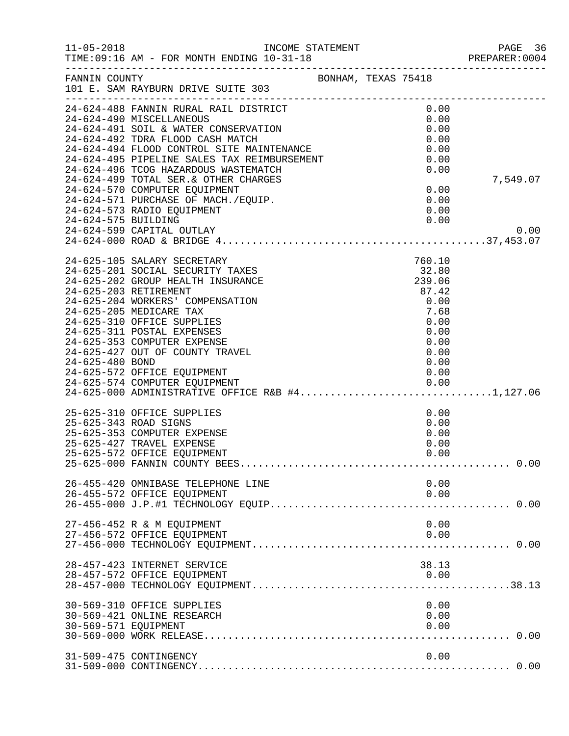11-05-2018 INCOME STATEMENT
TIME:09:16 AM - FOR MONTH ENDING 10-31-18 PREPARER:0004

FANNIN COUNTY BONHAM, TEXAS 75418
101 E. SAM RAYBURN DRIVE SUITE 303

| Account | Description | Amount | Total |
|---|---|---|---|
| 24-624-488 | FANNIN RURAL RAIL DISTRICT | 0.00 | |
| 24-624-490 | MISCELLANEOUS | 0.00 | |
| 24-624-491 | SOIL & WATER CONSERVATION | 0.00 | |
| 24-624-492 | TDRA FLOOD CASH MATCH | 0.00 | |
| 24-624-494 | FLOOD CONTROL SITE MAINTENANCE | 0.00 | |
| 24-624-495 | PIPELINE SALES TAX REIMBURSEMENT | 0.00 | |
| 24-624-496 | TCOG HAZARDOUS WASTEMATCH | 0.00 | |
| 24-624-499 | TOTAL SER.& OTHER CHARGES | | 7,549.07 |
| 24-624-570 | COMPUTER EQUIPMENT | 0.00 | |
| 24-624-571 | PURCHASE OF MACH./EQUIP. | 0.00 | |
| 24-624-573 | RADIO EQUIPMENT | 0.00 | |
| 24-624-575 | BUILDING | 0.00 | |
| 24-624-599 | CAPITAL OUTLAY | | 0.00 |
| 24-624-000 | ROAD & BRIDGE 4 | | 37,453.07 |
| | | | |
| 24-625-105 | SALARY SECRETARY | 760.10 | |
| 24-625-201 | SOCIAL SECURITY TAXES | 32.80 | |
| 24-625-202 | GROUP HEALTH INSURANCE | 239.06 | |
| 24-625-203 | RETIREMENT | 87.42 | |
| 24-625-204 | WORKERS' COMPENSATION | 0.00 | |
| 24-625-205 | MEDICARE TAX | 7.68 | |
| 24-625-310 | OFFICE SUPPLIES | 0.00 | |
| 24-625-311 | POSTAL EXPENSES | 0.00 | |
| 24-625-353 | COMPUTER EXPENSE | 0.00 | |
| 24-625-427 | OUT OF COUNTY TRAVEL | 0.00 | |
| 24-625-480 | BOND | 0.00 | |
| 24-625-572 | OFFICE EQUIPMENT | 0.00 | |
| 24-625-574 | COMPUTER EQUIPMENT | 0.00 | |
| 24-625-000 | ADMINISTRATIVE OFFICE R&B #4 | | 1,127.06 |
| | | | |
| 25-625-310 | OFFICE SUPPLIES | 0.00 | |
| 25-625-343 | ROAD SIGNS | 0.00 | |
| 25-625-353 | COMPUTER EXPENSE | 0.00 | |
| 25-625-427 | TRAVEL EXPENSE | 0.00 | |
| 25-625-572 | OFFICE EQUIPMENT | 0.00 | |
| 25-625-000 | FANNIN COUNTY BEES | | 0.00 |
| | | | |
| 26-455-420 | OMNIBASE TELEPHONE LINE | 0.00 | |
| 26-455-572 | OFFICE EQUIPMENT | 0.00 | |
| 26-455-000 | J.P.#1 TECHNOLOGY EQUIP | | 0.00 |
| | | | |
| 27-456-452 | R & M EQUIPMENT | 0.00 | |
| 27-456-572 | OFFICE EQUIPMENT | 0.00 | |
| 27-456-000 | TECHNOLOGY EQUIPMENT | | 0.00 |
| | | | |
| 28-457-423 | INTERNET SERVICE | 38.13 | |
| 28-457-572 | OFFICE EQUIPMENT | 0.00 | |
| 28-457-000 | TECHNOLOGY EQUIPMENT | | 38.13 |
| | | | |
| 30-569-310 | OFFICE SUPPLIES | 0.00 | |
| 30-569-421 | ONLINE RESEARCH | 0.00 | |
| 30-569-571 | EQUIPMENT | 0.00 | |
| 30-569-000 | WORK RELEASE | | 0.00 |
| | | | |
| 31-509-475 | CONTINGENCY | 0.00 | |
| 31-509-000 | CONTINGENCY | | 0.00 |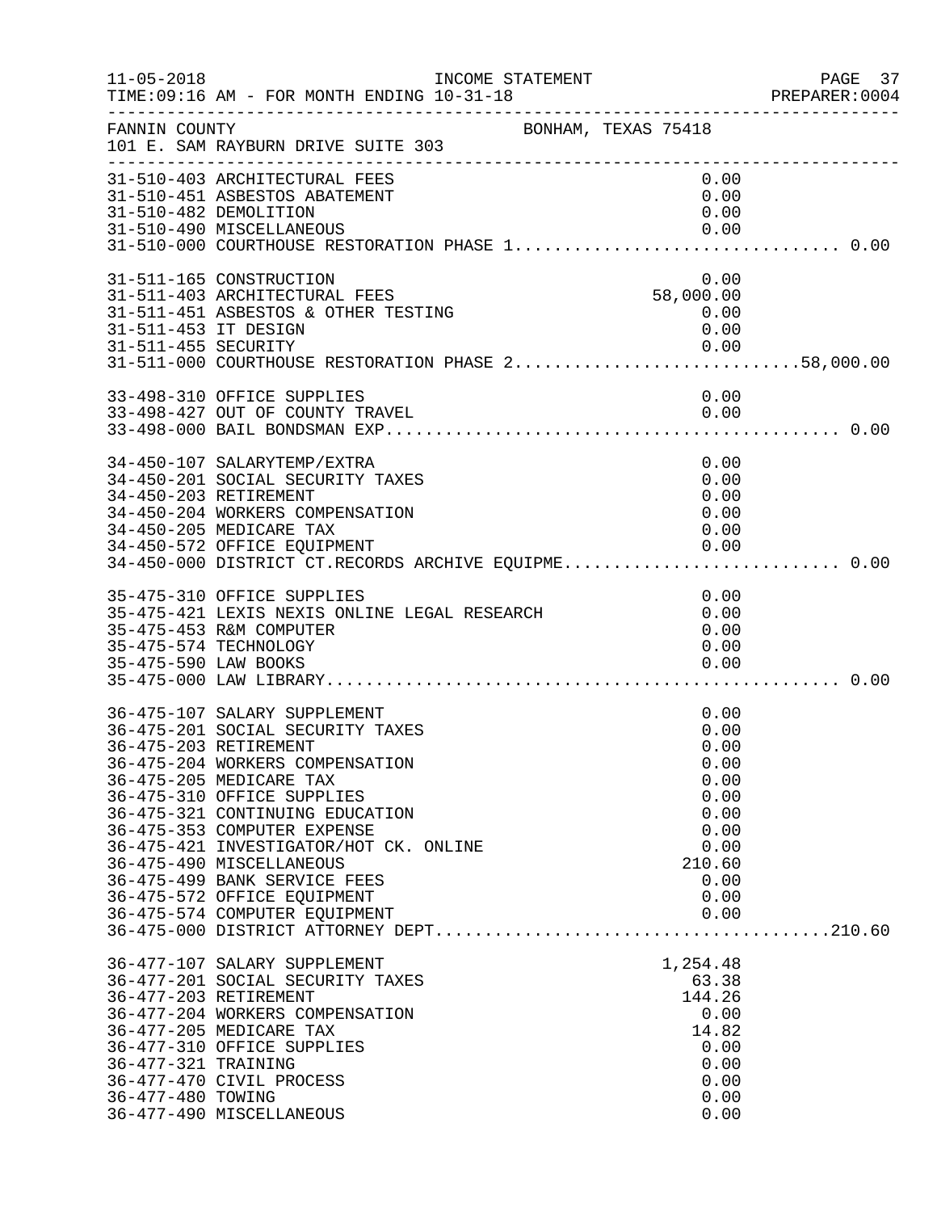11-05-2018 INCOME STATEMENT
TIME:09:16 AM - FOR MONTH ENDING 10-31-18

FANNIN COUNTY BONHAM, TEXAS 75418
101 E. SAM RAYBURN DRIVE SUITE 303

| Account | Description | Amount | Total |
|---|---|---|---|
| 31-510-403 | ARCHITECTURAL FEES | 0.00 | |
| 31-510-451 | ASBESTOS ABATEMENT | 0.00 | |
| 31-510-482 | DEMOLITION | 0.00 | |
| 31-510-490 | MISCELLANEOUS | 0.00 | |
| 31-510-000 | COURTHOUSE RESTORATION PHASE 1 | | 0.00 |
| 31-511-165 | CONSTRUCTION | 0.00 | |
| 31-511-403 | ARCHITECTURAL FEES | 58,000.00 | |
| 31-511-451 | ASBESTOS & OTHER TESTING | 0.00 | |
| 31-511-453 | IT DESIGN | 0.00 | |
| 31-511-455 | SECURITY | 0.00 | |
| 31-511-000 | COURTHOUSE RESTORATION PHASE 2 | | 58,000.00 |
| 33-498-310 | OFFICE SUPPLIES | 0.00 | |
| 33-498-427 | OUT OF COUNTY TRAVEL | 0.00 | |
| 33-498-000 | BAIL BONDSMAN EXP. | | 0.00 |
| 34-450-107 | SALARYTEMP/EXTRA | 0.00 | |
| 34-450-201 | SOCIAL SECURITY TAXES | 0.00 | |
| 34-450-203 | RETIREMENT | 0.00 | |
| 34-450-204 | WORKERS COMPENSATION | 0.00 | |
| 34-450-205 | MEDICARE TAX | 0.00 | |
| 34-450-572 | OFFICE EQUIPMENT | 0.00 | |
| 34-450-000 | DISTRICT CT.RECORDS ARCHIVE EQUIPME | | 0.00 |
| 35-475-310 | OFFICE SUPPLIES | 0.00 | |
| 35-475-421 | LEXIS NEXIS ONLINE LEGAL RESEARCH | 0.00 | |
| 35-475-453 | R&M COMPUTER | 0.00 | |
| 35-475-574 | TECHNOLOGY | 0.00 | |
| 35-475-590 | LAW BOOKS | 0.00 | |
| 35-475-000 | LAW LIBRARY | | 0.00 |
| 36-475-107 | SALARY SUPPLEMENT | 0.00 | |
| 36-475-201 | SOCIAL SECURITY TAXES | 0.00 | |
| 36-475-203 | RETIREMENT | 0.00 | |
| 36-475-204 | WORKERS COMPENSATION | 0.00 | |
| 36-475-205 | MEDICARE TAX | 0.00 | |
| 36-475-310 | OFFICE SUPPLIES | 0.00 | |
| 36-475-321 | CONTINUING EDUCATION | 0.00 | |
| 36-475-353 | COMPUTER EXPENSE | 0.00 | |
| 36-475-421 | INVESTIGATOR/HOT CK. ONLINE | 0.00 | |
| 36-475-490 | MISCELLANEOUS | 210.60 | |
| 36-475-499 | BANK SERVICE FEES | 0.00 | |
| 36-475-572 | OFFICE EQUIPMENT | 0.00 | |
| 36-475-574 | COMPUTER EQUIPMENT | 0.00 | |
| 36-475-000 | DISTRICT ATTORNEY DEPT. | | 210.60 |
| 36-477-107 | SALARY SUPPLEMENT | 1,254.48 | |
| 36-477-201 | SOCIAL SECURITY TAXES | 63.38 | |
| 36-477-203 | RETIREMENT | 144.26 | |
| 36-477-204 | WORKERS COMPENSATION | 0.00 | |
| 36-477-205 | MEDICARE TAX | 14.82 | |
| 36-477-310 | OFFICE SUPPLIES | 0.00 | |
| 36-477-321 | TRAINING | 0.00 | |
| 36-477-470 | CIVIL PROCESS | 0.00 | |
| 36-477-480 | TOWING | 0.00 | |
| 36-477-490 | MISCELLANEOUS | 0.00 | |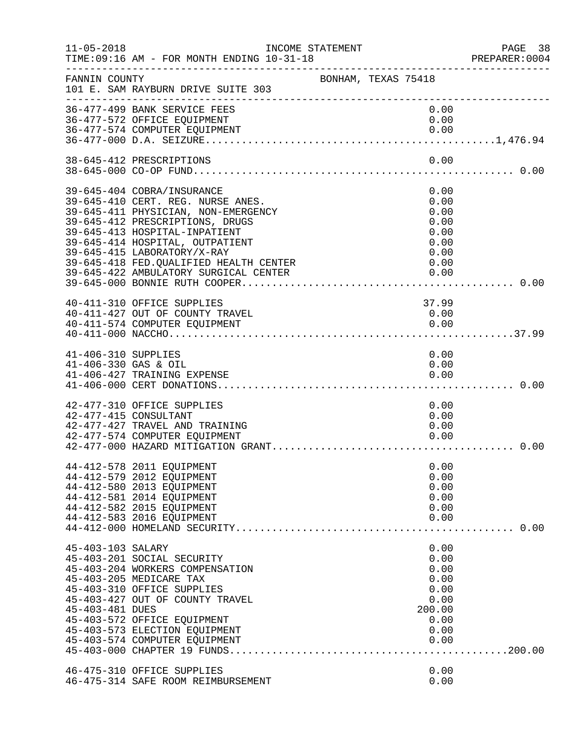FANNIN COUNTY — BONHAM, TEXAS 75418
101 E. SAM RAYBURN DRIVE SUITE 303

INCOME STATEMENT — TIME:09:16 AM - FOR MONTH ENDING 10-31-18 — 11-05-2018 — PREPARER:0004

| Account | Description | Amount | Total |
|---|---|---|---|
| 36-477-499 | BANK SERVICE FEES | 0.00 | |
| 36-477-572 | OFFICE EQUIPMENT | 0.00 | |
| 36-477-574 | COMPUTER EQUIPMENT | 0.00 | |
| 36-477-000 | D.A. SEIZURE | | 1,476.94 |
| 38-645-412 | PRESCRIPTIONS | 0.00 | |
| 38-645-000 | CO-OP FUND | | 0.00 |
| 39-645-404 | COBRA/INSURANCE | 0.00 | |
| 39-645-410 | CERT. REG. NURSE ANES. | 0.00 | |
| 39-645-411 | PHYSICIAN, NON-EMERGENCY | 0.00 | |
| 39-645-412 | PRESCRIPTIONS, DRUGS | 0.00 | |
| 39-645-413 | HOSPITAL-INPATIENT | 0.00 | |
| 39-645-414 | HOSPITAL, OUTPATIENT | 0.00 | |
| 39-645-415 | LABORATORY/X-RAY | 0.00 | |
| 39-645-418 | FED.QUALIFIED HEALTH CENTER | 0.00 | |
| 39-645-422 | AMBULATORY SURGICAL CENTER | 0.00 | |
| 39-645-000 | BONNIE RUTH COOPER | | 0.00 |
| 40-411-310 | OFFICE SUPPLIES | 37.99 | |
| 40-411-427 | OUT OF COUNTY TRAVEL | 0.00 | |
| 40-411-574 | COMPUTER EQUIPMENT | 0.00 | |
| 40-411-000 | NACCHO | | 37.99 |
| 41-406-310 | SUPPLIES | 0.00 | |
| 41-406-330 | GAS & OIL | 0.00 | |
| 41-406-427 | TRAINING EXPENSE | 0.00 | |
| 41-406-000 | CERT DONATIONS | | 0.00 |
| 42-477-310 | OFFICE SUPPLIES | 0.00 | |
| 42-477-415 | CONSULTANT | 0.00 | |
| 42-477-427 | TRAVEL AND TRAINING | 0.00 | |
| 42-477-574 | COMPUTER EQUIPMENT | 0.00 | |
| 42-477-000 | HAZARD MITIGATION GRANT | | 0.00 |
| 44-412-578 | 2011 EQUIPMENT | 0.00 | |
| 44-412-579 | 2012 EQUIPMENT | 0.00 | |
| 44-412-580 | 2013 EQUIPMENT | 0.00 | |
| 44-412-581 | 2014 EQUIPMENT | 0.00 | |
| 44-412-582 | 2015 EQUIPMENT | 0.00 | |
| 44-412-583 | 2016 EQUIPMENT | 0.00 | |
| 44-412-000 | HOMELAND SECURITY | | 0.00 |
| 45-403-103 | SALARY | 0.00 | |
| 45-403-201 | SOCIAL SECURITY | 0.00 | |
| 45-403-204 | WORKERS COMPENSATION | 0.00 | |
| 45-403-205 | MEDICARE TAX | 0.00 | |
| 45-403-310 | OFFICE SUPPLIES | 0.00 | |
| 45-403-427 | OUT OF COUNTY TRAVEL | 0.00 | |
| 45-403-481 | DUES | 200.00 | |
| 45-403-572 | OFFICE EQUIPMENT | 0.00 | |
| 45-403-573 | ELECTION EQUIPMENT | 0.00 | |
| 45-403-574 | COMPUTER EQUIPMENT | 0.00 | |
| 45-403-000 | CHAPTER 19 FUNDS | | 200.00 |
| 46-475-310 | OFFICE SUPPLIES | 0.00 | |
| 46-475-314 | SAFE ROOM REIMBURSEMENT | 0.00 | |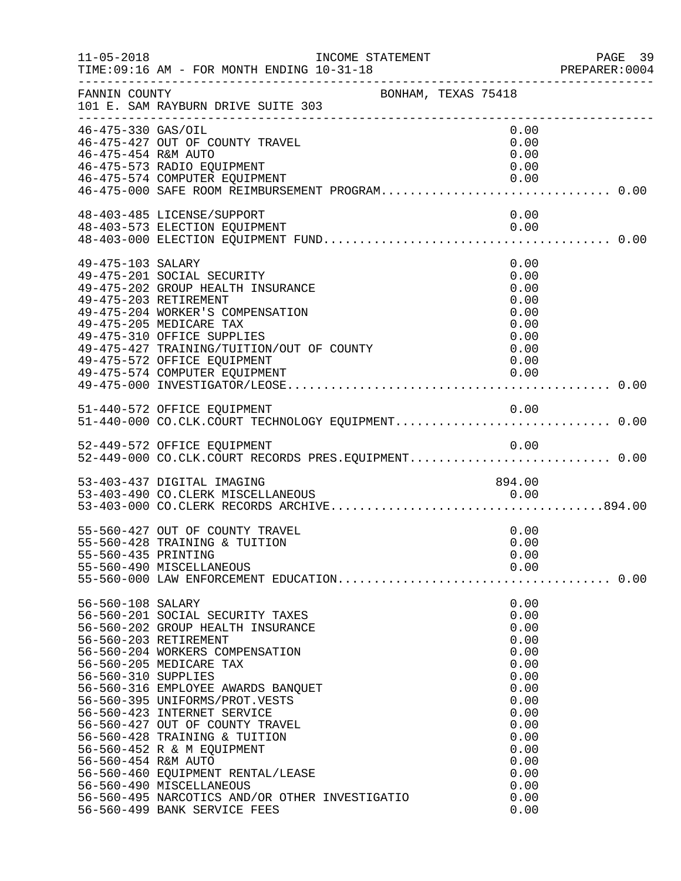11-05-2018 INCOME STATEMENT
TIME:09:16 AM - FOR MONTH ENDING 10-31-18

FANNIN COUNTY BONHAM, TEXAS 75418
101 E. SAM RAYBURN DRIVE SUITE 303

| Account | Description | Amount | Total |
|---|---|---|---|
| 46-475-330 | GAS/OIL | 0.00 | |
| 46-475-427 | OUT OF COUNTY TRAVEL | 0.00 | |
| 46-475-454 | R&M AUTO | 0.00 | |
| 46-475-573 | RADIO EQUIPMENT | 0.00 | |
| 46-475-574 | COMPUTER EQUIPMENT | 0.00 | |
| 46-475-000 | SAFE ROOM REIMBURSEMENT PROGRAM | | 0.00 |
| 48-403-485 | LICENSE/SUPPORT | 0.00 | |
| 48-403-573 | ELECTION EQUIPMENT | 0.00 | |
| 48-403-000 | ELECTION EQUIPMENT FUND | | 0.00 |
| 49-475-103 | SALARY | 0.00 | |
| 49-475-201 | SOCIAL SECURITY | 0.00 | |
| 49-475-202 | GROUP HEALTH INSURANCE | 0.00 | |
| 49-475-203 | RETIREMENT | 0.00 | |
| 49-475-204 | WORKER'S COMPENSATION | 0.00 | |
| 49-475-205 | MEDICARE TAX | 0.00 | |
| 49-475-310 | OFFICE SUPPLIES | 0.00 | |
| 49-475-427 | TRAINING/TUITION/OUT OF COUNTY | 0.00 | |
| 49-475-572 | OFFICE EQUIPMENT | 0.00 | |
| 49-475-574 | COMPUTER EQUIPMENT | 0.00 | |
| 49-475-000 | INVESTIGATOR/LEOSE | | 0.00 |
| 51-440-572 | OFFICE EQUIPMENT | 0.00 | |
| 51-440-000 | CO.CLK.COURT TECHNOLOGY EQUIPMENT | | 0.00 |
| 52-449-572 | OFFICE EQUIPMENT | 0.00 | |
| 52-449-000 | CO.CLK.COURT RECORDS PRES.EQUIPMENT | | 0.00 |
| 53-403-437 | DIGITAL IMAGING | 894.00 | |
| 53-403-490 | CO.CLERK MISCELLANEOUS | 0.00 | |
| 53-403-000 | CO.CLERK RECORDS ARCHIVE | | 894.00 |
| 55-560-427 | OUT OF COUNTY TRAVEL | 0.00 | |
| 55-560-428 | TRAINING & TUITION | 0.00 | |
| 55-560-435 | PRINTING | 0.00 | |
| 55-560-490 | MISCELLANEOUS | 0.00 | |
| 55-560-000 | LAW ENFORCEMENT EDUCATION | | 0.00 |
| 56-560-108 | SALARY | 0.00 | |
| 56-560-201 | SOCIAL SECURITY TAXES | 0.00 | |
| 56-560-202 | GROUP HEALTH INSURANCE | 0.00 | |
| 56-560-203 | RETIREMENT | 0.00 | |
| 56-560-204 | WORKERS COMPENSATION | 0.00 | |
| 56-560-205 | MEDICARE TAX | 0.00 | |
| 56-560-310 | SUPPLIES | 0.00 | |
| 56-560-316 | EMPLOYEE AWARDS BANQUET | 0.00 | |
| 56-560-395 | UNIFORMS/PROT.VESTS | 0.00 | |
| 56-560-423 | INTERNET SERVICE | 0.00 | |
| 56-560-427 | OUT OF COUNTY TRAVEL | 0.00 | |
| 56-560-428 | TRAINING & TUITION | 0.00 | |
| 56-560-452 | R & M EQUIPMENT | 0.00 | |
| 56-560-454 | R&M AUTO | 0.00 | |
| 56-560-460 | EQUIPMENT RENTAL/LEASE | 0.00 | |
| 56-560-490 | MISCELLANEOUS | 0.00 | |
| 56-560-495 | NARCOTICS AND/OR OTHER INVESTIGATIO | 0.00 | |
| 56-560-499 | BANK SERVICE FEES | 0.00 | |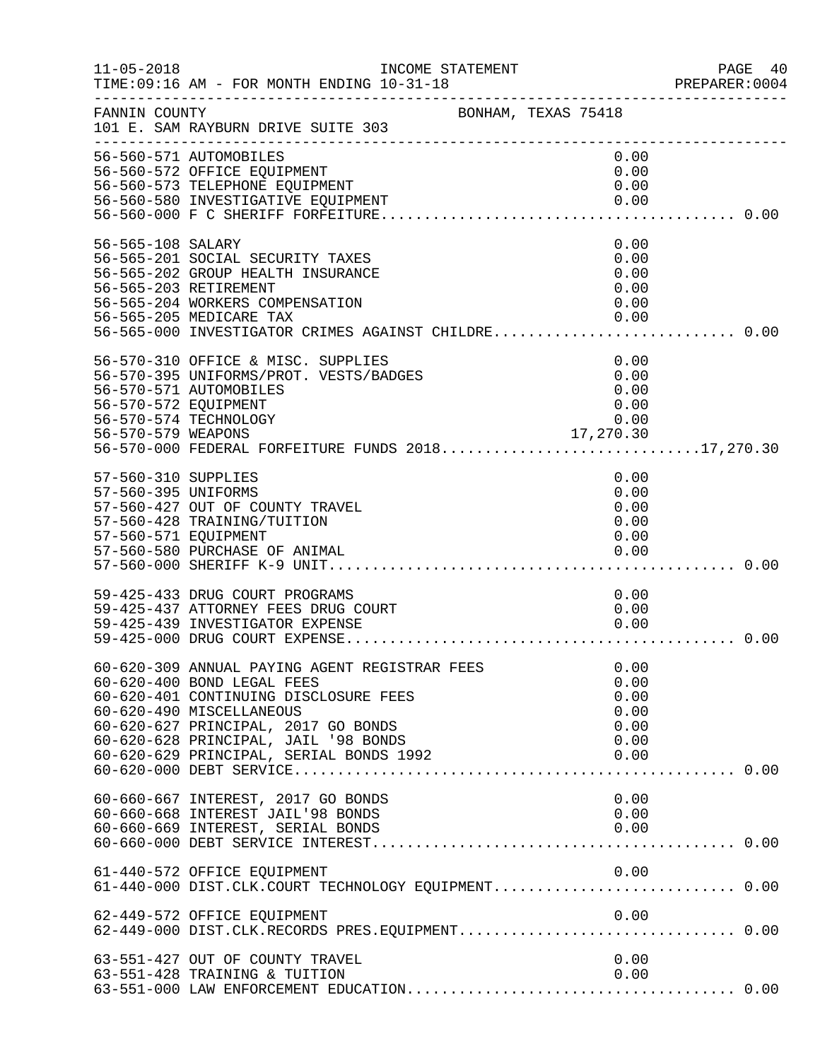INCOME STATEMENT

11-05-2018
TIME:09:16 AM - FOR MONTH ENDING 10-31-18

PREPARER:0004

FANNIN COUNTY — BONHAM, TEXAS 75418
101 E. SAM RAYBURN DRIVE SUITE 303

| Account | Description | Amount | Total |
|---|---|---|---|
| 56-560-571 | AUTOMOBILES | 0.00 | |
| 56-560-572 | OFFICE EQUIPMENT | 0.00 | |
| 56-560-573 | TELEPHONE EQUIPMENT | 0.00 | |
| 56-560-580 | INVESTIGATIVE EQUIPMENT | 0.00 | |
| 56-560-000 | F C SHERIFF FORFEITURE | | 0.00 |
| 56-565-108 | SALARY | 0.00 | |
| 56-565-201 | SOCIAL SECURITY TAXES | 0.00 | |
| 56-565-202 | GROUP HEALTH INSURANCE | 0.00 | |
| 56-565-203 | RETIREMENT | 0.00 | |
| 56-565-204 | WORKERS COMPENSATION | 0.00 | |
| 56-565-205 | MEDICARE TAX | 0.00 | |
| 56-565-000 | INVESTIGATOR CRIMES AGAINST CHILDRE | | 0.00 |
| 56-570-310 | OFFICE & MISC. SUPPLIES | 0.00 | |
| 56-570-395 | UNIFORMS/PROT. VESTS/BADGES | 0.00 | |
| 56-570-571 | AUTOMOBILES | 0.00 | |
| 56-570-572 | EQUIPMENT | 0.00 | |
| 56-570-574 | TECHNOLOGY | 0.00 | |
| 56-570-579 | WEAPONS | 17,270.30 | |
| 56-570-000 | FEDERAL FORFEITURE FUNDS 2018 | | 17,270.30 |
| 57-560-310 | SUPPLIES | 0.00 | |
| 57-560-395 | UNIFORMS | 0.00 | |
| 57-560-427 | OUT OF COUNTY TRAVEL | 0.00 | |
| 57-560-428 | TRAINING/TUITION | 0.00 | |
| 57-560-571 | EQUIPMENT | 0.00 | |
| 57-560-580 | PURCHASE OF ANIMAL | 0.00 | |
| 57-560-000 | SHERIFF K-9 UNIT | | 0.00 |
| 59-425-433 | DRUG COURT PROGRAMS | 0.00 | |
| 59-425-437 | ATTORNEY FEES DRUG COURT | 0.00 | |
| 59-425-439 | INVESTIGATOR EXPENSE | 0.00 | |
| 59-425-000 | DRUG COURT EXPENSE | | 0.00 |
| 60-620-309 | ANNUAL PAYING AGENT REGISTRAR FEES | 0.00 | |
| 60-620-400 | BOND LEGAL FEES | 0.00 | |
| 60-620-401 | CONTINUING DISCLOSURE FEES | 0.00 | |
| 60-620-490 | MISCELLANEOUS | 0.00 | |
| 60-620-627 | PRINCIPAL, 2017 GO BONDS | 0.00 | |
| 60-620-628 | PRINCIPAL, JAIL '98 BONDS | 0.00 | |
| 60-620-629 | PRINCIPAL, SERIAL BONDS 1992 | 0.00 | |
| 60-620-000 | DEBT SERVICE | | 0.00 |
| 60-660-667 | INTEREST, 2017 GO BONDS | 0.00 | |
| 60-660-668 | INTEREST JAIL'98 BONDS | 0.00 | |
| 60-660-669 | INTEREST, SERIAL BONDS | 0.00 | |
| 60-660-000 | DEBT SERVICE INTEREST | | 0.00 |
| 61-440-572 | OFFICE EQUIPMENT | 0.00 | |
| 61-440-000 | DIST.CLK.COURT TECHNOLOGY EQUIPMENT | | 0.00 |
| 62-449-572 | OFFICE EQUIPMENT | 0.00 | |
| 62-449-000 | DIST.CLK.RECORDS PRES.EQUIPMENT | | 0.00 |
| 63-551-427 | OUT OF COUNTY TRAVEL | 0.00 | |
| 63-551-428 | TRAINING & TUITION | 0.00 | |
| 63-551-000 | LAW ENFORCEMENT EDUCATION | | 0.00 |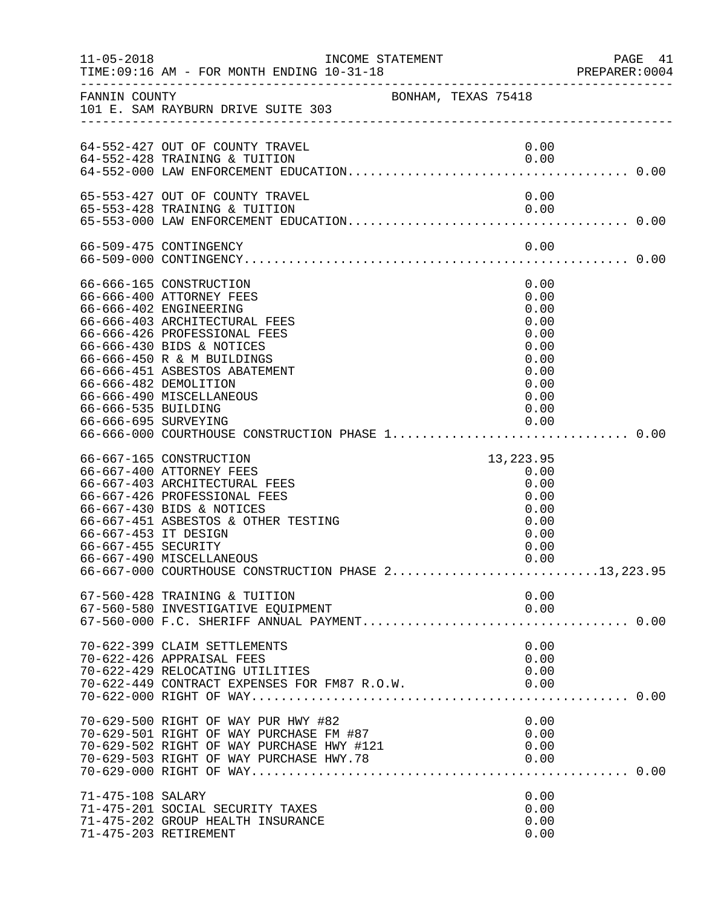11-05-2018 INCOME STATEMENT
TIME:09:16 AM - FOR MONTH ENDING 10-31-18 PREPARER:0004

FANNIN COUNTY BONHAM, TEXAS 75418
101 E. SAM RAYBURN DRIVE SUITE 303

| Account | Description | Amount | Total |
|---|---|---|---|
| 64-552-427 | OUT OF COUNTY TRAVEL | 0.00 | |
| 64-552-428 | TRAINING & TUITION | 0.00 | |
| 64-552-000 | LAW ENFORCEMENT EDUCATION | | 0.00 |
| 65-553-427 | OUT OF COUNTY TRAVEL | 0.00 | |
| 65-553-428 | TRAINING & TUITION | 0.00 | |
| 65-553-000 | LAW ENFORCEMENT EDUCATION | | 0.00 |
| 66-509-475 | CONTINGENCY | 0.00 | |
| 66-509-000 | CONTINGENCY | | 0.00 |
| 66-666-165 | CONSTRUCTION | 0.00 | |
| 66-666-400 | ATTORNEY FEES | 0.00 | |
| 66-666-402 | ENGINEERING | 0.00 | |
| 66-666-403 | ARCHITECTURAL FEES | 0.00 | |
| 66-666-426 | PROFESSIONAL FEES | 0.00 | |
| 66-666-430 | BIDS & NOTICES | 0.00 | |
| 66-666-450 | R & M BUILDINGS | 0.00 | |
| 66-666-451 | ASBESTOS ABATEMENT | 0.00 | |
| 66-666-482 | DEMOLITION | 0.00 | |
| 66-666-490 | MISCELLANEOUS | 0.00 | |
| 66-666-535 | BUILDING | 0.00 | |
| 66-666-695 | SURVEYING | 0.00 | |
| 66-666-000 | COURTHOUSE CONSTRUCTION PHASE 1 | | 0.00 |
| 66-667-165 | CONSTRUCTION | 13,223.95 | |
| 66-667-400 | ATTORNEY FEES | 0.00 | |
| 66-667-403 | ARCHITECTURAL FEES | 0.00 | |
| 66-667-426 | PROFESSIONAL FEES | 0.00 | |
| 66-667-430 | BIDS & NOTICES | 0.00 | |
| 66-667-451 | ASBESTOS & OTHER TESTING | 0.00 | |
| 66-667-453 | IT DESIGN | 0.00 | |
| 66-667-455 | SECURITY | 0.00 | |
| 66-667-490 | MISCELLANEOUS | 0.00 | |
| 66-667-000 | COURTHOUSE CONSTRUCTION PHASE 2 | | 13,223.95 |
| 67-560-428 | TRAINING & TUITION | 0.00 | |
| 67-560-580 | INVESTIGATIVE EQUIPMENT | 0.00 | |
| 67-560-000 | F.C. SHERIFF ANNUAL PAYMENT | | 0.00 |
| 70-622-399 | CLAIM SETTLEMENTS | 0.00 | |
| 70-622-426 | APPRAISAL FEES | 0.00 | |
| 70-622-429 | RELOCATING UTILITIES | 0.00 | |
| 70-622-449 | CONTRACT EXPENSES FOR FM87 R.O.W. | 0.00 | |
| 70-622-000 | RIGHT OF WAY | | 0.00 |
| 70-629-500 | RIGHT OF WAY PUR HWY #82 | 0.00 | |
| 70-629-501 | RIGHT OF WAY PURCHASE FM #87 | 0.00 | |
| 70-629-502 | RIGHT OF WAY PURCHASE HWY #121 | 0.00 | |
| 70-629-503 | RIGHT OF WAY PURCHASE HWY.78 | 0.00 | |
| 70-629-000 | RIGHT OF WAY | | 0.00 |
| 71-475-108 | SALARY | 0.00 | |
| 71-475-201 | SOCIAL SECURITY TAXES | 0.00 | |
| 71-475-202 | GROUP HEALTH INSURANCE | 0.00 | |
| 71-475-203 | RETIREMENT | 0.00 | |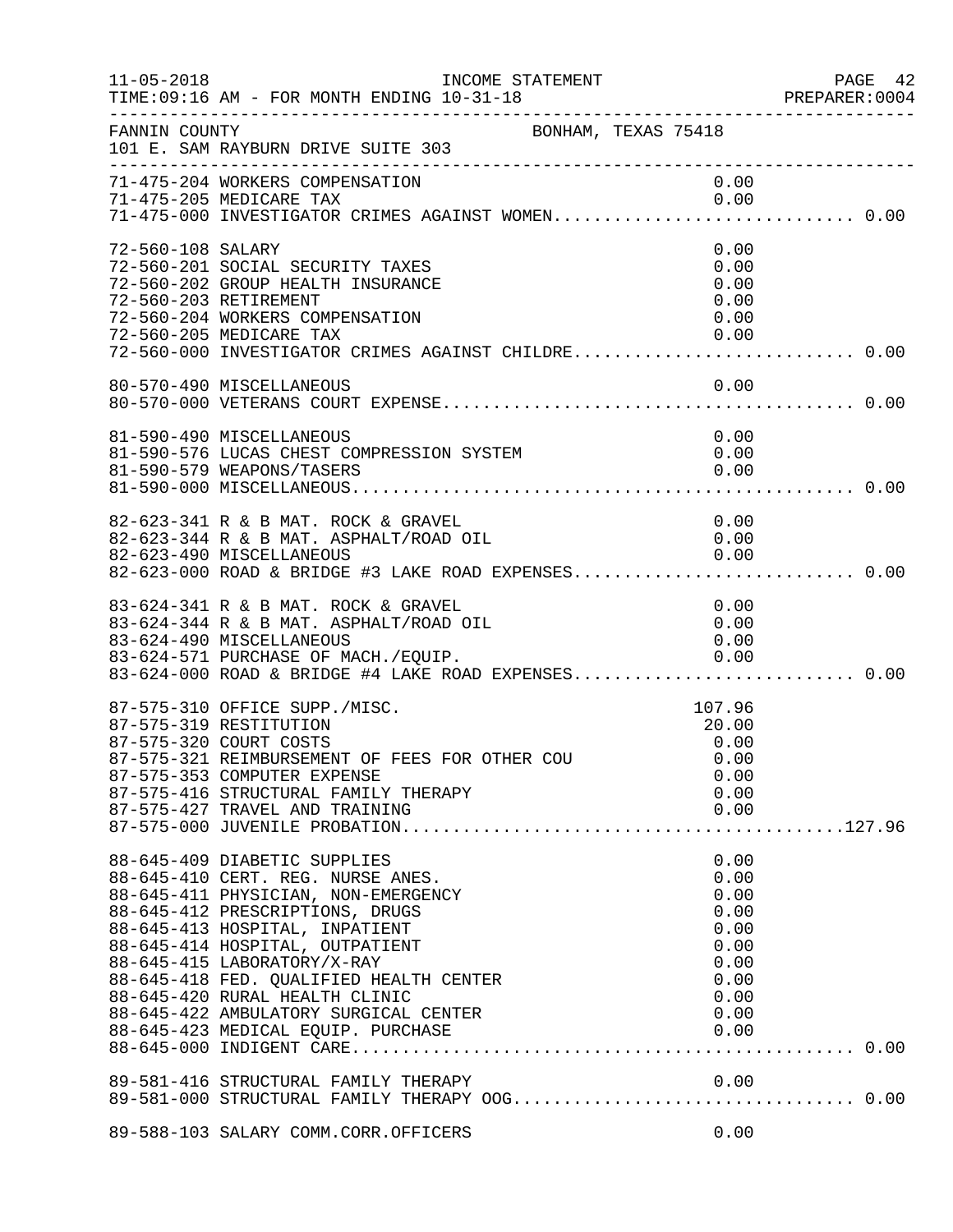11-05-2018 INCOME STATEMENT
TIME:09:16 AM - FOR MONTH ENDING 10-31-18 PREPARER:0004

FANNIN COUNTY BONHAM, TEXAS 75418
101 E. SAM RAYBURN DRIVE SUITE 303

| Account | Description | Amount | Total |
|---|---|---|---|
| 71-475-204 | WORKERS COMPENSATION | 0.00 | |
| 71-475-205 | MEDICARE TAX | 0.00 | |
| 71-475-000 | INVESTIGATOR CRIMES AGAINST WOMEN | | 0.00 |
| 72-560-108 | SALARY | 0.00 | |
| 72-560-201 | SOCIAL SECURITY TAXES | 0.00 | |
| 72-560-202 | GROUP HEALTH INSURANCE | 0.00 | |
| 72-560-203 | RETIREMENT | 0.00 | |
| 72-560-204 | WORKERS COMPENSATION | 0.00 | |
| 72-560-205 | MEDICARE TAX | 0.00 | |
| 72-560-000 | INVESTIGATOR CRIMES AGAINST CHILDRE | | 0.00 |
| 80-570-490 | MISCELLANEOUS | 0.00 | |
| 80-570-000 | VETERANS COURT EXPENSE | | 0.00 |
| 81-590-490 | MISCELLANEOUS | 0.00 | |
| 81-590-576 | LUCAS CHEST COMPRESSION SYSTEM | 0.00 | |
| 81-590-579 | WEAPONS/TASERS | 0.00 | |
| 81-590-000 | MISCELLANEOUS | | 0.00 |
| 82-623-341 | R & B MAT. ROCK & GRAVEL | 0.00 | |
| 82-623-344 | R & B MAT. ASPHALT/ROAD OIL | 0.00 | |
| 82-623-490 | MISCELLANEOUS | 0.00 | |
| 82-623-000 | ROAD & BRIDGE #3 LAKE ROAD EXPENSES | | 0.00 |
| 83-624-341 | R & B MAT. ROCK & GRAVEL | 0.00 | |
| 83-624-344 | R & B MAT. ASPHALT/ROAD OIL | 0.00 | |
| 83-624-490 | MISCELLANEOUS | 0.00 | |
| 83-624-571 | PURCHASE OF MACH./EQUIP. | 0.00 | |
| 83-624-000 | ROAD & BRIDGE #4 LAKE ROAD EXPENSES | | 0.00 |
| 87-575-310 | OFFICE SUPP./MISC. | 107.96 | |
| 87-575-319 | RESTITUTION | 20.00 | |
| 87-575-320 | COURT COSTS | 0.00 | |
| 87-575-321 | REIMBURSEMENT OF FEES FOR OTHER COU | 0.00 | |
| 87-575-353 | COMPUTER EXPENSE | 0.00 | |
| 87-575-416 | STRUCTURAL FAMILY THERAPY | 0.00 | |
| 87-575-427 | TRAVEL AND TRAINING | 0.00 | |
| 87-575-000 | JUVENILE PROBATION | | 127.96 |
| 88-645-409 | DIABETIC SUPPLIES | 0.00 | |
| 88-645-410 | CERT. REG. NURSE ANES. | 0.00 | |
| 88-645-411 | PHYSICIAN, NON-EMERGENCY | 0.00 | |
| 88-645-412 | PRESCRIPTIONS, DRUGS | 0.00 | |
| 88-645-413 | HOSPITAL, INPATIENT | 0.00 | |
| 88-645-414 | HOSPITAL, OUTPATIENT | 0.00 | |
| 88-645-415 | LABORATORY/X-RAY | 0.00 | |
| 88-645-418 | FED. QUALIFIED HEALTH CENTER | 0.00 | |
| 88-645-420 | RURAL HEALTH CLINIC | 0.00 | |
| 88-645-422 | AMBULATORY SURGICAL CENTER | 0.00 | |
| 88-645-423 | MEDICAL EQUIP. PURCHASE | 0.00 | |
| 88-645-000 | INDIGENT CARE | | 0.00 |
| 89-581-416 | STRUCTURAL FAMILY THERAPY | 0.00 | |
| 89-581-000 | STRUCTURAL FAMILY THERAPY OOG | | 0.00 |
| 89-588-103 | SALARY COMM.CORR.OFFICERS | 0.00 | |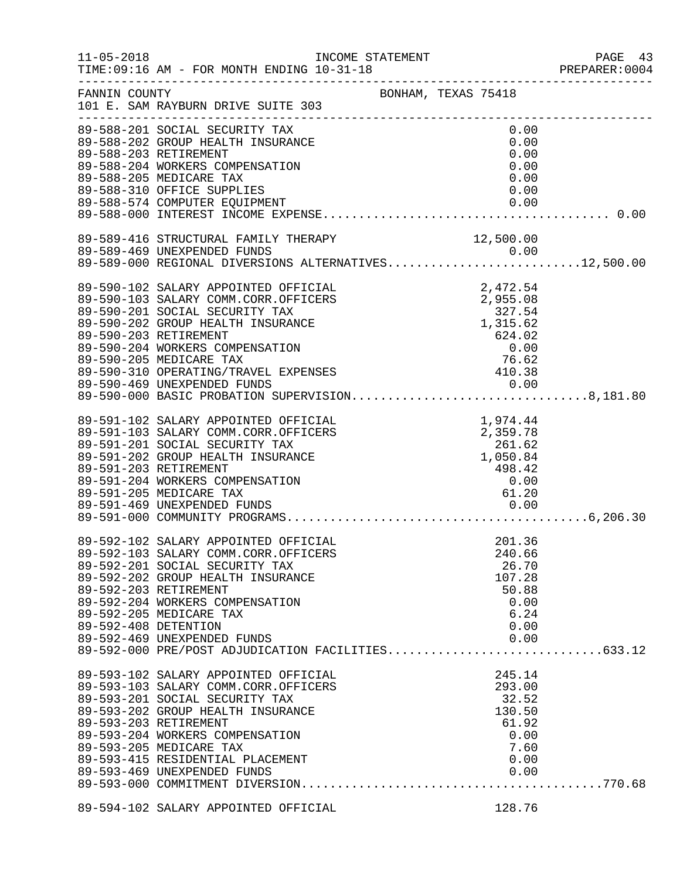11-05-2018 INCOME STATEMENT
TIME:09:16 AM - FOR MONTH ENDING 10-31-18 PREPARER:0004

FANNIN COUNTY BONHAM, TEXAS 75418
101 E. SAM RAYBURN DRIVE SUITE 303

| Account | Description | Amount | Total |
|---|---|---|---|
| 89-588-201 | SOCIAL SECURITY TAX | 0.00 | |
| 89-588-202 | GROUP HEALTH INSURANCE | 0.00 | |
| 89-588-203 | RETIREMENT | 0.00 | |
| 89-588-204 | WORKERS COMPENSATION | 0.00 | |
| 89-588-205 | MEDICARE TAX | 0.00 | |
| 89-588-310 | OFFICE SUPPLIES | 0.00 | |
| 89-588-574 | COMPUTER EQUIPMENT | 0.00 | |
| 89-588-000 | INTEREST INCOME EXPENSE | | 0.00 |
| 89-589-416 | STRUCTURAL FAMILY THERAPY | 12,500.00 | |
| 89-589-469 | UNEXPENDED FUNDS | 0.00 | |
| 89-589-000 | REGIONAL DIVERSIONS ALTERNATIVES | | 12,500.00 |
| 89-590-102 | SALARY APPOINTED OFFICIAL | 2,472.54 | |
| 89-590-103 | SALARY COMM.CORR.OFFICERS | 2,955.08 | |
| 89-590-201 | SOCIAL SECURITY TAX | 327.54 | |
| 89-590-202 | GROUP HEALTH INSURANCE | 1,315.62 | |
| 89-590-203 | RETIREMENT | 624.02 | |
| 89-590-204 | WORKERS COMPENSATION | 0.00 | |
| 89-590-205 | MEDICARE TAX | 76.62 | |
| 89-590-310 | OPERATING/TRAVEL EXPENSES | 410.38 | |
| 89-590-469 | UNEXPENDED FUNDS | 0.00 | |
| 89-590-000 | BASIC PROBATION SUPERVISION | | 8,181.80 |
| 89-591-102 | SALARY APPOINTED OFFICIAL | 1,974.44 | |
| 89-591-103 | SALARY COMM.CORR.OFFICERS | 2,359.78 | |
| 89-591-201 | SOCIAL SECURITY TAX | 261.62 | |
| 89-591-202 | GROUP HEALTH INSURANCE | 1,050.84 | |
| 89-591-203 | RETIREMENT | 498.42 | |
| 89-591-204 | WORKERS COMPENSATION | 0.00 | |
| 89-591-205 | MEDICARE TAX | 61.20 | |
| 89-591-469 | UNEXPENDED FUNDS | 0.00 | |
| 89-591-000 | COMMUNITY PROGRAMS | | 6,206.30 |
| 89-592-102 | SALARY APPOINTED OFFICIAL | 201.36 | |
| 89-592-103 | SALARY COMM.CORR.OFFICERS | 240.66 | |
| 89-592-201 | SOCIAL SECURITY TAX | 26.70 | |
| 89-592-202 | GROUP HEALTH INSURANCE | 107.28 | |
| 89-592-203 | RETIREMENT | 50.88 | |
| 89-592-204 | WORKERS COMPENSATION | 0.00 | |
| 89-592-205 | MEDICARE TAX | 6.24 | |
| 89-592-408 | DETENTION | 0.00 | |
| 89-592-469 | UNEXPENDED FUNDS | 0.00 | |
| 89-592-000 | PRE/POST ADJUDICATION FACILITIES | | 633.12 |
| 89-593-102 | SALARY APPOINTED OFFICIAL | 245.14 | |
| 89-593-103 | SALARY COMM.CORR.OFFICERS | 293.00 | |
| 89-593-201 | SOCIAL SECURITY TAX | 32.52 | |
| 89-593-202 | GROUP HEALTH INSURANCE | 130.50 | |
| 89-593-203 | RETIREMENT | 61.92 | |
| 89-593-204 | WORKERS COMPENSATION | 0.00 | |
| 89-593-205 | MEDICARE TAX | 7.60 | |
| 89-593-415 | RESIDENTIAL PLACEMENT | 0.00 | |
| 89-593-469 | UNEXPENDED FUNDS | 0.00 | |
| 89-593-000 | COMMITMENT DIVERSION | | 770.68 |
| 89-594-102 | SALARY APPOINTED OFFICIAL | 128.76 | |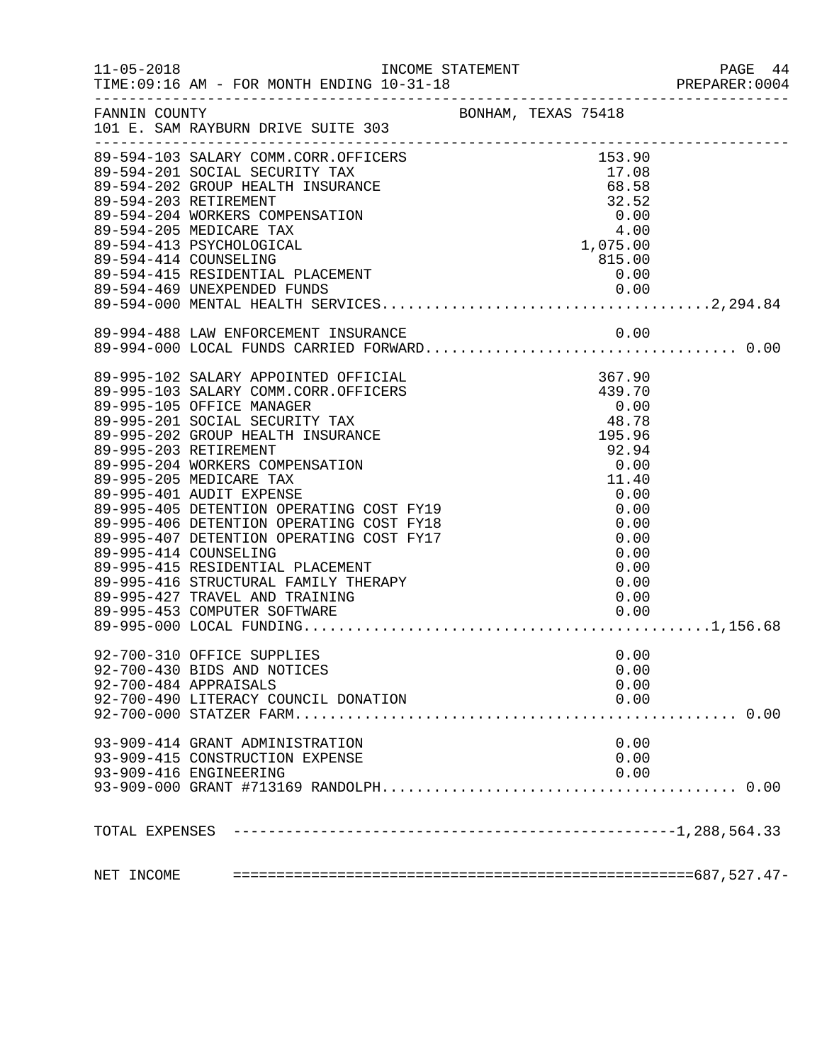INCOME STATEMENT
11-05-2018
TIME:09:16 AM - FOR MONTH ENDING 10-31-18
PREPARER:0004

FANNIN COUNTY — BONHAM, TEXAS 75418
101 E. SAM RAYBURN DRIVE SUITE 303

| Account | Description | Amount | Total |
|---|---|---|---|
| 89-594-103 | SALARY COMM.CORR.OFFICERS | 153.90 | |
| 89-594-201 | SOCIAL SECURITY TAX | 17.08 | |
| 89-594-202 | GROUP HEALTH INSURANCE | 68.58 | |
| 89-594-203 | RETIREMENT | 32.52 | |
| 89-594-204 | WORKERS COMPENSATION | 0.00 | |
| 89-594-205 | MEDICARE TAX | 4.00 | |
| 89-594-413 | PSYCHOLOGICAL | 1,075.00 | |
| 89-594-414 | COUNSELING | 815.00 | |
| 89-594-415 | RESIDENTIAL PLACEMENT | 0.00 | |
| 89-594-469 | UNEXPENDED FUNDS | 0.00 | |
| 89-594-000 | MENTAL HEALTH SERVICES | | 2,294.84 |
| 89-994-488 | LAW ENFORCEMENT INSURANCE | 0.00 | |
| 89-994-000 | LOCAL FUNDS CARRIED FORWARD | | 0.00 |
| 89-995-102 | SALARY APPOINTED OFFICIAL | 367.90 | |
| 89-995-103 | SALARY COMM.CORR.OFFICERS | 439.70 | |
| 89-995-105 | OFFICE MANAGER | 0.00 | |
| 89-995-201 | SOCIAL SECURITY TAX | 48.78 | |
| 89-995-202 | GROUP HEALTH INSURANCE | 195.96 | |
| 89-995-203 | RETIREMENT | 92.94 | |
| 89-995-204 | WORKERS COMPENSATION | 0.00 | |
| 89-995-205 | MEDICARE TAX | 11.40 | |
| 89-995-401 | AUDIT EXPENSE | 0.00 | |
| 89-995-405 | DETENTION OPERATING COST FY19 | 0.00 | |
| 89-995-406 | DETENTION OPERATING COST FY18 | 0.00 | |
| 89-995-407 | DETENTION OPERATING COST FY17 | 0.00 | |
| 89-995-414 | COUNSELING | 0.00 | |
| 89-995-415 | RESIDENTIAL PLACEMENT | 0.00 | |
| 89-995-416 | STRUCTURAL FAMILY THERAPY | 0.00 | |
| 89-995-427 | TRAVEL AND TRAINING | 0.00 | |
| 89-995-453 | COMPUTER SOFTWARE | 0.00 | |
| 89-995-000 | LOCAL FUNDING | | 1,156.68 |
| 92-700-310 | OFFICE SUPPLIES | 0.00 | |
| 92-700-430 | BIDS AND NOTICES | 0.00 | |
| 92-700-484 | APPRAISALS | 0.00 | |
| 92-700-490 | LITERACY COUNCIL DONATION | 0.00 | |
| 92-700-000 | STATZER FARM | | 0.00 |
| 93-909-414 | GRANT ADMINISTRATION | 0.00 | |
| 93-909-415 | CONSTRUCTION EXPENSE | 0.00 | |
| 93-909-416 | ENGINEERING | 0.00 | |
| 93-909-000 | GRANT #713169 RANDOLPH | | 0.00 |
| | TOTAL EXPENSES | | 1,288,564.33 |
| | NET INCOME | | 687,527.47- |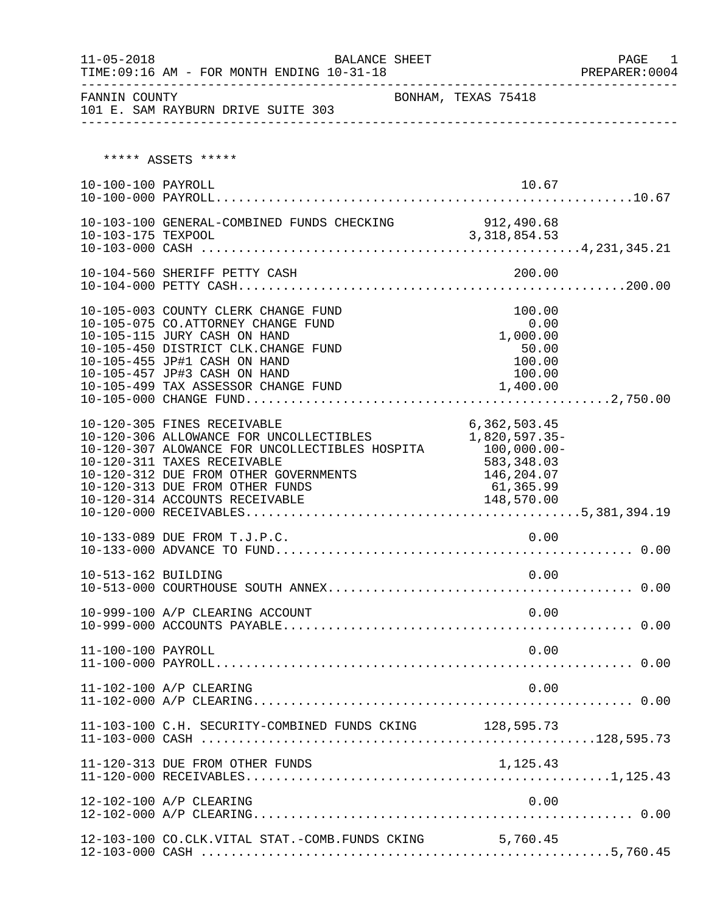BALANCE SHEET

TIME:09:16 AM - FOR MONTH ENDING 10-31-18

FANNIN COUNTY  BONHAM, TEXAS 75418
101 E. SAM RAYBURN DRIVE SUITE 303

***** ASSETS *****

| Account | Description | Amount | Total |
|---|---|---|---|
| 10-100-100 | PAYROLL | 10.67 | |
| 10-100-000 | PAYROLL | | 10.67 |
| 10-103-100 | GENERAL-COMBINED FUNDS CHECKING | 912,490.68 | |
| 10-103-175 | TEXPOOL | 3,318,854.53 | |
| 10-103-000 | CASH | | 4,231,345.21 |
| 10-104-560 | SHERIFF PETTY CASH | 200.00 | |
| 10-104-000 | PETTY CASH | | 200.00 |
| 10-105-003 | COUNTY CLERK CHANGE FUND | 100.00 | |
| 10-105-075 | CO.ATTORNEY CHANGE FUND | 0.00 | |
| 10-105-115 | JURY CASH ON HAND | 1,000.00 | |
| 10-105-450 | DISTRICT CLK.CHANGE FUND | 50.00 | |
| 10-105-455 | JP#1 CASH ON HAND | 100.00 | |
| 10-105-457 | JP#3 CASH ON HAND | 100.00 | |
| 10-105-499 | TAX ASSESSOR CHANGE FUND | 1,400.00 | |
| 10-105-000 | CHANGE FUND | | 2,750.00 |
| 10-120-305 | FINES RECEIVABLE | 6,362,503.45 | |
| 10-120-306 | ALLOWANCE FOR UNCOLLECTIBLES | 1,820,597.35- | |
| 10-120-307 | ALOWANCE FOR UNCOLLECTIBLES HOSPITA | 100,000.00- | |
| 10-120-311 | TAXES RECEIVABLE | 583,348.03 | |
| 10-120-312 | DUE FROM OTHER GOVERNMENTS | 146,204.07 | |
| 10-120-313 | DUE FROM OTHER FUNDS | 61,365.99 | |
| 10-120-314 | ACCOUNTS RECEIVABLE | 148,570.00 | |
| 10-120-000 | RECEIVABLES | | 5,381,394.19 |
| 10-133-089 | DUE FROM T.J.P.C. | 0.00 | |
| 10-133-000 | ADVANCE TO FUND | | 0.00 |
| 10-513-162 | BUILDING | 0.00 | |
| 10-513-000 | COURTHOUSE SOUTH ANNEX | | 0.00 |
| 10-999-100 | A/P CLEARING ACCOUNT | 0.00 | |
| 10-999-000 | ACCOUNTS PAYABLE | | 0.00 |
| 11-100-100 | PAYROLL | 0.00 | |
| 11-100-000 | PAYROLL | | 0.00 |
| 11-102-100 | A/P CLEARING | 0.00 | |
| 11-102-000 | A/P CLEARING | | 0.00 |
| 11-103-100 | C.H. SECURITY-COMBINED FUNDS CKING | 128,595.73 | |
| 11-103-000 | CASH | | 128,595.73 |
| 11-120-313 | DUE FROM OTHER FUNDS | 1,125.43 | |
| 11-120-000 | RECEIVABLES | | 1,125.43 |
| 12-102-100 | A/P CLEARING | 0.00 | |
| 12-102-000 | A/P CLEARING | | 0.00 |
| 12-103-100 | CO.CLK.VITAL STAT.-COMB.FUNDS CKING | 5,760.45 | |
| 12-103-000 | CASH | | 5,760.45 |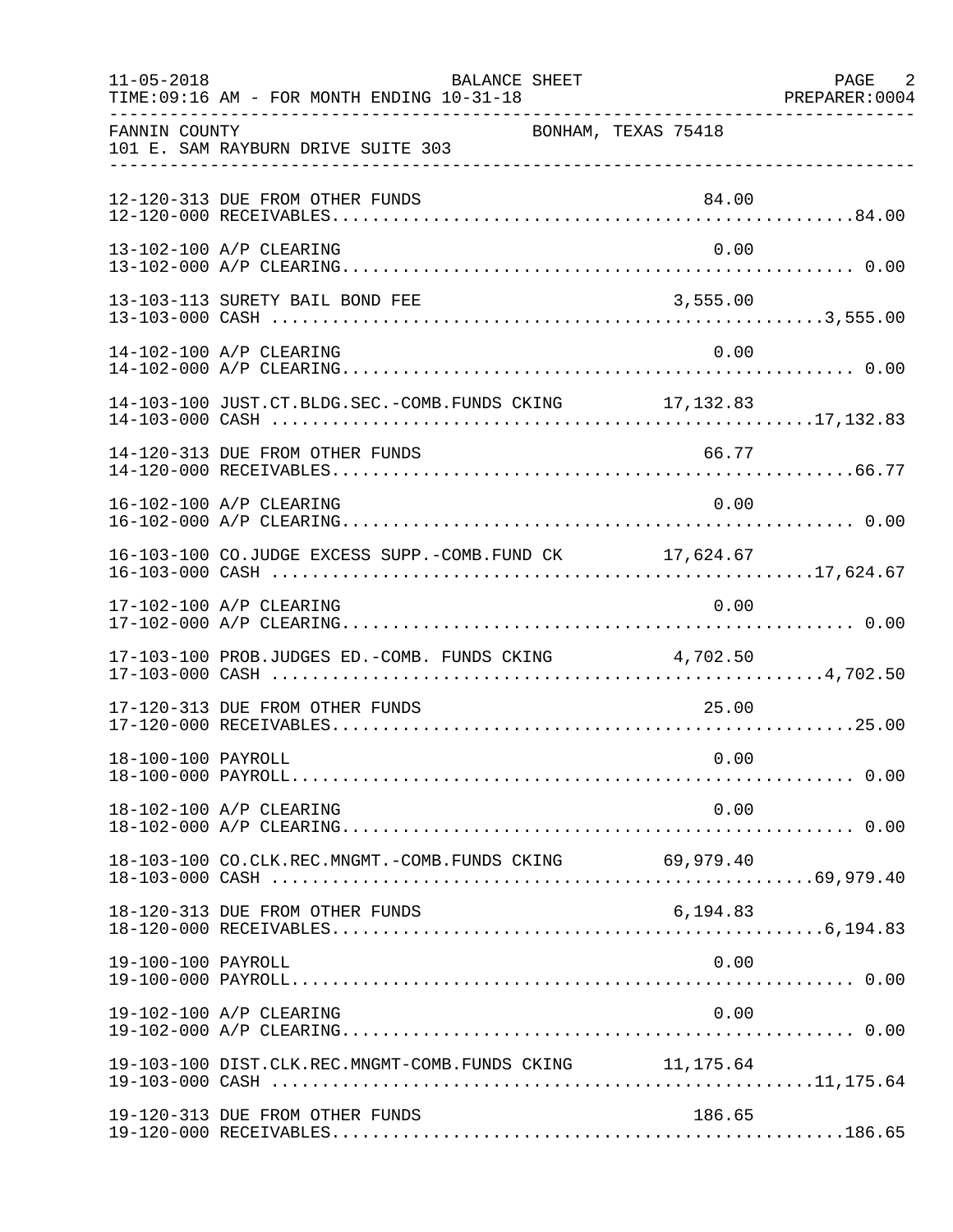FANNIN COUNTY BONHAM, TEXAS 75418
101 E. SAM RAYBURN DRIVE SUITE 303

BALANCE SHEET
FOR MONTH ENDING 10-31-18

| Account | Description | Amount | Total |
|---|---|---|---|
| 12-120-313 | DUE FROM OTHER FUNDS | 84.00 | |
| 12-120-000 | RECEIVABLES | | 84.00 |
| 13-102-100 | A/P CLEARING | 0.00 | |
| 13-102-000 | A/P CLEARING | | 0.00 |
| 13-103-113 | SURETY BAIL BOND FEE | 3,555.00 | |
| 13-103-000 | CASH | | 3,555.00 |
| 14-102-100 | A/P CLEARING | 0.00 | |
| 14-102-000 | A/P CLEARING | | 0.00 |
| 14-103-100 | JUST.CT.BLDG.SEC.-COMB.FUNDS CKING | 17,132.83 | |
| 14-103-000 | CASH | | 17,132.83 |
| 14-120-313 | DUE FROM OTHER FUNDS | 66.77 | |
| 14-120-000 | RECEIVABLES | | 66.77 |
| 16-102-100 | A/P CLEARING | 0.00 | |
| 16-102-000 | A/P CLEARING | | 0.00 |
| 16-103-100 | CO.JUDGE EXCESS SUPP.-COMB.FUND CK | 17,624.67 | |
| 16-103-000 | CASH | | 17,624.67 |
| 17-102-100 | A/P CLEARING | 0.00 | |
| 17-102-000 | A/P CLEARING | | 0.00 |
| 17-103-100 | PROB.JUDGES ED.-COMB. FUNDS CKING | 4,702.50 | |
| 17-103-000 | CASH | | 4,702.50 |
| 17-120-313 | DUE FROM OTHER FUNDS | 25.00 | |
| 17-120-000 | RECEIVABLES | | 25.00 |
| 18-100-100 | PAYROLL | 0.00 | |
| 18-100-000 | PAYROLL | | 0.00 |
| 18-102-100 | A/P CLEARING | 0.00 | |
| 18-102-000 | A/P CLEARING | | 0.00 |
| 18-103-100 | CO.CLK.REC.MNGMT.-COMB.FUNDS CKING | 69,979.40 | |
| 18-103-000 | CASH | | 69,979.40 |
| 18-120-313 | DUE FROM OTHER FUNDS | 6,194.83 | |
| 18-120-000 | RECEIVABLES | | 6,194.83 |
| 19-100-100 | PAYROLL | 0.00 | |
| 19-100-000 | PAYROLL | | 0.00 |
| 19-102-100 | A/P CLEARING | 0.00 | |
| 19-102-000 | A/P CLEARING | | 0.00 |
| 19-103-100 | DIST.CLK.REC.MNGMT-COMB.FUNDS CKING | 11,175.64 | |
| 19-103-000 | CASH | | 11,175.64 |
| 19-120-313 | DUE FROM OTHER FUNDS | 186.65 | |
| 19-120-000 | RECEIVABLES | | 186.65 |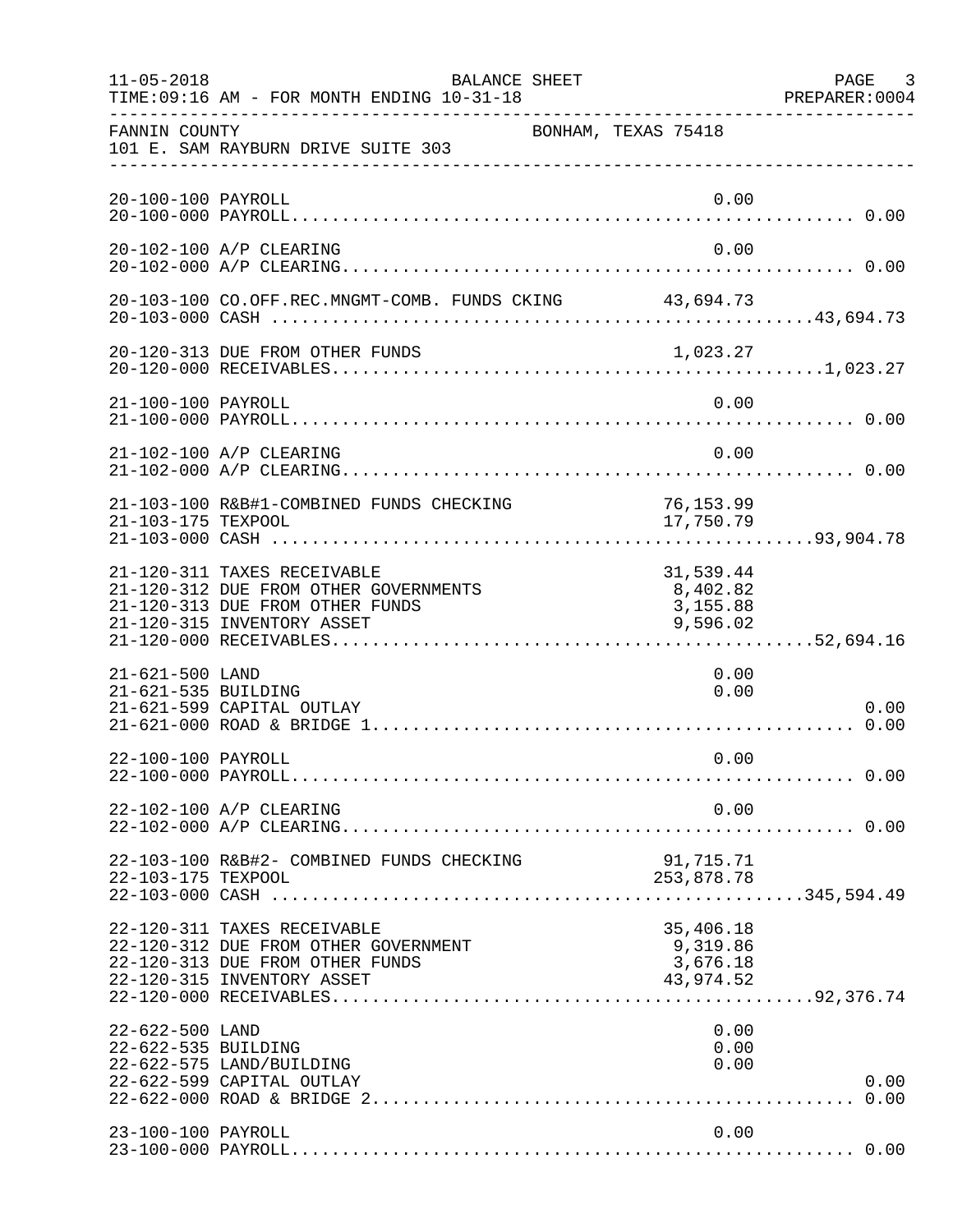FANNIN COUNTY — BONHAM, TEXAS 75418
101 E. SAM RAYBURN DRIVE SUITE 303

BALANCE SHEET — FOR MONTH ENDING 10-31-18

| Account | Description | Detail | Total |
|---|---|---|---|
| 20-100-100 | PAYROLL | 0.00 | |
| 20-100-000 | PAYROLL | | 0.00 |
| 20-102-100 | A/P CLEARING | 0.00 | |
| 20-102-000 | A/P CLEARING | | 0.00 |
| 20-103-100 | CO.OFF.REC.MNGMT-COMB. FUNDS CKING | 43,694.73 | |
| 20-103-000 | CASH | | 43,694.73 |
| 20-120-313 | DUE FROM OTHER FUNDS | 1,023.27 | |
| 20-120-000 | RECEIVABLES | | 1,023.27 |
| 21-100-100 | PAYROLL | 0.00 | |
| 21-100-000 | PAYROLL | | 0.00 |
| 21-102-100 | A/P CLEARING | 0.00 | |
| 21-102-000 | A/P CLEARING | | 0.00 |
| 21-103-100 | R&B#1-COMBINED FUNDS CHECKING | 76,153.99 | |
| 21-103-175 | TEXPOOL | 17,750.79 | |
| 21-103-000 | CASH | | 93,904.78 |
| 21-120-311 | TAXES RECEIVABLE | 31,539.44 | |
| 21-120-312 | DUE FROM OTHER GOVERNMENTS | 8,402.82 | |
| 21-120-313 | DUE FROM OTHER FUNDS | 3,155.88 | |
| 21-120-315 | INVENTORY ASSET | 9,596.02 | |
| 21-120-000 | RECEIVABLES | | 52,694.16 |
| 21-621-500 | LAND | 0.00 | |
| 21-621-535 | BUILDING | 0.00 | |
| 21-621-599 | CAPITAL OUTLAY | | 0.00 |
| 21-621-000 | ROAD & BRIDGE 1 | | 0.00 |
| 22-100-100 | PAYROLL | 0.00 | |
| 22-100-000 | PAYROLL | | 0.00 |
| 22-102-100 | A/P CLEARING | 0.00 | |
| 22-102-000 | A/P CLEARING | | 0.00 |
| 22-103-100 | R&B#2- COMBINED FUNDS CHECKING | 91,715.71 | |
| 22-103-175 | TEXPOOL | 253,878.78 | |
| 22-103-000 | CASH | | 345,594.49 |
| 22-120-311 | TAXES RECEIVABLE | 35,406.18 | |
| 22-120-312 | DUE FROM OTHER GOVERNMENT | 9,319.86 | |
| 22-120-313 | DUE FROM OTHER FUNDS | 3,676.18 | |
| 22-120-315 | INVENTORY ASSET | 43,974.52 | |
| 22-120-000 | RECEIVABLES | | 92,376.74 |
| 22-622-500 | LAND | 0.00 | |
| 22-622-535 | BUILDING | 0.00 | |
| 22-622-575 | LAND/BUILDING | 0.00 | |
| 22-622-599 | CAPITAL OUTLAY | | 0.00 |
| 22-622-000 | ROAD & BRIDGE 2 | | 0.00 |
| 23-100-100 | PAYROLL | 0.00 | |
| 23-100-000 | PAYROLL | | 0.00 |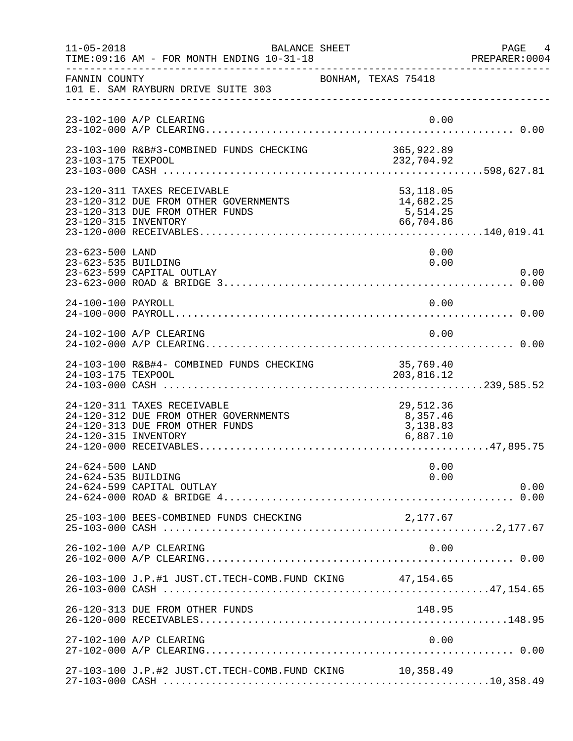FANNIN COUNTY — BONHAM, TEXAS 75418
101 E. SAM RAYBURN DRIVE SUITE 303

BALANCE SHEET — TIME:09:16 AM - FOR MONTH ENDING 10-31-18

| Account | Description | Detail | Total |
|---|---|---|---|
| 23-102-100 | A/P CLEARING | 0.00 | |
| 23-102-000 | A/P CLEARING | | 0.00 |
| 23-103-100 | R&B#3-COMBINED FUNDS CHECKING | 365,922.89 | |
| 23-103-175 | TEXPOOL | 232,704.92 | |
| 23-103-000 | CASH | | 598,627.81 |
| 23-120-311 | TAXES RECEIVABLE | 53,118.05 | |
| 23-120-312 | DUE FROM OTHER GOVERNMENTS | 14,682.25 | |
| 23-120-313 | DUE FROM OTHER FUNDS | 5,514.25 | |
| 23-120-315 | INVENTORY | 66,704.86 | |
| 23-120-000 | RECEIVABLES | | 140,019.41 |
| 23-623-500 | LAND | 0.00 | |
| 23-623-535 | BUILDING | 0.00 | |
| 23-623-599 | CAPITAL OUTLAY | | 0.00 |
| 23-623-000 | ROAD & BRIDGE 3 | | 0.00 |
| 24-100-100 | PAYROLL | 0.00 | |
| 24-100-000 | PAYROLL | | 0.00 |
| 24-102-100 | A/P CLEARING | 0.00 | |
| 24-102-000 | A/P CLEARING | | 0.00 |
| 24-103-100 | R&B#4- COMBINED FUNDS CHECKING | 35,769.40 | |
| 24-103-175 | TEXPOOL | 203,816.12 | |
| 24-103-000 | CASH | | 239,585.52 |
| 24-120-311 | TAXES RECEIVABLE | 29,512.36 | |
| 24-120-312 | DUE FROM OTHER GOVERNMENTS | 8,357.46 | |
| 24-120-313 | DUE FROM OTHER FUNDS | 3,138.83 | |
| 24-120-315 | INVENTORY | 6,887.10 | |
| 24-120-000 | RECEIVABLES | | 47,895.75 |
| 24-624-500 | LAND | 0.00 | |
| 24-624-535 | BUILDING | 0.00 | |
| 24-624-599 | CAPITAL OUTLAY | | 0.00 |
| 24-624-000 | ROAD & BRIDGE 4 | | 0.00 |
| 25-103-100 | BEES-COMBINED FUNDS CHECKING | 2,177.67 | |
| 25-103-000 | CASH | | 2,177.67 |
| 26-102-100 | A/P CLEARING | 0.00 | |
| 26-102-000 | A/P CLEARING | | 0.00 |
| 26-103-100 | J.P.#1 JUST.CT.TECH-COMB.FUND CKING | 47,154.65 | |
| 26-103-000 | CASH | | 47,154.65 |
| 26-120-313 | DUE FROM OTHER FUNDS | 148.95 | |
| 26-120-000 | RECEIVABLES | | 148.95 |
| 27-102-100 | A/P CLEARING | 0.00 | |
| 27-102-000 | A/P CLEARING | | 0.00 |
| 27-103-100 | J.P.#2 JUST.CT.TECH-COMB.FUND CKING | 10,358.49 | |
| 27-103-000 | CASH | | 10,358.49 |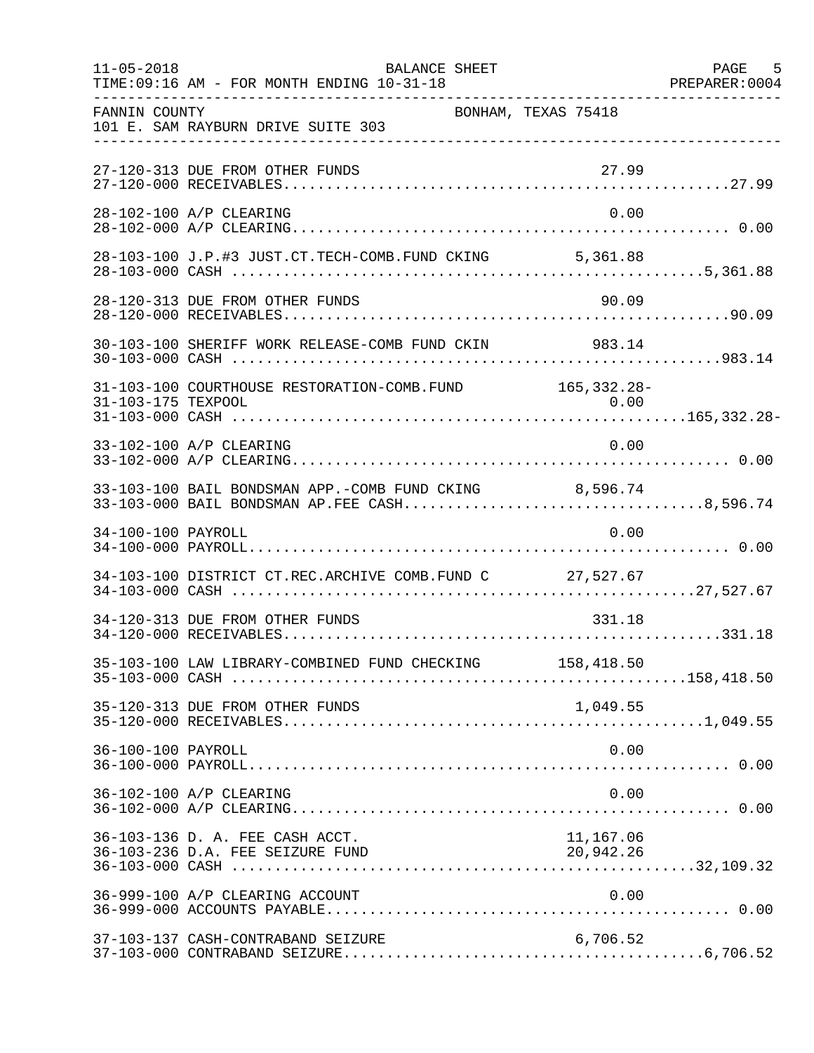FANNIN COUNTY — BONHAM, TEXAS 75418
101 E. SAM RAYBURN DRIVE SUITE 303

BALANCE SHEET
TIME:09:16 AM - FOR MONTH ENDING 10-31-18

| Account | Description | Amount | Total |
|---|---|---|---|
| 27-120-313 | DUE FROM OTHER FUNDS | 27.99 | |
| 27-120-000 | RECEIVABLES | | 27.99 |
| 28-102-100 | A/P CLEARING | 0.00 | |
| 28-102-000 | A/P CLEARING | | 0.00 |
| 28-103-100 | J.P.#3 JUST.CT.TECH-COMB.FUND CKING | 5,361.88 | |
| 28-103-000 | CASH | | 5,361.88 |
| 28-120-313 | DUE FROM OTHER FUNDS | 90.09 | |
| 28-120-000 | RECEIVABLES | | 90.09 |
| 30-103-100 | SHERIFF WORK RELEASE-COMB FUND CKIN | 983.14 | |
| 30-103-000 | CASH | | 983.14 |
| 31-103-100 | COURTHOUSE RESTORATION-COMB.FUND | 165,332.28- | |
| 31-103-175 | TEXPOOL | 0.00 | |
| 31-103-000 | CASH | | 165,332.28- |
| 33-102-100 | A/P CLEARING | 0.00 | |
| 33-102-000 | A/P CLEARING | | 0.00 |
| 33-103-100 | BAIL BONDSMAN APP.-COMB FUND CKING | 8,596.74 | |
| 33-103-000 | BAIL BONDSMAN AP.FEE CASH | | 8,596.74 |
| 34-100-100 | PAYROLL | 0.00 | |
| 34-100-000 | PAYROLL | | 0.00 |
| 34-103-100 | DISTRICT CT.REC.ARCHIVE COMB.FUND C | 27,527.67 | |
| 34-103-000 | CASH | | 27,527.67 |
| 34-120-313 | DUE FROM OTHER FUNDS | 331.18 | |
| 34-120-000 | RECEIVABLES | | 331.18 |
| 35-103-100 | LAW LIBRARY-COMBINED FUND CHECKING | 158,418.50 | |
| 35-103-000 | CASH | | 158,418.50 |
| 35-120-313 | DUE FROM OTHER FUNDS | 1,049.55 | |
| 35-120-000 | RECEIVABLES | | 1,049.55 |
| 36-100-100 | PAYROLL | 0.00 | |
| 36-100-000 | PAYROLL | | 0.00 |
| 36-102-100 | A/P CLEARING | 0.00 | |
| 36-102-000 | A/P CLEARING | | 0.00 |
| 36-103-136 | D. A. FEE CASH ACCT. | 11,167.06 | |
| 36-103-236 | D.A. FEE SEIZURE FUND | 20,942.26 | |
| 36-103-000 | CASH | | 32,109.32 |
| 36-999-100 | A/P CLEARING ACCOUNT | 0.00 | |
| 36-999-000 | ACCOUNTS PAYABLE | | 0.00 |
| 37-103-137 | CASH-CONTRABAND SEIZURE | 6,706.52 | |
| 37-103-000 | CONTRABAND SEIZURE | | 6,706.52 |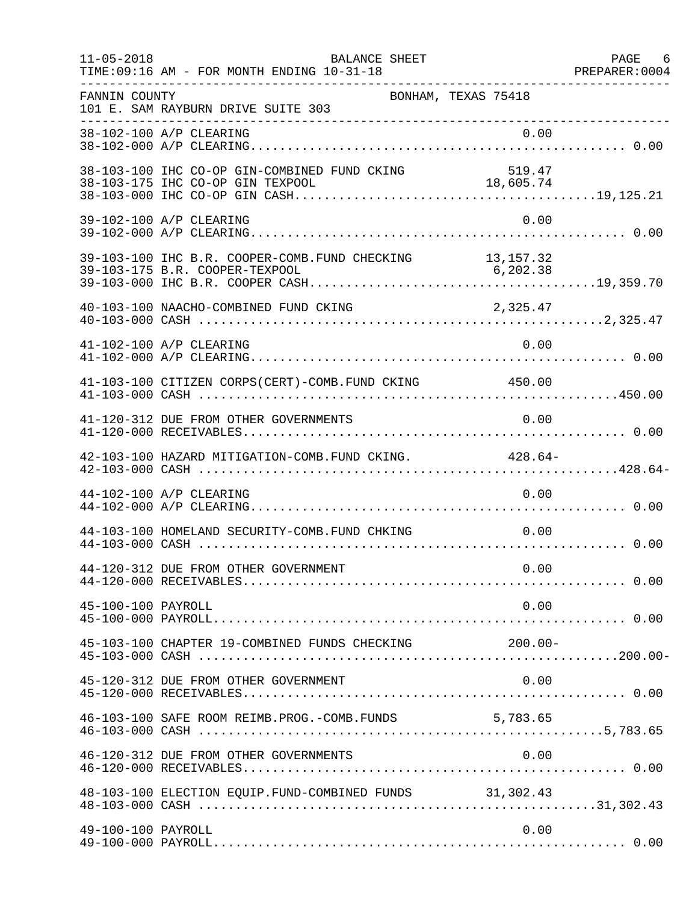FANNIN COUNTY BONHAM, TEXAS 75418
101 E. SAM RAYBURN DRIVE SUITE 303

BALANCE SHEET
11-05-2018 TIME:09:16 AM - FOR MONTH ENDING 10-31-18 PREPARER:0004

| Account | Description | Detail | Total |
|---|---|---|---|
| 38-102-100 | A/P CLEARING | 0.00 | |
| 38-102-000 | A/P CLEARING | | 0.00 |
| 38-103-100 | IHC CO-OP GIN-COMBINED FUND CKING | 519.47 | |
| 38-103-175 | IHC CO-OP GIN TEXPOOL | 18,605.74 | |
| 38-103-000 | IHC CO-OP GIN CASH | | 19,125.21 |
| 39-102-100 | A/P CLEARING | 0.00 | |
| 39-102-000 | A/P CLEARING | | 0.00 |
| 39-103-100 | IHC B.R. COOPER-COMB.FUND CHECKING | 13,157.32 | |
| 39-103-175 | B.R. COOPER-TEXPOOL | 6,202.38 | |
| 39-103-000 | IHC B.R. COOPER CASH | | 19,359.70 |
| 40-103-100 | NAACHO-COMBINED FUND CKING | 2,325.47 | |
| 40-103-000 | CASH | | 2,325.47 |
| 41-102-100 | A/P CLEARING | 0.00 | |
| 41-102-000 | A/P CLEARING | | 0.00 |
| 41-103-100 | CITIZEN CORPS(CERT)-COMB.FUND CKING | 450.00 | |
| 41-103-000 | CASH | | 450.00 |
| 41-120-312 | DUE FROM OTHER GOVERNMENTS | 0.00 | |
| 41-120-000 | RECEIVABLES | | 0.00 |
| 42-103-100 | HAZARD MITIGATION-COMB.FUND CKING. | 428.64- | |
| 42-103-000 | CASH | | 428.64- |
| 44-102-100 | A/P CLEARING | 0.00 | |
| 44-102-000 | A/P CLEARING | | 0.00 |
| 44-103-100 | HOMELAND SECURITY-COMB.FUND CHKING | 0.00 | |
| 44-103-000 | CASH | | 0.00 |
| 44-120-312 | DUE FROM OTHER GOVERNMENT | 0.00 | |
| 44-120-000 | RECEIVABLES | | 0.00 |
| 45-100-100 | PAYROLL | 0.00 | |
| 45-100-000 | PAYROLL | | 0.00 |
| 45-103-100 | CHAPTER 19-COMBINED FUNDS CHECKING | 200.00- | |
| 45-103-000 | CASH | | 200.00- |
| 45-120-312 | DUE FROM OTHER GOVERNMENT | 0.00 | |
| 45-120-000 | RECEIVABLES | | 0.00 |
| 46-103-100 | SAFE ROOM REIMB.PROG.-COMB.FUNDS | 5,783.65 | |
| 46-103-000 | CASH | | 5,783.65 |
| 46-120-312 | DUE FROM OTHER GOVERNMENTS | 0.00 | |
| 46-120-000 | RECEIVABLES | | 0.00 |
| 48-103-100 | ELECTION EQUIP.FUND-COMBINED FUNDS | 31,302.43 | |
| 48-103-000 | CASH | | 31,302.43 |
| 49-100-100 | PAYROLL | 0.00 | |
| 49-100-000 | PAYROLL | | 0.00 |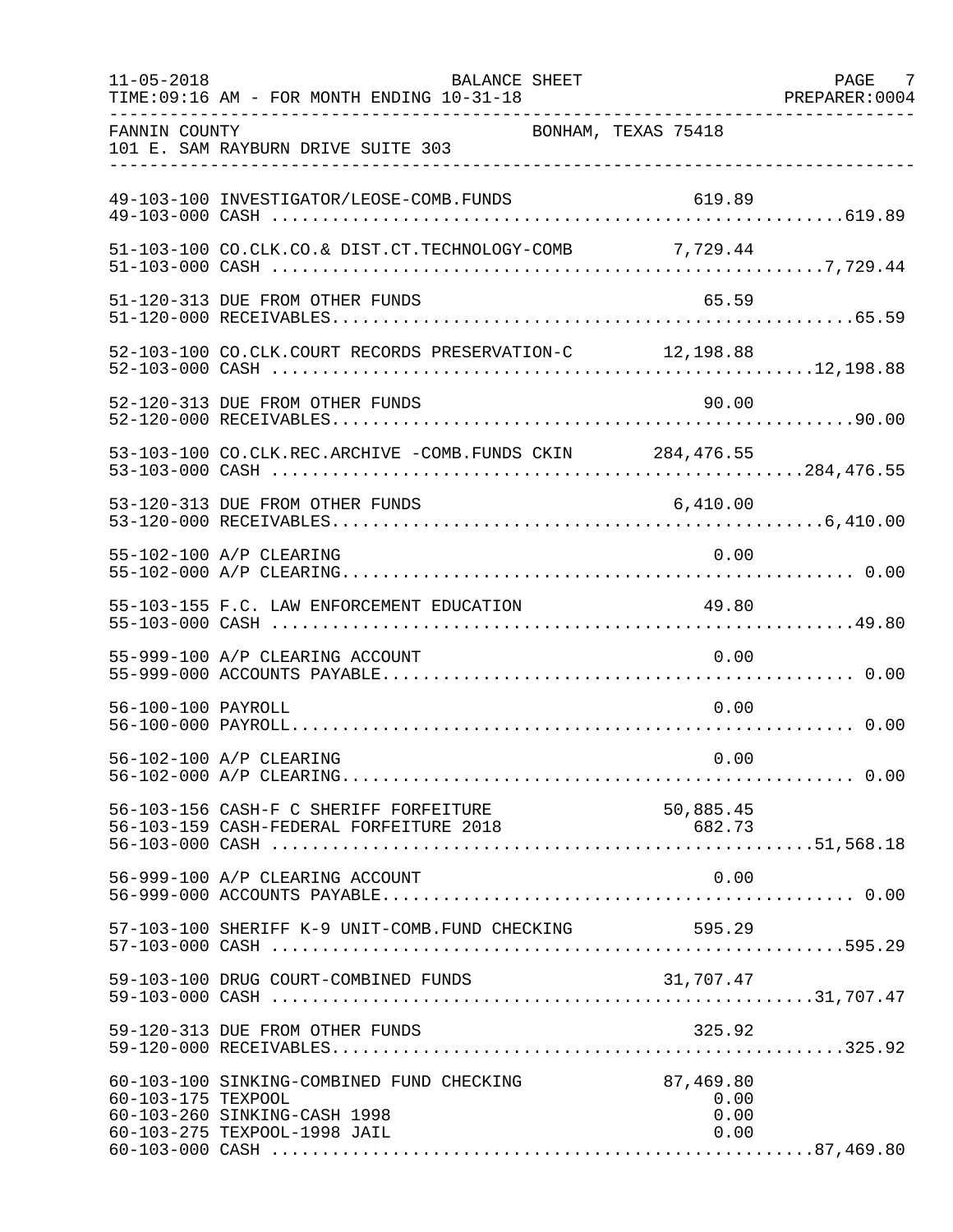FANNIN COUNTY — BONHAM, TEXAS 75418
101 E. SAM RAYBURN DRIVE SUITE 303

BALANCE SHEET — FOR MONTH ENDING 10-31-18

| Account | Description | Detail | Total |
|---|---|---|---|
| 49-103-100 | INVESTIGATOR/LEOSE-COMB.FUNDS | 619.89 | |
| 49-103-000 | CASH | | 619.89 |
| 51-103-100 | CO.CLK.CO.& DIST.CT.TECHNOLOGY-COMB | 7,729.44 | |
| 51-103-000 | CASH | | 7,729.44 |
| 51-120-313 | DUE FROM OTHER FUNDS | 65.59 | |
| 51-120-000 | RECEIVABLES | | 65.59 |
| 52-103-100 | CO.CLK.COURT RECORDS PRESERVATION-C | 12,198.88 | |
| 52-103-000 | CASH | | 12,198.88 |
| 52-120-313 | DUE FROM OTHER FUNDS | 90.00 | |
| 52-120-000 | RECEIVABLES | | 90.00 |
| 53-103-100 | CO.CLK.REC.ARCHIVE -COMB.FUNDS CKIN | 284,476.55 | |
| 53-103-000 | CASH | | 284,476.55 |
| 53-120-313 | DUE FROM OTHER FUNDS | 6,410.00 | |
| 53-120-000 | RECEIVABLES | | 6,410.00 |
| 55-102-100 | A/P CLEARING | 0.00 | |
| 55-102-000 | A/P CLEARING | | 0.00 |
| 55-103-155 | F.C. LAW ENFORCEMENT EDUCATION | 49.80 | |
| 55-103-000 | CASH | | 49.80 |
| 55-999-100 | A/P CLEARING ACCOUNT | 0.00 | |
| 55-999-000 | ACCOUNTS PAYABLE | | 0.00 |
| 56-100-100 | PAYROLL | 0.00 | |
| 56-100-000 | PAYROLL | | 0.00 |
| 56-102-100 | A/P CLEARING | 0.00 | |
| 56-102-000 | A/P CLEARING | | 0.00 |
| 56-103-156 | CASH-F C SHERIFF FORFEITURE | 50,885.45 | |
| 56-103-159 | CASH-FEDERAL FORFEITURE 2018 | 682.73 | |
| 56-103-000 | CASH | | 51,568.18 |
| 56-999-100 | A/P CLEARING ACCOUNT | 0.00 | |
| 56-999-000 | ACCOUNTS PAYABLE | | 0.00 |
| 57-103-100 | SHERIFF K-9 UNIT-COMB.FUND CHECKING | 595.29 | |
| 57-103-000 | CASH | | 595.29 |
| 59-103-100 | DRUG COURT-COMBINED FUNDS | 31,707.47 | |
| 59-103-000 | CASH | | 31,707.47 |
| 59-120-313 | DUE FROM OTHER FUNDS | 325.92 | |
| 59-120-000 | RECEIVABLES | | 325.92 |
| 60-103-100 | SINKING-COMBINED FUND CHECKING | 87,469.80 | |
| 60-103-175 | TEXPOOL | 0.00 | |
| 60-103-260 | SINKING-CASH 1998 | 0.00 | |
| 60-103-275 | TEXPOOL-1998 JAIL | 0.00 | |
| 60-103-000 | CASH | | 87,469.80 |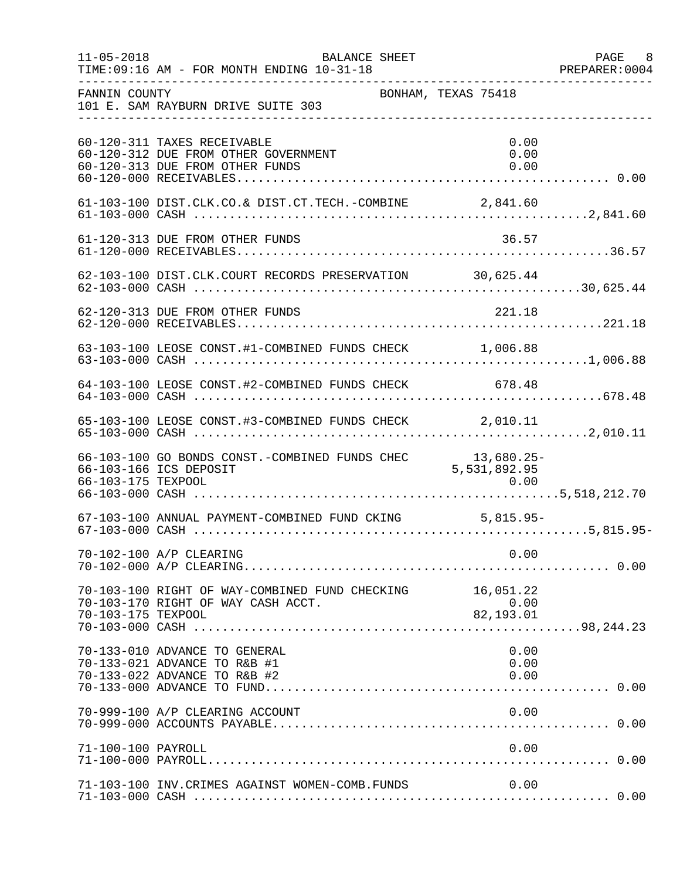FANNIN COUNTY BONHAM, TEXAS 75418
101 E. SAM RAYBURN DRIVE SUITE 303

BALANCE SHEET
11-05-2018 TIME:09:16 AM - FOR MONTH ENDING 10-31-18

| Account | Description | Amount | Total |
|---|---|---|---|
| 60-120-311 | TAXES RECEIVABLE | 0.00 | |
| 60-120-312 | DUE FROM OTHER GOVERNMENT | 0.00 | |
| 60-120-313 | DUE FROM OTHER FUNDS | 0.00 | |
| 60-120-000 | RECEIVABLES | | 0.00 |
| 61-103-100 | DIST.CLK.CO.& DIST.CT.TECH.-COMBINE | 2,841.60 | |
| 61-103-000 | CASH | | 2,841.60 |
| 61-120-313 | DUE FROM OTHER FUNDS | 36.57 | |
| 61-120-000 | RECEIVABLES | | 36.57 |
| 62-103-100 | DIST.CLK.COURT RECORDS PRESERVATION | 30,625.44 | |
| 62-103-000 | CASH | | 30,625.44 |
| 62-120-313 | DUE FROM OTHER FUNDS | 221.18 | |
| 62-120-000 | RECEIVABLES | | 221.18 |
| 63-103-100 | LEOSE CONST.#1-COMBINED FUNDS CHECK | 1,006.88 | |
| 63-103-000 | CASH | | 1,006.88 |
| 64-103-100 | LEOSE CONST.#2-COMBINED FUNDS CHECK | 678.48 | |
| 64-103-000 | CASH | | 678.48 |
| 65-103-100 | LEOSE CONST.#3-COMBINED FUNDS CHECK | 2,010.11 | |
| 65-103-000 | CASH | | 2,010.11 |
| 66-103-100 | GO BONDS CONST.-COMBINED FUNDS CHEC | 13,680.25- | |
| 66-103-166 | ICS DEPOSIT | 5,531,892.95 | |
| 66-103-175 | TEXPOOL | 0.00 | |
| 66-103-000 | CASH | | 5,518,212.70 |
| 67-103-100 | ANNUAL PAYMENT-COMBINED FUND CKING | 5,815.95- | |
| 67-103-000 | CASH | | 5,815.95- |
| 70-102-100 | A/P CLEARING | 0.00 | |
| 70-102-000 | A/P CLEARING | | 0.00 |
| 70-103-100 | RIGHT OF WAY-COMBINED FUND CHECKING | 16,051.22 | |
| 70-103-170 | RIGHT OF WAY CASH ACCT. | 0.00 | |
| 70-103-175 | TEXPOOL | 82,193.01 | |
| 70-103-000 | CASH | | 98,244.23 |
| 70-133-010 | ADVANCE TO GENERAL | 0.00 | |
| 70-133-021 | ADVANCE TO R&B #1 | 0.00 | |
| 70-133-022 | ADVANCE TO R&B #2 | 0.00 | |
| 70-133-000 | ADVANCE TO FUND | | 0.00 |
| 70-999-100 | A/P CLEARING ACCOUNT | 0.00 | |
| 70-999-000 | ACCOUNTS PAYABLE | | 0.00 |
| 71-100-100 | PAYROLL | 0.00 | |
| 71-100-000 | PAYROLL | | 0.00 |
| 71-103-100 | INV.CRIMES AGAINST WOMEN-COMB.FUNDS | 0.00 | |
| 71-103-000 | CASH | | 0.00 |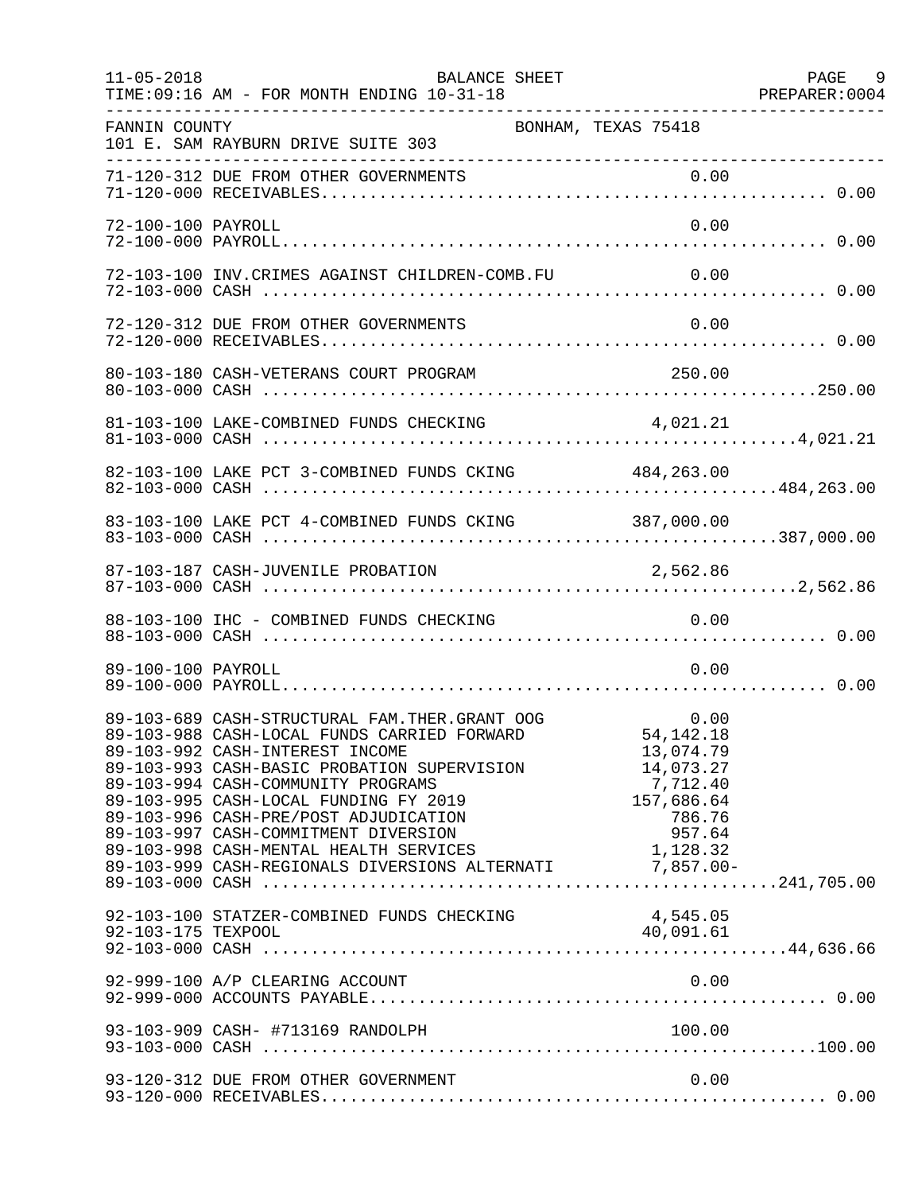11-05-2018 BALANCE SHEET PAGE 9
TIME:09:16 AM - FOR MONTH ENDING 10-31-18 PREPARER:0004

FANNIN COUNTY BONHAM, TEXAS 75418
101 E. SAM RAYBURN DRIVE SUITE 303

| Account | Description | Detail | Total |
|---|---|---|---|
| 71-120-312 | DUE FROM OTHER GOVERNMENTS | 0.00 | |
| 71-120-000 | RECEIVABLES | | 0.00 |
| 72-100-100 | PAYROLL | 0.00 | |
| 72-100-000 | PAYROLL | | 0.00 |
| 72-103-100 | INV.CRIMES AGAINST CHILDREN-COMB.FU | 0.00 | |
| 72-103-000 | CASH | | 0.00 |
| 72-120-312 | DUE FROM OTHER GOVERNMENTS | 0.00 | |
| 72-120-000 | RECEIVABLES | | 0.00 |
| 80-103-180 | CASH-VETERANS COURT PROGRAM | 250.00 | |
| 80-103-000 | CASH | | 250.00 |
| 81-103-100 | LAKE-COMBINED FUNDS CHECKING | 4,021.21 | |
| 81-103-000 | CASH | | 4,021.21 |
| 82-103-100 | LAKE PCT 3-COMBINED FUNDS CKING | 484,263.00 | |
| 82-103-000 | CASH | | 484,263.00 |
| 83-103-100 | LAKE PCT 4-COMBINED FUNDS CKING | 387,000.00 | |
| 83-103-000 | CASH | | 387,000.00 |
| 87-103-187 | CASH-JUVENILE PROBATION | 2,562.86 | |
| 87-103-000 | CASH | | 2,562.86 |
| 88-103-100 | IHC - COMBINED FUNDS CHECKING | 0.00 | |
| 88-103-000 | CASH | | 0.00 |
| 89-100-100 | PAYROLL | 0.00 | |
| 89-100-000 | PAYROLL | | 0.00 |
| 89-103-689 | CASH-STRUCTURAL FAM.THER.GRANT OOG | 0.00 | |
| 89-103-988 | CASH-LOCAL FUNDS CARRIED FORWARD | 54,142.18 | |
| 89-103-992 | CASH-INTEREST INCOME | 13,074.79 | |
| 89-103-993 | CASH-BASIC PROBATION SUPERVISION | 14,073.27 | |
| 89-103-994 | CASH-COMMUNITY PROGRAMS | 7,712.40 | |
| 89-103-995 | CASH-LOCAL FUNDING FY 2019 | 157,686.64 | |
| 89-103-996 | CASH-PRE/POST ADJUDICATION | 786.76 | |
| 89-103-997 | CASH-COMMITMENT DIVERSION | 957.64 | |
| 89-103-998 | CASH-MENTAL HEALTH SERVICES | 1,128.32 | |
| 89-103-999 | CASH-REGIONALS DIVERSIONS ALTERNATI | 7,857.00- | |
| 89-103-000 | CASH | | 241,705.00 |
| 92-103-100 | STATZER-COMBINED FUNDS CHECKING | 4,545.05 | |
| 92-103-175 | TEXPOOL | 40,091.61 | |
| 92-103-000 | CASH | | 44,636.66 |
| 92-999-100 | A/P CLEARING ACCOUNT | 0.00 | |
| 92-999-000 | ACCOUNTS PAYABLE | | 0.00 |
| 93-103-909 | CASH- #713169 RANDOLPH | 100.00 | |
| 93-103-000 | CASH | | 100.00 |
| 93-120-312 | DUE FROM OTHER GOVERNMENT | 0.00 | |
| 93-120-000 | RECEIVABLES | | 0.00 |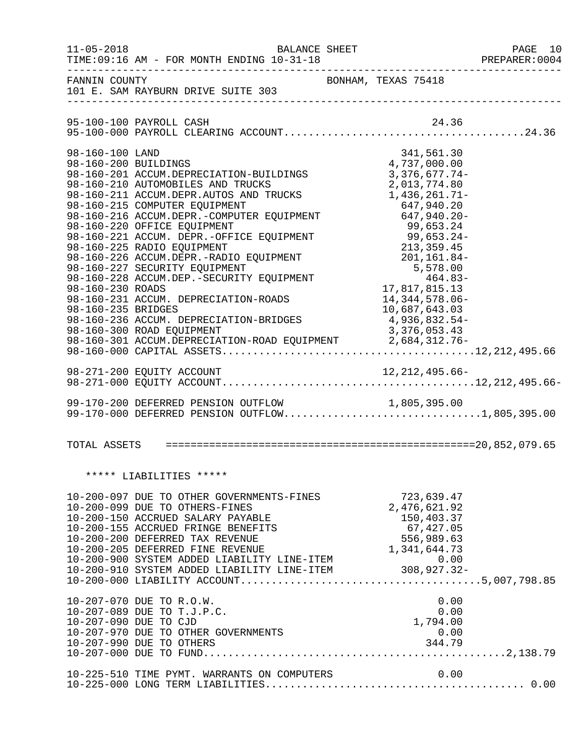11-05-2018 BALANCE SHEET
TIME:09:16 AM - FOR MONTH ENDING 10-31-18 PREPARER:0004

FANNIN COUNTY BONHAM, TEXAS 75418
101 E. SAM RAYBURN DRIVE SUITE 303

| Account | Description | Amount | Total |
|---|---|---|---|
| 95-100-100 | PAYROLL CASH | 24.36 | |
| 95-100-000 | PAYROLL CLEARING ACCOUNT | | 24.36 |
| 98-160-100 | LAND | 341,561.30 | |
| 98-160-200 | BUILDINGS | 4,737,000.00 | |
| 98-160-201 | ACCUM.DEPRECIATION-BUILDINGS | 3,376,677.74- | |
| 98-160-210 | AUTOMOBILES AND TRUCKS | 2,013,774.80 | |
| 98-160-211 | ACCUM.DEPR.AUTOS AND TRUCKS | 1,436,261.71- | |
| 98-160-215 | COMPUTER EQUIPMENT | 647,940.20 | |
| 98-160-216 | ACCUM.DEPR.-COMPUTER EQUIPMENT | 647,940.20- | |
| 98-160-220 | OFFICE EQUIPMENT | 99,653.24 | |
| 98-160-221 | ACCUM. DEPR.-OFFICE EQUIPMENT | 99,653.24- | |
| 98-160-225 | RADIO EQUIPMENT | 213,359.45 | |
| 98-160-226 | ACCUM.DEPR.-RADIO EQUIPMENT | 201,161.84- | |
| 98-160-227 | SECURITY EQUIPMENT | 5,578.00 | |
| 98-160-228 | ACCUM.DEP.-SECURITY EQUIPMENT | 464.83- | |
| 98-160-230 | ROADS | 17,817,815.13 | |
| 98-160-231 | ACCUM. DEPRECIATION-ROADS | 14,344,578.06- | |
| 98-160-235 | BRIDGES | 10,687,643.03 | |
| 98-160-236 | ACCUM. DEPRECIATION-BRIDGES | 4,936,832.54- | |
| 98-160-300 | ROAD EQUIPMENT | 3,376,053.43 | |
| 98-160-301 | ACCUM.DEPRECIATION-ROAD EQUIPMENT | 2,684,312.76- | |
| 98-160-000 | CAPITAL ASSETS | | 12,212,495.66 |
| 98-271-200 | EQUITY ACCOUNT | 12,212,495.66- | |
| 98-271-000 | EQUITY ACCOUNT | | 12,212,495.66- |
| 99-170-200 | DEFERRED PENSION OUTFLOW | 1,805,395.00 | |
| 99-170-000 | DEFERRED PENSION OUTFLOW | | 1,805,395.00 |
| TOTAL ASSETS | | | 20,852,079.65 |

***** LIABILITIES *****

| Account | Description | Amount | Total |
|---|---|---|---|
| 10-200-097 | DUE TO OTHER GOVERNMENTS-FINES | 723,639.47 | |
| 10-200-099 | DUE TO OTHERS-FINES | 2,476,621.92 | |
| 10-200-150 | ACCRUED SALARY PAYABLE | 150,403.37 | |
| 10-200-155 | ACCRUED FRINGE BENEFITS | 67,427.05 | |
| 10-200-200 | DEFERRED TAX REVENUE | 556,989.63 | |
| 10-200-205 | DEFERRED FINE REVENUE | 1,341,644.73 | |
| 10-200-900 | SYSTEM ADDED LIABILITY LINE-ITEM | 0.00 | |
| 10-200-910 | SYSTEM ADDED LIABILITY LINE-ITEM | 308,927.32- | |
| 10-200-000 | LIABILITY ACCOUNT | | 5,007,798.85 |
| 10-207-070 | DUE TO R.O.W. | 0.00 | |
| 10-207-089 | DUE TO T.J.P.C. | 0.00 | |
| 10-207-090 | DUE TO CJD | 1,794.00 | |
| 10-207-970 | DUE TO OTHER GOVERNMENTS | 0.00 | |
| 10-207-990 | DUE TO OTHERS | 344.79 | |
| 10-207-000 | DUE TO FUND | | 2,138.79 |
| 10-225-510 | TIME PYMT. WARRANTS ON COMPUTERS | 0.00 | |
| 10-225-000 | LONG TERM LIABILITIES | | 0.00 |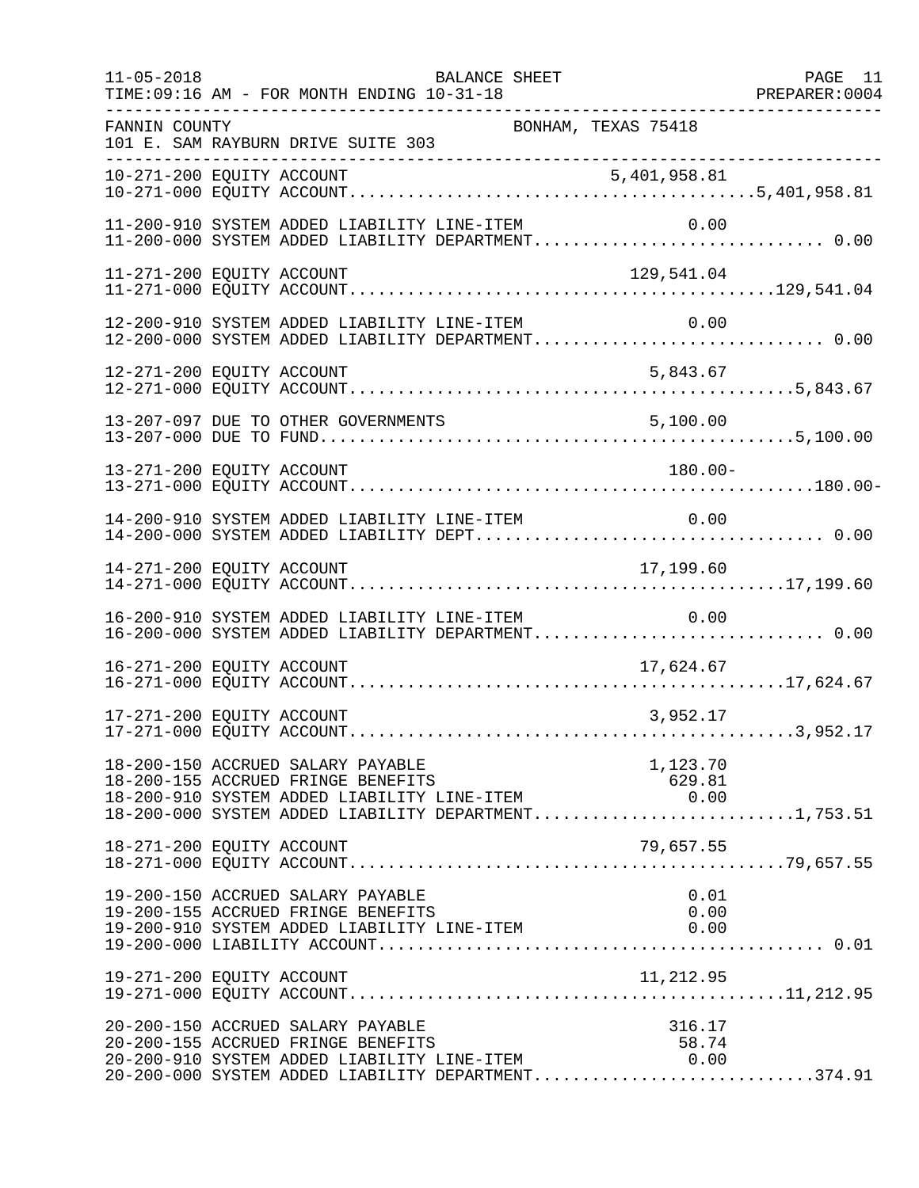BALANCE SHEET

TIME:09:16 AM - FOR MONTH ENDING 10-31-18

FANNIN COUNTY — BONHAM, TEXAS 75418

101 E. SAM RAYBURN DRIVE SUITE 303

```
10-271-200 EQUITY ACCOUNT                                    5,401,958.81
10-271-000 EQUITY ACCOUNT.........................................5,401,958.81

11-200-910 SYSTEM ADDED LIABILITY LINE-ITEM                          0.00
11-200-000 SYSTEM ADDED LIABILITY DEPARTMENT.............................. 0.00

11-271-200 EQUITY ACCOUNT                                      129,541.04
11-271-000 EQUITY ACCOUNT...........................................129,541.04

12-200-910 SYSTEM ADDED LIABILITY LINE-ITEM                          0.00
12-200-000 SYSTEM ADDED LIABILITY DEPARTMENT.............................. 0.00

12-271-200 EQUITY ACCOUNT                                        5,843.67
12-271-000 EQUITY ACCOUNT.............................................5,843.67

13-207-097 DUE TO OTHER GOVERNMENTS                              5,100.00
13-207-000 DUE TO FUND................................................5,100.00

13-271-200 EQUITY ACCOUNT                                          180.00-
13-271-000 EQUITY ACCOUNT................................................180.00-

14-200-910 SYSTEM ADDED LIABILITY LINE-ITEM                          0.00
14-200-000 SYSTEM ADDED LIABILITY DEPT.................................... 0.00

14-271-200 EQUITY ACCOUNT                                       17,199.60
14-271-000 EQUITY ACCOUNT............................................17,199.60

16-200-910 SYSTEM ADDED LIABILITY LINE-ITEM                          0.00
16-200-000 SYSTEM ADDED LIABILITY DEPARTMENT.............................. 0.00

16-271-200 EQUITY ACCOUNT                                       17,624.67
16-271-000 EQUITY ACCOUNT............................................17,624.67

17-271-200 EQUITY ACCOUNT                                        3,952.17
17-271-000 EQUITY ACCOUNT.............................................3,952.17

18-200-150 ACCRUED SALARY PAYABLE                                1,123.70
18-200-155 ACCRUED FRINGE BENEFITS                                 629.81
18-200-910 SYSTEM ADDED LIABILITY LINE-ITEM                          0.00
18-200-000 SYSTEM ADDED LIABILITY DEPARTMENT...........................1,753.51

18-271-200 EQUITY ACCOUNT                                       79,657.55
18-271-000 EQUITY ACCOUNT............................................79,657.55

19-200-150 ACCRUED SALARY PAYABLE                                    0.01
19-200-155 ACCRUED FRINGE BENEFITS                                   0.00
19-200-910 SYSTEM ADDED LIABILITY LINE-ITEM                          0.00
19-200-000 LIABILITY ACCOUNT.............................................. 0.01

19-271-200 EQUITY ACCOUNT                                       11,212.95
19-271-000 EQUITY ACCOUNT............................................11,212.95

20-200-150 ACCRUED SALARY PAYABLE                                  316.17
20-200-155 ACCRUED FRINGE BENEFITS                                  58.74
20-200-910 SYSTEM ADDED LIABILITY LINE-ITEM                          0.00
20-200-000 SYSTEM ADDED LIABILITY DEPARTMENT.............................374.91
```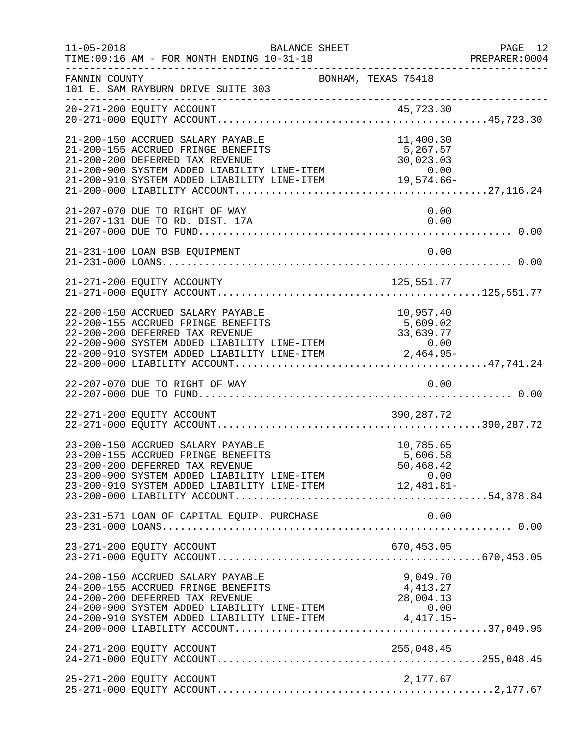FANNIN COUNTY BONHAM, TEXAS 75418
101 E. SAM RAYBURN DRIVE SUITE 303

BALANCE SHEET
11-05-2018
TIME:09:16 AM - FOR MONTH ENDING 10-31-18
PREPARER:0004

| Account | Description | Amount | Total |
|---|---|---|---|
| 20-271-200 | EQUITY ACCOUNT | 45,723.30 | |
| 20-271-000 | EQUITY ACCOUNT | | 45,723.30 |
| 21-200-150 | ACCRUED SALARY PAYABLE | 11,400.30 | |
| 21-200-155 | ACCRUED FRINGE BENEFITS | 5,267.57 | |
| 21-200-200 | DEFERRED TAX REVENUE | 30,023.03 | |
| 21-200-900 | SYSTEM ADDED LIABILITY LINE-ITEM | 0.00 | |
| 21-200-910 | SYSTEM ADDED LIABILITY LINE-ITEM | 19,574.66- | |
| 21-200-000 | LIABILITY ACCOUNT | | 27,116.24 |
| 21-207-070 | DUE TO RIGHT OF WAY | 0.00 | |
| 21-207-131 | DUE TO RD. DIST. 17A | 0.00 | |
| 21-207-000 | DUE TO FUND | | 0.00 |
| 21-231-100 | LOAN BSB EQUIPMENT | 0.00 | |
| 21-231-000 | LOANS | | 0.00 |
| 21-271-200 | EQUITY ACCOUNTY | 125,551.77 | |
| 21-271-000 | EQUITY ACCOUNT | | 125,551.77 |
| 22-200-150 | ACCRUED SALARY PAYABLE | 10,957.40 | |
| 22-200-155 | ACCRUED FRINGE BENEFITS | 5,609.02 | |
| 22-200-200 | DEFERRED TAX REVENUE | 33,639.77 | |
| 22-200-900 | SYSTEM ADDED LIABILITY LINE-ITEM | 0.00 | |
| 22-200-910 | SYSTEM ADDED LIABILITY LINE-ITEM | 2,464.95- | |
| 22-200-000 | LIABILITY ACCOUNT | | 47,741.24 |
| 22-207-070 | DUE TO RIGHT OF WAY | 0.00 | |
| 22-207-000 | DUE TO FUND | | 0.00 |
| 22-271-200 | EQUITY ACCOUNT | 390,287.72 | |
| 22-271-000 | EQUITY ACCOUNT | | 390,287.72 |
| 23-200-150 | ACCRUED SALARY PAYABLE | 10,785.65 | |
| 23-200-155 | ACCRUED FRINGE BENEFITS | 5,606.58 | |
| 23-200-200 | DEFERRED TAX REVENUE | 50,468.42 | |
| 23-200-900 | SYSTEM ADDED LIABILITY LINE-ITEM | 0.00 | |
| 23-200-910 | SYSTEM ADDED LIABILITY LINE-ITEM | 12,481.81- | |
| 23-200-000 | LIABILITY ACCOUNT | | 54,378.84 |
| 23-231-571 | LOAN OF CAPITAL EQUIP. PURCHASE | 0.00 | |
| 23-231-000 | LOANS | | 0.00 |
| 23-271-200 | EQUITY ACCOUNT | 670,453.05 | |
| 23-271-000 | EQUITY ACCOUNT | | 670,453.05 |
| 24-200-150 | ACCRUED SALARY PAYABLE | 9,049.70 | |
| 24-200-155 | ACCRUED FRINGE BENEFITS | 4,413.27 | |
| 24-200-200 | DEFERRED TAX REVENUE | 28,004.13 | |
| 24-200-900 | SYSTEM ADDED LIABILITY LINE-ITEM | 0.00 | |
| 24-200-910 | SYSTEM ADDED LIABILITY LINE-ITEM | 4,417.15- | |
| 24-200-000 | LIABILITY ACCOUNT | | 37,049.95 |
| 24-271-200 | EQUITY ACCOUNT | 255,048.45 | |
| 24-271-000 | EQUITY ACCOUNT | | 255,048.45 |
| 25-271-200 | EQUITY ACCOUNT | 2,177.67 | |
| 25-271-000 | EQUITY ACCOUNT | | 2,177.67 |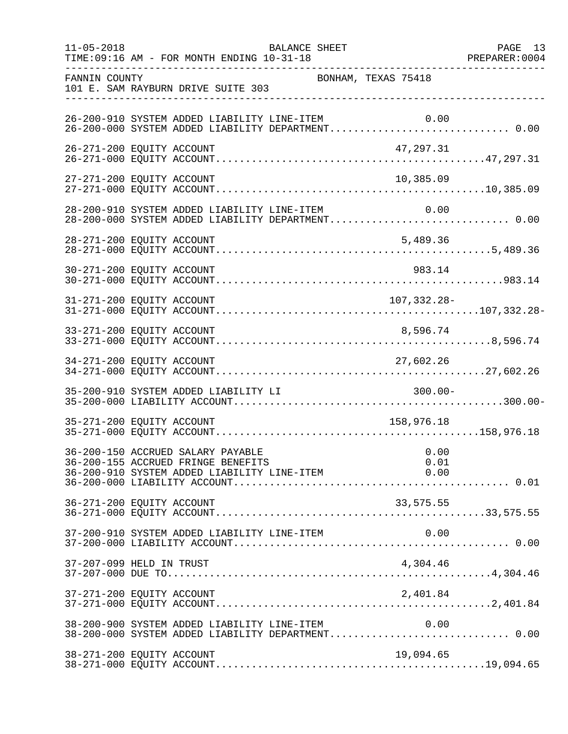FANNIN COUNTY BONHAM, TEXAS 75418
101 E. SAM RAYBURN DRIVE SUITE 303

BALANCE SHEET
TIME:09:16 AM - FOR MONTH ENDING 10-31-18

| Account | Line Item | Total |
|---|---|---|
| 26-200-910 SYSTEM ADDED LIABILITY LINE-ITEM | 0.00 | |
| 26-200-000 SYSTEM ADDED LIABILITY DEPARTMENT | | 0.00 |
| 26-271-200 EQUITY ACCOUNT | 47,297.31 | |
| 26-271-000 EQUITY ACCOUNT | | 47,297.31 |
| 27-271-200 EQUITY ACCOUNT | 10,385.09 | |
| 27-271-000 EQUITY ACCOUNT | | 10,385.09 |
| 28-200-910 SYSTEM ADDED LIABILITY LINE-ITEM | 0.00 | |
| 28-200-000 SYSTEM ADDED LIABILITY DEPARTMENT | | 0.00 |
| 28-271-200 EQUITY ACCOUNT | 5,489.36 | |
| 28-271-000 EQUITY ACCOUNT | | 5,489.36 |
| 30-271-200 EQUITY ACCOUNT | 983.14 | |
| 30-271-000 EQUITY ACCOUNT | | 983.14 |
| 31-271-200 EQUITY ACCOUNT | 107,332.28- | |
| 31-271-000 EQUITY ACCOUNT | | 107,332.28- |
| 33-271-200 EQUITY ACCOUNT | 8,596.74 | |
| 33-271-000 EQUITY ACCOUNT | | 8,596.74 |
| 34-271-200 EQUITY ACCOUNT | 27,602.26 | |
| 34-271-000 EQUITY ACCOUNT | | 27,602.26 |
| 35-200-910 SYSTEM ADDED LIABILITY LI | 300.00- | |
| 35-200-000 LIABILITY ACCOUNT | | 300.00- |
| 35-271-200 EQUITY ACCOUNT | 158,976.18 | |
| 35-271-000 EQUITY ACCOUNT | | 158,976.18 |
| 36-200-150 ACCRUED SALARY PAYABLE | 0.00 | |
| 36-200-155 ACCRUED FRINGE BENEFITS | 0.01 | |
| 36-200-910 SYSTEM ADDED LIABILITY LINE-ITEM | 0.00 | |
| 36-200-000 LIABILITY ACCOUNT | | 0.01 |
| 36-271-200 EQUITY ACCOUNT | 33,575.55 | |
| 36-271-000 EQUITY ACCOUNT | | 33,575.55 |
| 37-200-910 SYSTEM ADDED LIABILITY LINE-ITEM | 0.00 | |
| 37-200-000 LIABILITY ACCOUNT | | 0.00 |
| 37-207-099 HELD IN TRUST | 4,304.46 | |
| 37-207-000 DUE TO | | 4,304.46 |
| 37-271-200 EQUITY ACCOUNT | 2,401.84 | |
| 37-271-000 EQUITY ACCOUNT | | 2,401.84 |
| 38-200-900 SYSTEM ADDED LIABILITY LINE-ITEM | 0.00 | |
| 38-200-000 SYSTEM ADDED LIABILITY DEPARTMENT | | 0.00 |
| 38-271-200 EQUITY ACCOUNT | 19,094.65 | |
| 38-271-000 EQUITY ACCOUNT | | 19,094.65 |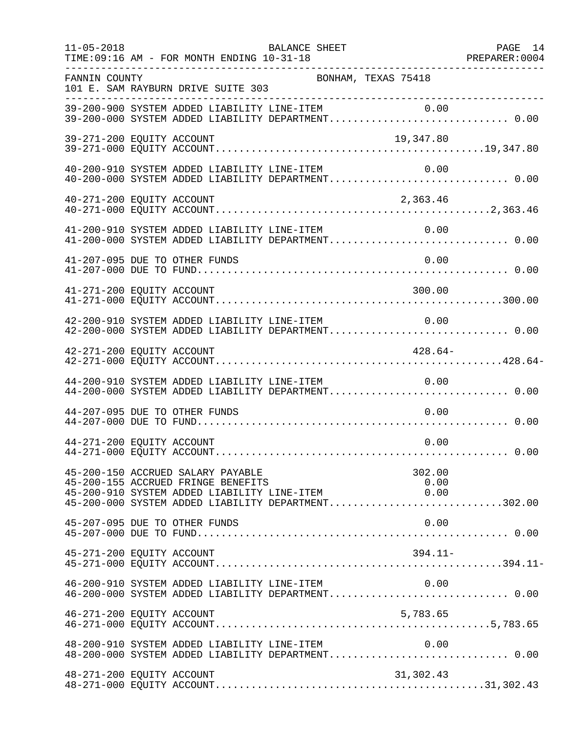FANNIN COUNTY BONHAM, TEXAS 75418
101 E. SAM RAYBURN DRIVE SUITE 303

BALANCE SHEET
TIME:09:16 AM - FOR MONTH ENDING 10-31-18

| Account | Description | Line Amount | Total |
|---|---|---|---|
| 39-200-900 | SYSTEM ADDED LIABILITY LINE-ITEM | 0.00 | |
| 39-200-000 | SYSTEM ADDED LIABILITY DEPARTMENT | | 0.00 |
| 39-271-200 | EQUITY ACCOUNT | 19,347.80 | |
| 39-271-000 | EQUITY ACCOUNT | | 19,347.80 |
| 40-200-910 | SYSTEM ADDED LIABILITY LINE-ITEM | 0.00 | |
| 40-200-000 | SYSTEM ADDED LIABILITY DEPARTMENT | | 0.00 |
| 40-271-200 | EQUITY ACCOUNT | 2,363.46 | |
| 40-271-000 | EQUITY ACCOUNT | | 2,363.46 |
| 41-200-910 | SYSTEM ADDED LIABILITY LINE-ITEM | 0.00 | |
| 41-200-000 | SYSTEM ADDED LIABILITY DEPARTMENT | | 0.00 |
| 41-207-095 | DUE TO OTHER FUNDS | 0.00 | |
| 41-207-000 | DUE TO FUND | | 0.00 |
| 41-271-200 | EQUITY ACCOUNT | 300.00 | |
| 41-271-000 | EQUITY ACCOUNT | | 300.00 |
| 42-200-910 | SYSTEM ADDED LIABILITY LINE-ITEM | 0.00 | |
| 42-200-000 | SYSTEM ADDED LIABILITY DEPARTMENT | | 0.00 |
| 42-271-200 | EQUITY ACCOUNT | 428.64- | |
| 42-271-000 | EQUITY ACCOUNT | | 428.64- |
| 44-200-910 | SYSTEM ADDED LIABILITY LINE-ITEM | 0.00 | |
| 44-200-000 | SYSTEM ADDED LIABILITY DEPARTMENT | | 0.00 |
| 44-207-095 | DUE TO OTHER FUNDS | 0.00 | |
| 44-207-000 | DUE TO FUND | | 0.00 |
| 44-271-200 | EQUITY ACCOUNT | 0.00 | |
| 44-271-000 | EQUITY ACCOUNT | | 0.00 |
| 45-200-150 | ACCRUED SALARY PAYABLE | 302.00 | |
| 45-200-155 | ACCRUED FRINGE BENEFITS | 0.00 | |
| 45-200-910 | SYSTEM ADDED LIABILITY LINE-ITEM | 0.00 | |
| 45-200-000 | SYSTEM ADDED LIABILITY DEPARTMENT | | 302.00 |
| 45-207-095 | DUE TO OTHER FUNDS | 0.00 | |
| 45-207-000 | DUE TO FUND | | 0.00 |
| 45-271-200 | EQUITY ACCOUNT | 394.11- | |
| 45-271-000 | EQUITY ACCOUNT | | 394.11- |
| 46-200-910 | SYSTEM ADDED LIABILITY LINE-ITEM | 0.00 | |
| 46-200-000 | SYSTEM ADDED LIABILITY DEPARTMENT | | 0.00 |
| 46-271-200 | EQUITY ACCOUNT | 5,783.65 | |
| 46-271-000 | EQUITY ACCOUNT | | 5,783.65 |
| 48-200-910 | SYSTEM ADDED LIABILITY LINE-ITEM | 0.00 | |
| 48-200-000 | SYSTEM ADDED LIABILITY DEPARTMENT | | 0.00 |
| 48-271-200 | EQUITY ACCOUNT | 31,302.43 | |
| 48-271-000 | EQUITY ACCOUNT | | 31,302.43 |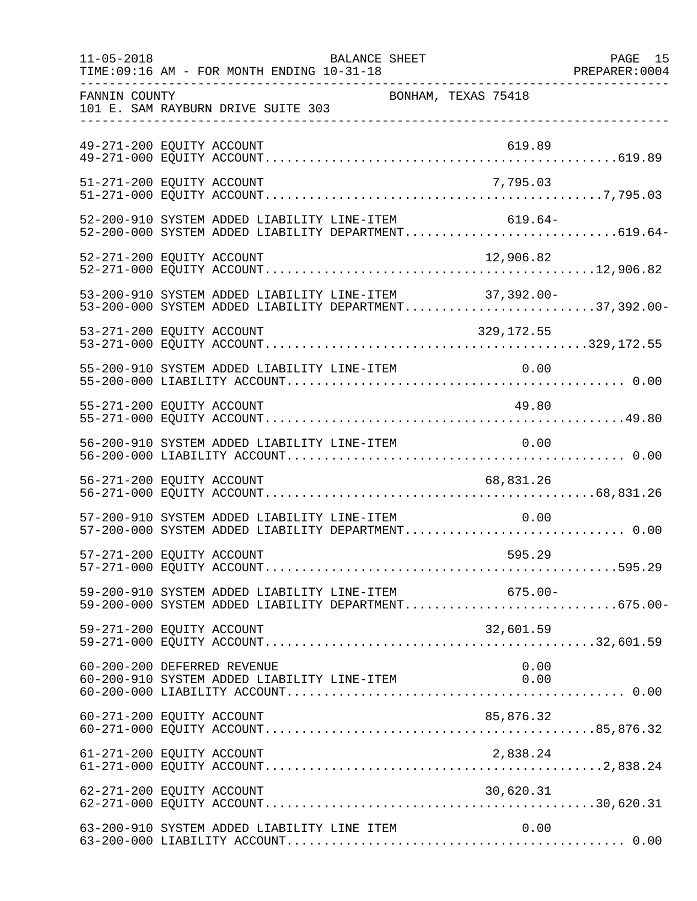FANNIN COUNTY BONHAM, TEXAS 75418
101 E. SAM RAYBURN DRIVE SUITE 303

BALANCE SHEET
11-05-2018
TIME:09:16 AM - FOR MONTH ENDING 10-31-18
PREPARER:0004

| Account | Description | Line Item | Total |
|---|---|---|---|
| 49-271-200 | EQUITY ACCOUNT | 619.89 | |
| 49-271-000 | EQUITY ACCOUNT | | 619.89 |
| 51-271-200 | EQUITY ACCOUNT | 7,795.03 | |
| 51-271-000 | EQUITY ACCOUNT | | 7,795.03 |
| 52-200-910 | SYSTEM ADDED LIABILITY LINE-ITEM | 619.64- | |
| 52-200-000 | SYSTEM ADDED LIABILITY DEPARTMENT | | 619.64- |
| 52-271-200 | EQUITY ACCOUNT | 12,906.82 | |
| 52-271-000 | EQUITY ACCOUNT | | 12,906.82 |
| 53-200-910 | SYSTEM ADDED LIABILITY LINE-ITEM | 37,392.00- | |
| 53-200-000 | SYSTEM ADDED LIABILITY DEPARTMENT | | 37,392.00- |
| 53-271-200 | EQUITY ACCOUNT | 329,172.55 | |
| 53-271-000 | EQUITY ACCOUNT | | 329,172.55 |
| 55-200-910 | SYSTEM ADDED LIABILITY LINE-ITEM | 0.00 | |
| 55-200-000 | LIABILITY ACCOUNT | | 0.00 |
| 55-271-200 | EQUITY ACCOUNT | 49.80 | |
| 55-271-000 | EQUITY ACCOUNT | | 49.80 |
| 56-200-910 | SYSTEM ADDED LIABILITY LINE-ITEM | 0.00 | |
| 56-200-000 | LIABILITY ACCOUNT | | 0.00 |
| 56-271-200 | EQUITY ACCOUNT | 68,831.26 | |
| 56-271-000 | EQUITY ACCOUNT | | 68,831.26 |
| 57-200-910 | SYSTEM ADDED LIABILITY LINE-ITEM | 0.00 | |
| 57-200-000 | SYSTEM ADDED LIABILITY DEPARTMENT | | 0.00 |
| 57-271-200 | EQUITY ACCOUNT | 595.29 | |
| 57-271-000 | EQUITY ACCOUNT | | 595.29 |
| 59-200-910 | SYSTEM ADDED LIABILITY LINE-ITEM | 675.00- | |
| 59-200-000 | SYSTEM ADDED LIABILITY DEPARTMENT | | 675.00- |
| 59-271-200 | EQUITY ACCOUNT | 32,601.59 | |
| 59-271-000 | EQUITY ACCOUNT | | 32,601.59 |
| 60-200-200 | DEFERRED REVENUE | 0.00 | |
| 60-200-910 | SYSTEM ADDED LIABILITY LINE-ITEM | 0.00 | |
| 60-200-000 | LIABILITY ACCOUNT | | 0.00 |
| 60-271-200 | EQUITY ACCOUNT | 85,876.32 | |
| 60-271-000 | EQUITY ACCOUNT | | 85,876.32 |
| 61-271-200 | EQUITY ACCOUNT | 2,838.24 | |
| 61-271-000 | EQUITY ACCOUNT | | 2,838.24 |
| 62-271-200 | EQUITY ACCOUNT | 30,620.31 | |
| 62-271-000 | EQUITY ACCOUNT | | 30,620.31 |
| 63-200-910 | SYSTEM ADDED LIABILITY LINE ITEM | 0.00 | |
| 63-200-000 | LIABILITY ACCOUNT | | 0.00 |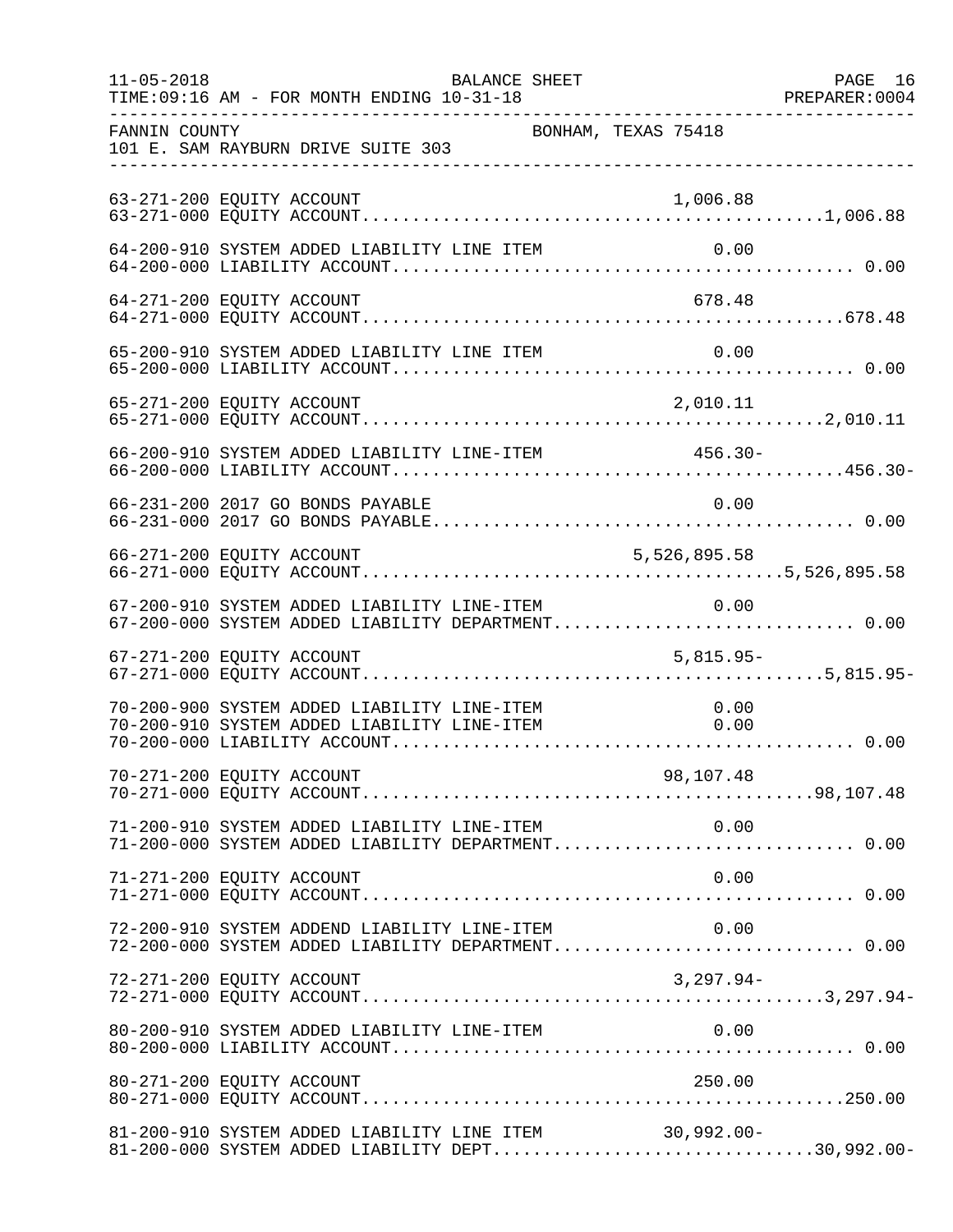FANNIN COUNTY BONHAM, TEXAS 75418

101 E. SAM RAYBURN DRIVE SUITE 303

| Account | Description | Line Amount | Total |
|---|---|---|---|
| 63-271-200 | EQUITY ACCOUNT | 1,006.88 | |
| 63-271-000 | EQUITY ACCOUNT | | 1,006.88 |
| 64-200-910 | SYSTEM ADDED LIABILITY LINE ITEM | 0.00 | |
| 64-200-000 | LIABILITY ACCOUNT | | 0.00 |
| 64-271-200 | EQUITY ACCOUNT | 678.48 | |
| 64-271-000 | EQUITY ACCOUNT | | 678.48 |
| 65-200-910 | SYSTEM ADDED LIABILITY LINE ITEM | 0.00 | |
| 65-200-000 | LIABILITY ACCOUNT | | 0.00 |
| 65-271-200 | EQUITY ACCOUNT | 2,010.11 | |
| 65-271-000 | EQUITY ACCOUNT | | 2,010.11 |
| 66-200-910 | SYSTEM ADDED LIABILITY LINE-ITEM | 456.30- | |
| 66-200-000 | LIABILITY ACCOUNT | | 456.30- |
| 66-231-200 | 2017 GO BONDS PAYABLE | 0.00 | |
| 66-231-000 | 2017 GO BONDS PAYABLE | | 0.00 |
| 66-271-200 | EQUITY ACCOUNT | 5,526,895.58 | |
| 66-271-000 | EQUITY ACCOUNT | | 5,526,895.58 |
| 67-200-910 | SYSTEM ADDED LIABILITY LINE-ITEM | 0.00 | |
| 67-200-000 | SYSTEM ADDED LIABILITY DEPARTMENT | | 0.00 |
| 67-271-200 | EQUITY ACCOUNT | 5,815.95- | |
| 67-271-000 | EQUITY ACCOUNT | | 5,815.95- |
| 70-200-900 | SYSTEM ADDED LIABILITY LINE-ITEM | 0.00 | |
| 70-200-910 | SYSTEM ADDED LIABILITY LINE-ITEM | 0.00 | |
| 70-200-000 | LIABILITY ACCOUNT | | 0.00 |
| 70-271-200 | EQUITY ACCOUNT | 98,107.48 | |
| 70-271-000 | EQUITY ACCOUNT | | 98,107.48 |
| 71-200-910 | SYSTEM ADDED LIABILITY LINE-ITEM | 0.00 | |
| 71-200-000 | SYSTEM ADDED LIABILITY DEPARTMENT | | 0.00 |
| 71-271-200 | EQUITY ACCOUNT | 0.00 | |
| 71-271-000 | EQUITY ACCOUNT | | 0.00 |
| 72-200-910 | SYSTEM ADDEND LIABILITY LINE-ITEM | 0.00 | |
| 72-200-000 | SYSTEM ADDED LIABILITY DEPARTMENT | | 0.00 |
| 72-271-200 | EQUITY ACCOUNT | 3,297.94- | |
| 72-271-000 | EQUITY ACCOUNT | | 3,297.94- |
| 80-200-910 | SYSTEM ADDED LIABILITY LINE-ITEM | 0.00 | |
| 80-200-000 | LIABILITY ACCOUNT | | 0.00 |
| 80-271-200 | EQUITY ACCOUNT | 250.00 | |
| 80-271-000 | EQUITY ACCOUNT | | 250.00 |
| 81-200-910 | SYSTEM ADDED LIABILITY LINE ITEM | 30,992.00- | |
| 81-200-000 | SYSTEM ADDED LIABILITY DEPT | | 30,992.00- |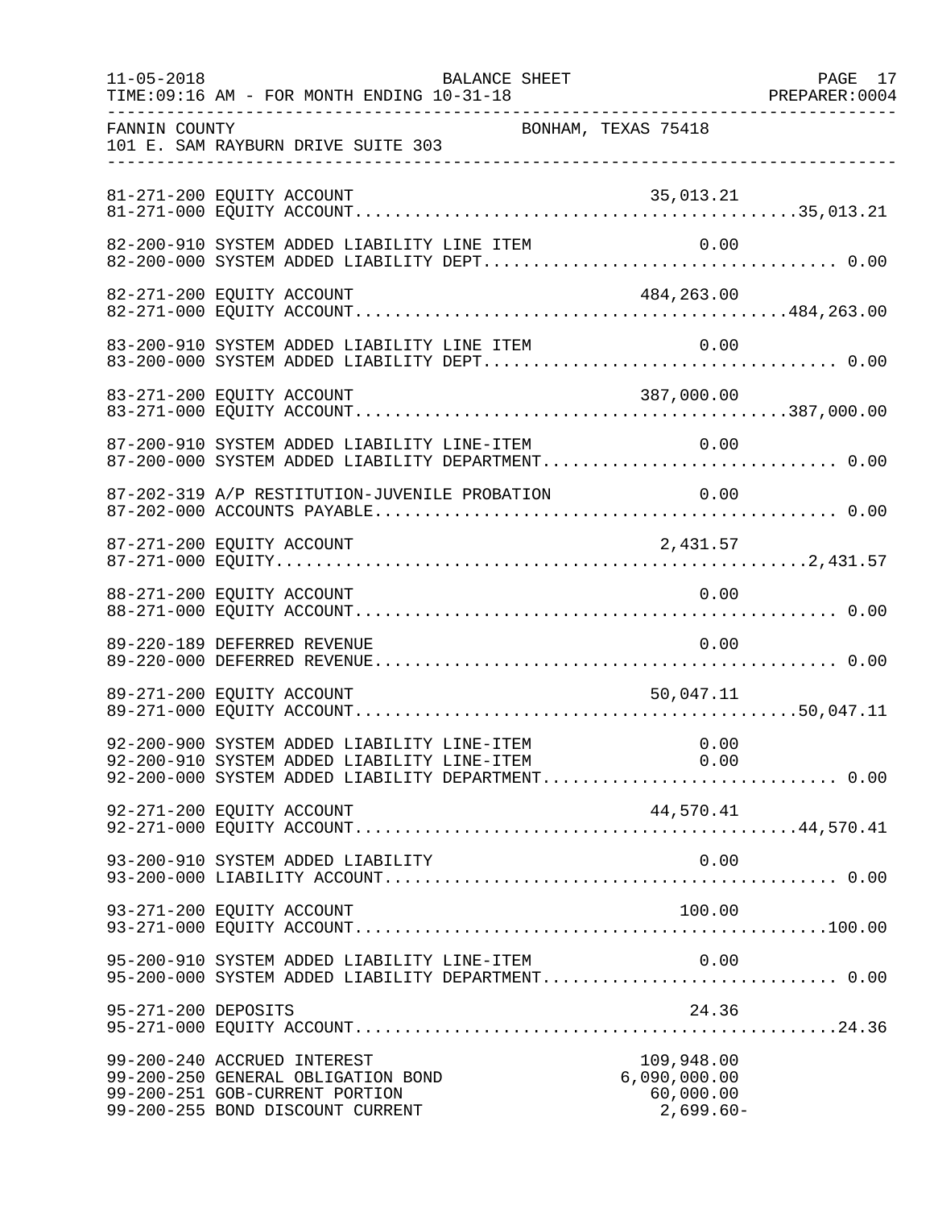FANNIN COUNTY BONHAM, TEXAS 75418
101 E. SAM RAYBURN DRIVE SUITE 303

| Account | Description | Line Item Amount | Department Total |
|---|---|---|---|
| 81-271-200 | EQUITY ACCOUNT | 35,013.21 | |
| 81-271-000 | EQUITY ACCOUNT | | 35,013.21 |
| 82-200-910 | SYSTEM ADDED LIABILITY LINE ITEM | 0.00 | |
| 82-200-000 | SYSTEM ADDED LIABILITY DEPT | | 0.00 |
| 82-271-200 | EQUITY ACCOUNT | 484,263.00 | |
| 82-271-000 | EQUITY ACCOUNT | | 484,263.00 |
| 83-200-910 | SYSTEM ADDED LIABILITY LINE ITEM | 0.00 | |
| 83-200-000 | SYSTEM ADDED LIABILITY DEPT | | 0.00 |
| 83-271-200 | EQUITY ACCOUNT | 387,000.00 | |
| 83-271-000 | EQUITY ACCOUNT | | 387,000.00 |
| 87-200-910 | SYSTEM ADDED LIABILITY LINE-ITEM | 0.00 | |
| 87-200-000 | SYSTEM ADDED LIABILITY DEPARTMENT | | 0.00 |
| 87-202-319 | A/P RESTITUTION-JUVENILE PROBATION | 0.00 | |
| 87-202-000 | ACCOUNTS PAYABLE | | 0.00 |
| 87-271-200 | EQUITY ACCOUNT | 2,431.57 | |
| 87-271-000 | EQUITY | | 2,431.57 |
| 88-271-200 | EQUITY ACCOUNT | 0.00 | |
| 88-271-000 | EQUITY ACCOUNT | | 0.00 |
| 89-220-189 | DEFERRED REVENUE | 0.00 | |
| 89-220-000 | DEFERRED REVENUE | | 0.00 |
| 89-271-200 | EQUITY ACCOUNT | 50,047.11 | |
| 89-271-000 | EQUITY ACCOUNT | | 50,047.11 |
| 92-200-900 | SYSTEM ADDED LIABILITY LINE-ITEM | 0.00 | |
| 92-200-910 | SYSTEM ADDED LIABILITY LINE-ITEM | 0.00 | |
| 92-200-000 | SYSTEM ADDED LIABILITY DEPARTMENT | | 0.00 |
| 92-271-200 | EQUITY ACCOUNT | 44,570.41 | |
| 92-271-000 | EQUITY ACCOUNT | | 44,570.41 |
| 93-200-910 | SYSTEM ADDED LIABILITY | 0.00 | |
| 93-200-000 | LIABILITY ACCOUNT | | 0.00 |
| 93-271-200 | EQUITY ACCOUNT | 100.00 | |
| 93-271-000 | EQUITY ACCOUNT | | 100.00 |
| 95-200-910 | SYSTEM ADDED LIABILITY LINE-ITEM | 0.00 | |
| 95-200-000 | SYSTEM ADDED LIABILITY DEPARTMENT | | 0.00 |
| 95-271-200 | DEPOSITS | 24.36 | |
| 95-271-000 | EQUITY ACCOUNT | | 24.36 |
| 99-200-240 | ACCRUED INTEREST | 109,948.00 | |
| 99-200-250 | GENERAL OBLIGATION BOND | 6,090,000.00 | |
| 99-200-251 | GOB-CURRENT PORTION | 60,000.00 | |
| 99-200-255 | BOND DISCOUNT CURRENT | 2,699.60- | |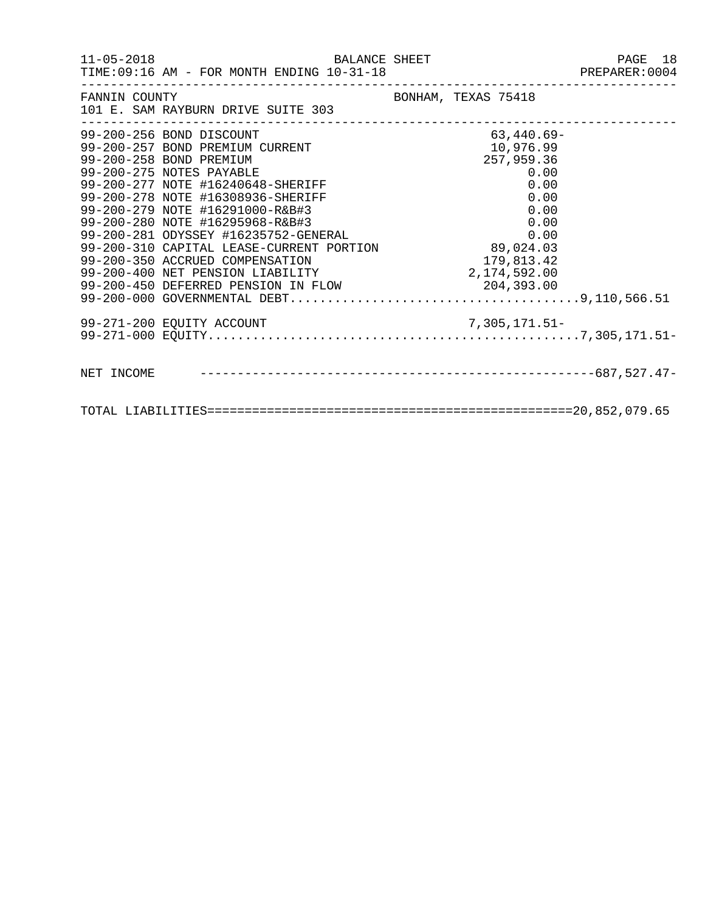11-05-2018 BALANCE SHEET PAGE 18
TIME:09:16 AM - FOR MONTH ENDING 10-31-18 PREPARER:0004

FANNIN COUNTY BONHAM, TEXAS 75418
101 E. SAM RAYBURN DRIVE SUITE 303

| | | |
|---|---|---|
| 99-200-256 BOND DISCOUNT | 63,440.69- | |
| 99-200-257 BOND PREMIUM CURRENT | 10,976.99 | |
| 99-200-258 BOND PREMIUM | 257,959.36 | |
| 99-200-275 NOTES PAYABLE | 0.00 | |
| 99-200-277 NOTE #16240648-SHERIFF | 0.00 | |
| 99-200-278 NOTE #16308936-SHERIFF | 0.00 | |
| 99-200-279 NOTE #16291000-R&B#3 | 0.00 | |
| 99-200-280 NOTE #16295968-R&B#3 | 0.00 | |
| 99-200-281 ODYSSEY #16235752-GENERAL | 0.00 | |
| 99-200-310 CAPITAL LEASE-CURRENT PORTION | 89,024.03 | |
| 99-200-350 ACCRUED COMPENSATION | 179,813.42 | |
| 99-200-400 NET PENSION LIABILITY | 2,174,592.00 | |
| 99-200-450 DEFERRED PENSION IN FLOW | 204,393.00 | |
| 99-200-000 GOVERNMENTAL DEBT | | 9,110,566.51 |
| 99-271-200 EQUITY ACCOUNT | 7,305,171.51- | |
| 99-271-000 EQUITY | | 7,305,171.51- |
| NET INCOME | | 687,527.47- |
| TOTAL LIABILITIES | | 20,852,079.65 |